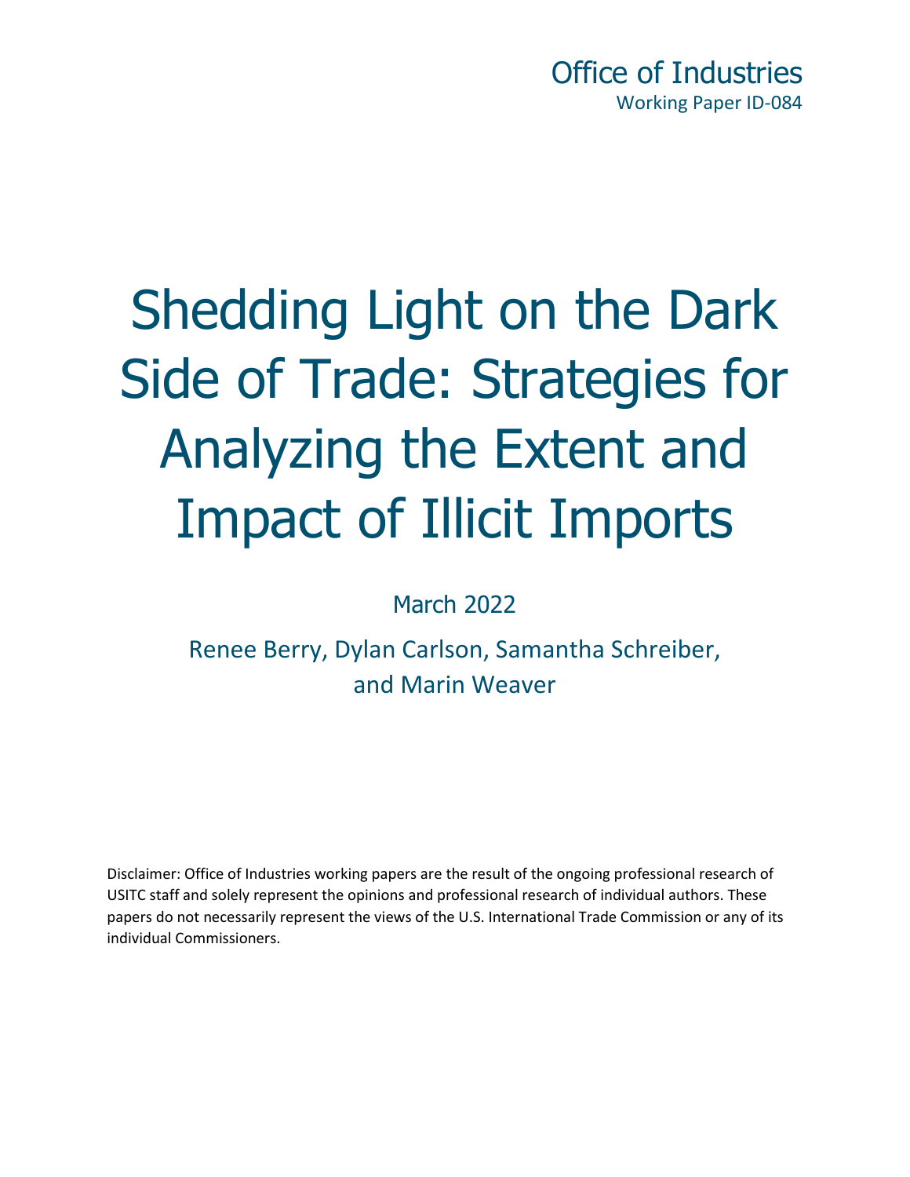Office of Industries
Working Paper ID-084

# Shedding Light on the Dark Side of Trade: Strategies for Analyzing the Extent and Impact of Illicit Imports

March 2022

Renee Berry, Dylan Carlson, Samantha Schreiber, and Marin Weaver

Disclaimer: Office of Industries working papers are the result of the ongoing professional research of USITC staff and solely represent the opinions and professional research of individual authors. These papers do not necessarily represent the views of the U.S. International Trade Commission or any of its individual Commissioners.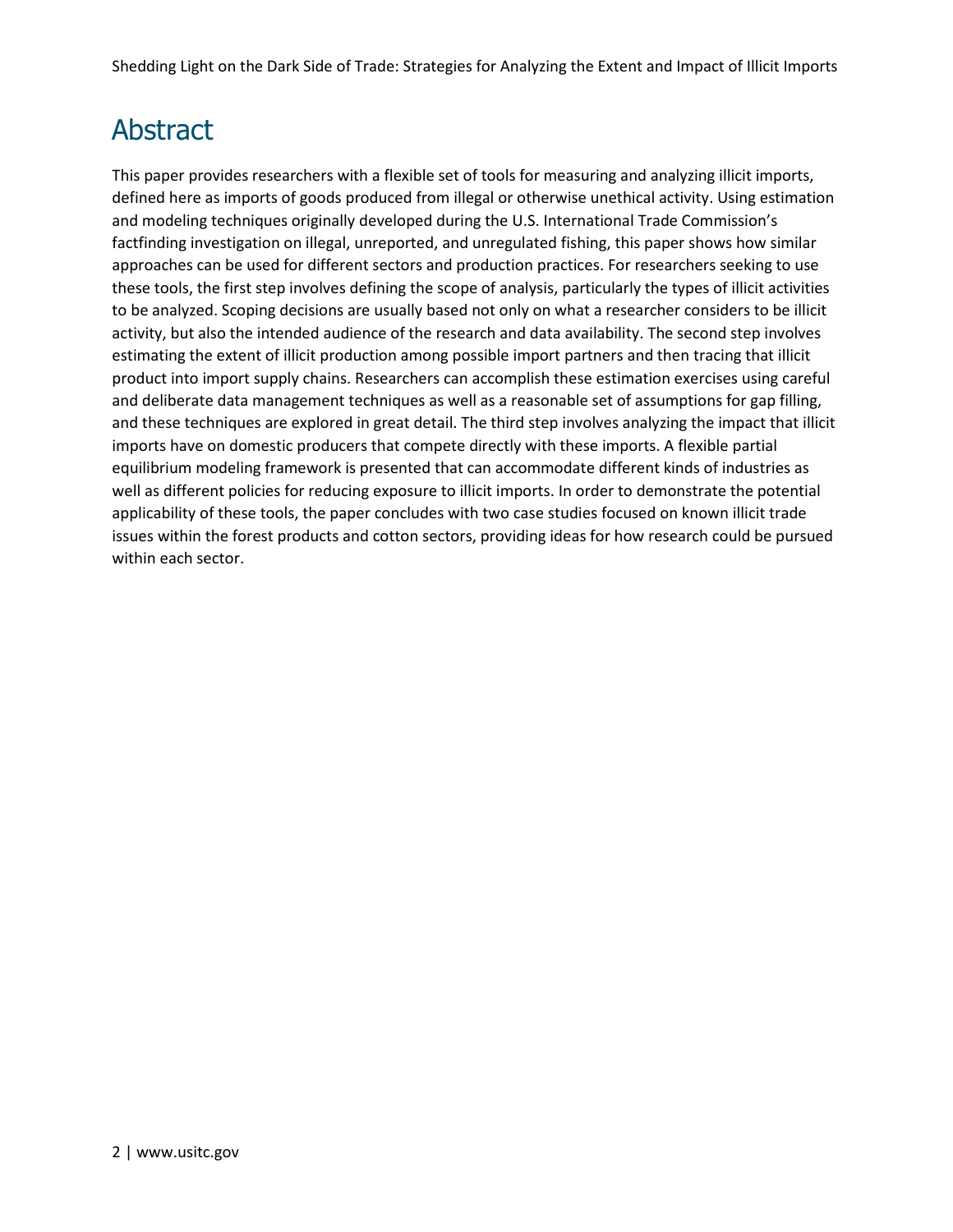# Abstract

This paper provides researchers with a flexible set of tools for measuring and analyzing illicit imports, defined here as imports of goods produced from illegal or otherwise unethical activity. Using estimation and modeling techniques originally developed during the U.S. International Trade Commission's factfinding investigation on illegal, unreported, and unregulated fishing, this paper shows how similar approaches can be used for different sectors and production practices. For researchers seeking to use these tools, the first step involves defining the scope of analysis, particularly the types of illicit activities to be analyzed. Scoping decisions are usually based not only on what a researcher considers to be illicit activity, but also the intended audience of the research and data availability. The second step involves estimating the extent of illicit production among possible import partners and then tracing that illicit product into import supply chains. Researchers can accomplish these estimation exercises using careful and deliberate data management techniques as well as a reasonable set of assumptions for gap filling, and these techniques are explored in great detail. The third step involves analyzing the impact that illicit imports have on domestic producers that compete directly with these imports. A flexible partial equilibrium modeling framework is presented that can accommodate different kinds of industries as well as different policies for reducing exposure to illicit imports. In order to demonstrate the potential applicability of these tools, the paper concludes with two case studies focused on known illicit trade issues within the forest products and cotton sectors, providing ideas for how research could be pursued within each sector.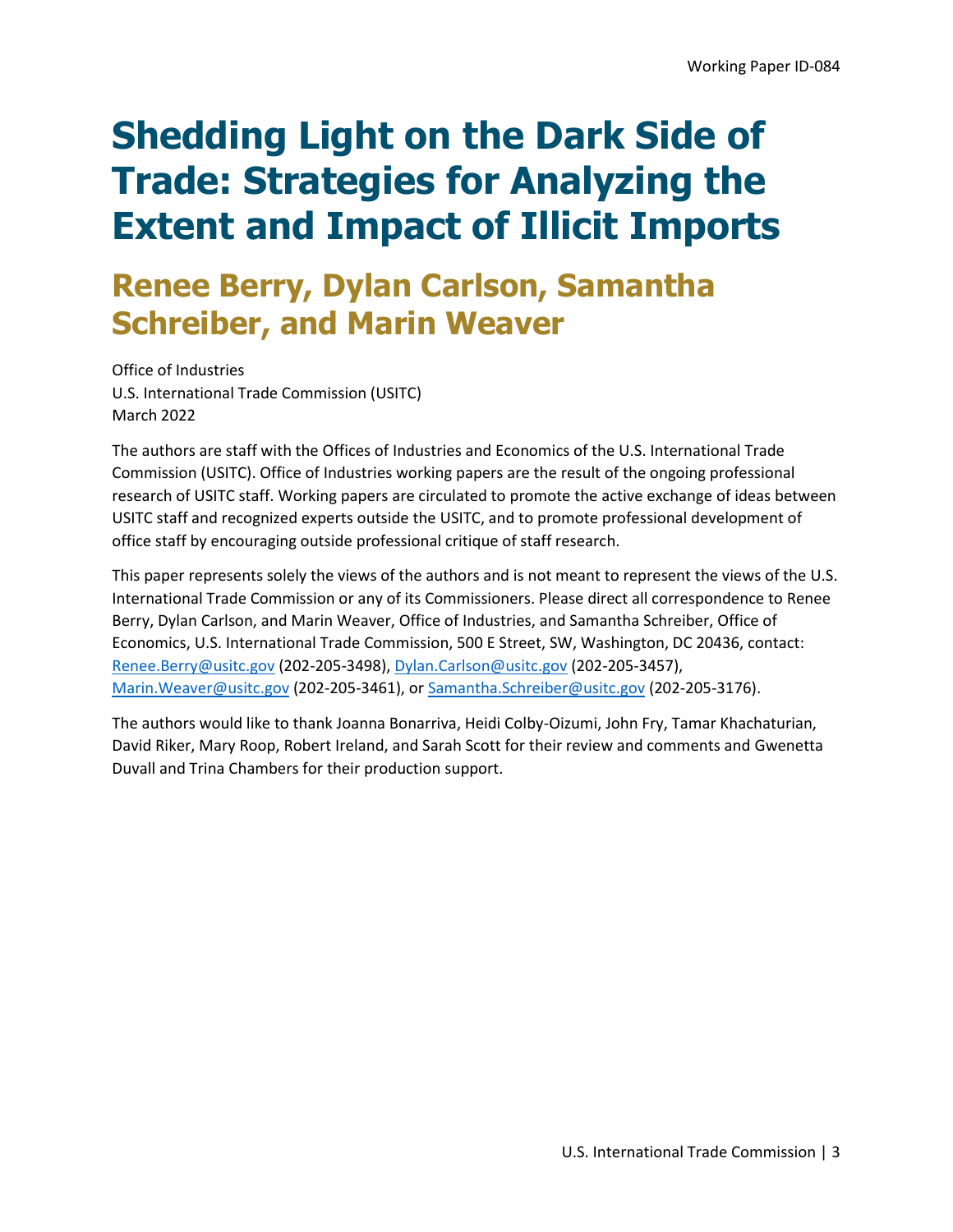Working Paper ID-084

# Shedding Light on the Dark Side of Trade: Strategies for Analyzing the Extent and Impact of Illicit Imports

## Renee Berry, Dylan Carlson, Samantha Schreiber, and Marin Weaver

Office of Industries
U.S. International Trade Commission (USITC)
March 2022

The authors are staff with the Offices of Industries and Economics of the U.S. International Trade Commission (USITC). Office of Industries working papers are the result of the ongoing professional research of USITC staff. Working papers are circulated to promote the active exchange of ideas between USITC staff and recognized experts outside the USITC, and to promote professional development of office staff by encouraging outside professional critique of staff research.

This paper represents solely the views of the authors and is not meant to represent the views of the U.S. International Trade Commission or any of its Commissioners. Please direct all correspondence to Renee Berry, Dylan Carlson, and Marin Weaver, Office of Industries, and Samantha Schreiber, Office of Economics, U.S. International Trade Commission, 500 E Street, SW, Washington, DC 20436, contact: Renee.Berry@usitc.gov (202-205-3498), Dylan.Carlson@usitc.gov (202-205-3457), Marin.Weaver@usitc.gov (202-205-3461), or Samantha.Schreiber@usitc.gov (202-205-3176).

The authors would like to thank Joanna Bonarriva, Heidi Colby-Oizumi, John Fry, Tamar Khachaturian, David Riker, Mary Roop, Robert Ireland, and Sarah Scott for their review and comments and Gwenetta Duvall and Trina Chambers for their production support.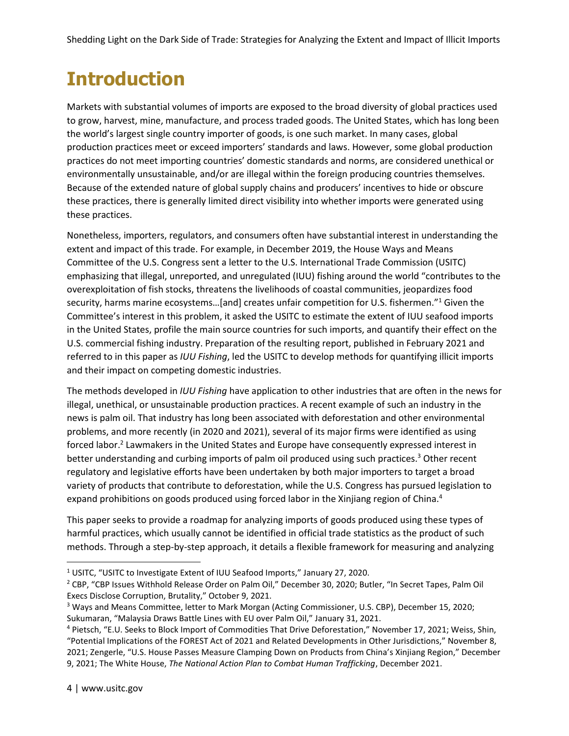# Introduction

Markets with substantial volumes of imports are exposed to the broad diversity of global practices used to grow, harvest, mine, manufacture, and process traded goods. The United States, which has long been the world's largest single country importer of goods, is one such market. In many cases, global production practices meet or exceed importers' standards and laws. However, some global production practices do not meet importing countries' domestic standards and norms, are considered unethical or environmentally unsustainable, and/or are illegal within the foreign producing countries themselves. Because of the extended nature of global supply chains and producers' incentives to hide or obscure these practices, there is generally limited direct visibility into whether imports were generated using these practices.

Nonetheless, importers, regulators, and consumers often have substantial interest in understanding the extent and impact of this trade. For example, in December 2019, the House Ways and Means Committee of the U.S. Congress sent a letter to the U.S. International Trade Commission (USITC) emphasizing that illegal, unreported, and unregulated (IUU) fishing around the world "contributes to the overexploitation of fish stocks, threatens the livelihoods of coastal communities, jeopardizes food security, harms marine ecosystems…[and] creates unfair competition for U.S. fishermen."[1] Given the Committee's interest in this problem, it asked the USITC to estimate the extent of IUU seafood imports in the United States, profile the main source countries for such imports, and quantify their effect on the U.S. commercial fishing industry. Preparation of the resulting report, published in February 2021 and referred to in this paper as *IUU Fishing*, led the USITC to develop methods for quantifying illicit imports and their impact on competing domestic industries.

The methods developed in *IUU Fishing* have application to other industries that are often in the news for illegal, unethical, or unsustainable production practices. A recent example of such an industry in the news is palm oil. That industry has long been associated with deforestation and other environmental problems, and more recently (in 2020 and 2021), several of its major firms were identified as using forced labor.[2] Lawmakers in the United States and Europe have consequently expressed interest in better understanding and curbing imports of palm oil produced using such practices.[3] Other recent regulatory and legislative efforts have been undertaken by both major importers to target a broad variety of products that contribute to deforestation, while the U.S. Congress has pursued legislation to expand prohibitions on goods produced using forced labor in the Xinjiang region of China.[4]

This paper seeks to provide a roadmap for analyzing imports of goods produced using these types of harmful practices, which usually cannot be identified in official trade statistics as the product of such methods. Through a step-by-step approach, it details a flexible framework for measuring and analyzing

---

[1] USITC, "USITC to Investigate Extent of IUU Seafood Imports," January 27, 2020.

[2] CBP, "CBP Issues Withhold Release Order on Palm Oil," December 30, 2020; Butler, "In Secret Tapes, Palm Oil Execs Disclose Corruption, Brutality," October 9, 2021.

[3] Ways and Means Committee, letter to Mark Morgan (Acting Commissioner, U.S. CBP), December 15, 2020; Sukumaran, "Malaysia Draws Battle Lines with EU over Palm Oil," January 31, 2021.

[4] Pietsch, "E.U. Seeks to Block Import of Commodities That Drive Deforestation," November 17, 2021; Weiss, Shin, "Potential Implications of the FOREST Act of 2021 and Related Developments in Other Jurisdictions," November 8, 2021; Zengerle, "U.S. House Passes Measure Clamping Down on Products from China's Xinjiang Region," December 9, 2021; The White House, *The National Action Plan to Combat Human Trafficking*, December 2021.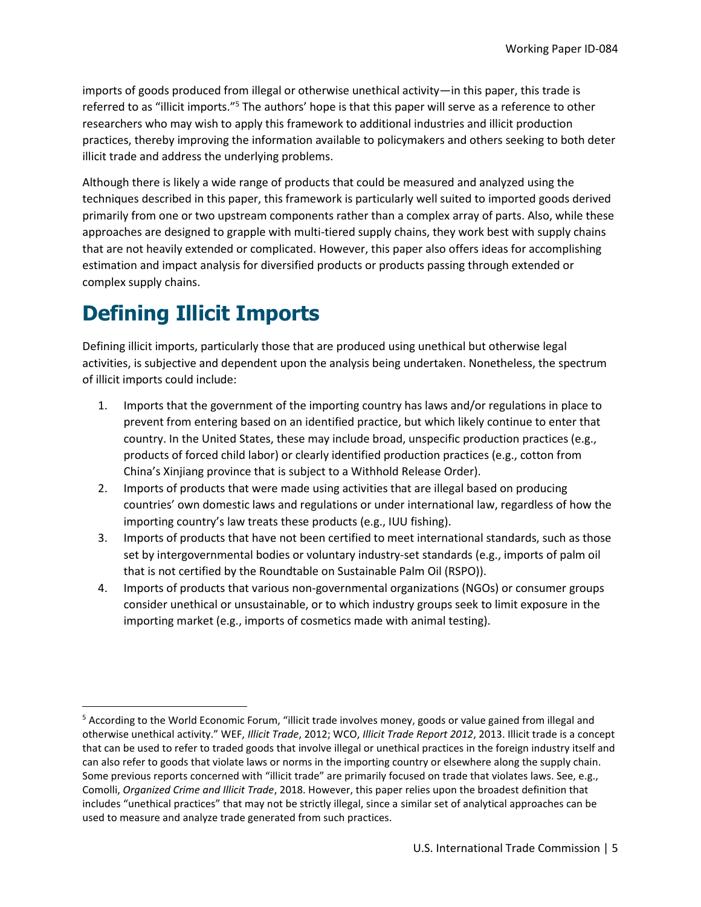imports of goods produced from illegal or otherwise unethical activity—in this paper, this trade is referred to as "illicit imports."[5] The authors' hope is that this paper will serve as a reference to other researchers who may wish to apply this framework to additional industries and illicit production practices, thereby improving the information available to policymakers and others seeking to both deter illicit trade and address the underlying problems.

Although there is likely a wide range of products that could be measured and analyzed using the techniques described in this paper, this framework is particularly well suited to imported goods derived primarily from one or two upstream components rather than a complex array of parts. Also, while these approaches are designed to grapple with multi-tiered supply chains, they work best with supply chains that are not heavily extended or complicated. However, this paper also offers ideas for accomplishing estimation and impact analysis for diversified products or products passing through extended or complex supply chains.

# Defining Illicit Imports

Defining illicit imports, particularly those that are produced using unethical but otherwise legal activities, is subjective and dependent upon the analysis being undertaken. Nonetheless, the spectrum of illicit imports could include:

1. Imports that the government of the importing country has laws and/or regulations in place to prevent from entering based on an identified practice, but which likely continue to enter that country. In the United States, these may include broad, unspecific production practices (e.g., products of forced child labor) or clearly identified production practices (e.g., cotton from China's Xinjiang province that is subject to a Withhold Release Order).
2. Imports of products that were made using activities that are illegal based on producing countries' own domestic laws and regulations or under international law, regardless of how the importing country's law treats these products (e.g., IUU fishing).
3. Imports of products that have not been certified to meet international standards, such as those set by intergovernmental bodies or voluntary industry-set standards (e.g., imports of palm oil that is not certified by the Roundtable on Sustainable Palm Oil (RSPO)).
4. Imports of products that various non-governmental organizations (NGOs) or consumer groups consider unethical or unsustainable, or to which industry groups seek to limit exposure in the importing market (e.g., imports of cosmetics made with animal testing).

---

[5] According to the World Economic Forum, "illicit trade involves money, goods or value gained from illegal and otherwise unethical activity." WEF, *Illicit Trade*, 2012; WCO, *Illicit Trade Report 2012*, 2013. Illicit trade is a concept that can be used to refer to traded goods that involve illegal or unethical practices in the foreign industry itself and can also refer to goods that violate laws or norms in the importing country or elsewhere along the supply chain. Some previous reports concerned with "illicit trade" are primarily focused on trade that violates laws. See, e.g., Comolli, *Organized Crime and Illicit Trade*, 2018. However, this paper relies upon the broadest definition that includes "unethical practices" that may not be strictly illegal, since a similar set of analytical approaches can be used to measure and analyze trade generated from such practices.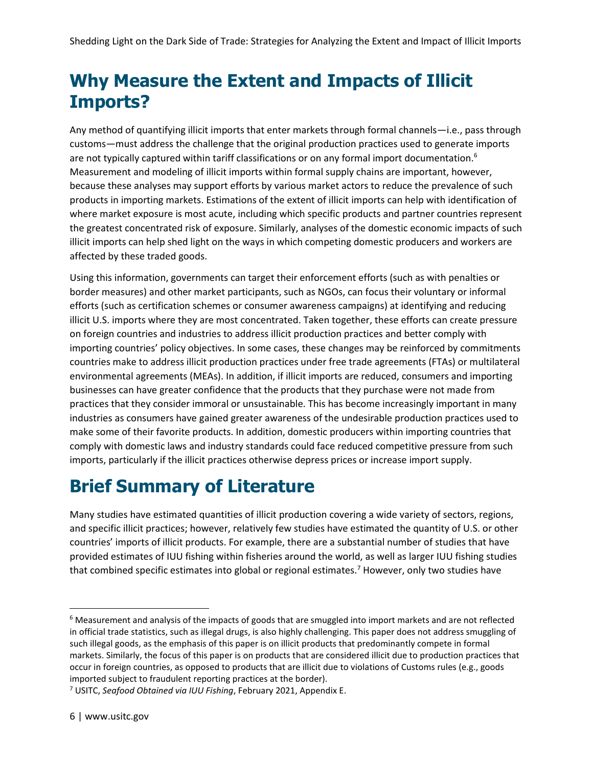# Why Measure the Extent and Impacts of Illicit Imports?

Any method of quantifying illicit imports that enter markets through formal channels—i.e., pass through customs—must address the challenge that the original production practices used to generate imports are not typically captured within tariff classifications or on any formal import documentation.[6] Measurement and modeling of illicit imports within formal supply chains are important, however, because these analyses may support efforts by various market actors to reduce the prevalence of such products in importing markets. Estimations of the extent of illicit imports can help with identification of where market exposure is most acute, including which specific products and partner countries represent the greatest concentrated risk of exposure. Similarly, analyses of the domestic economic impacts of such illicit imports can help shed light on the ways in which competing domestic producers and workers are affected by these traded goods.

Using this information, governments can target their enforcement efforts (such as with penalties or border measures) and other market participants, such as NGOs, can focus their voluntary or informal efforts (such as certification schemes or consumer awareness campaigns) at identifying and reducing illicit U.S. imports where they are most concentrated. Taken together, these efforts can create pressure on foreign countries and industries to address illicit production practices and better comply with importing countries' policy objectives. In some cases, these changes may be reinforced by commitments countries make to address illicit production practices under free trade agreements (FTAs) or multilateral environmental agreements (MEAs). In addition, if illicit imports are reduced, consumers and importing businesses can have greater confidence that the products that they purchase were not made from practices that they consider immoral or unsustainable. This has become increasingly important in many industries as consumers have gained greater awareness of the undesirable production practices used to make some of their favorite products. In addition, domestic producers within importing countries that comply with domestic laws and industry standards could face reduced competitive pressure from such imports, particularly if the illicit practices otherwise depress prices or increase import supply.

# Brief Summary of Literature

Many studies have estimated quantities of illicit production covering a wide variety of sectors, regions, and specific illicit practices; however, relatively few studies have estimated the quantity of U.S. or other countries' imports of illicit products. For example, there are a substantial number of studies that have provided estimates of IUU fishing within fisheries around the world, as well as larger IUU fishing studies that combined specific estimates into global or regional estimates.[7] However, only two studies have

---

[6] Measurement and analysis of the impacts of goods that are smuggled into import markets and are not reflected in official trade statistics, such as illegal drugs, is also highly challenging. This paper does not address smuggling of such illegal goods, as the emphasis of this paper is on illicit products that predominantly compete in formal markets. Similarly, the focus of this paper is on products that are considered illicit due to production practices that occur in foreign countries, as opposed to products that are illicit due to violations of Customs rules (e.g., goods imported subject to fraudulent reporting practices at the border).

[7] USITC, *Seafood Obtained via IUU Fishing*, February 2021, Appendix E.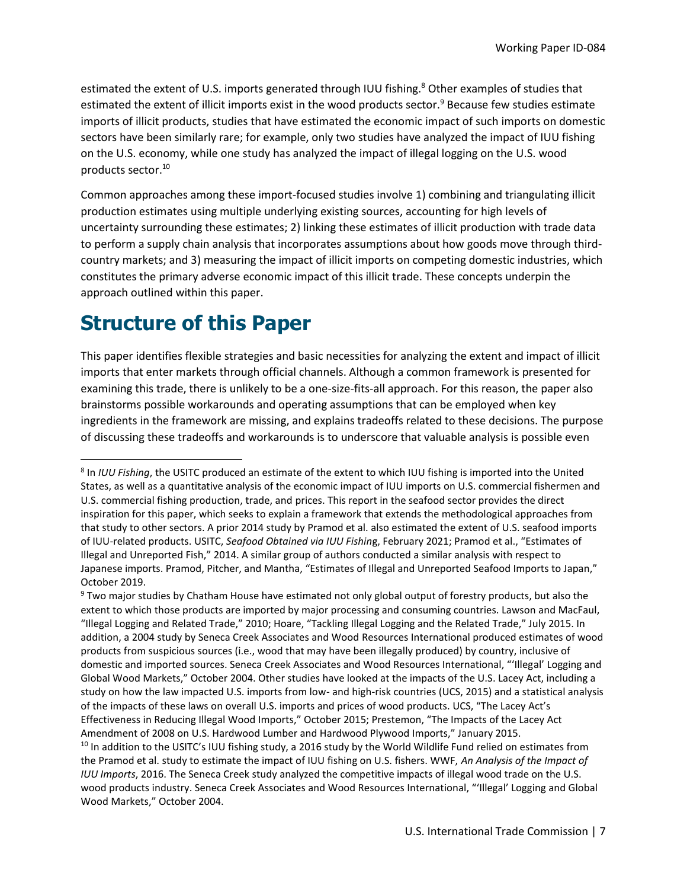estimated the extent of U.S. imports generated through IUU fishing.[8] Other examples of studies that estimated the extent of illicit imports exist in the wood products sector.[9] Because few studies estimate imports of illicit products, studies that have estimated the economic impact of such imports on domestic sectors have been similarly rare; for example, only two studies have analyzed the impact of IUU fishing on the U.S. economy, while one study has analyzed the impact of illegal logging on the U.S. wood products sector.[10]

Common approaches among these import-focused studies involve 1) combining and triangulating illicit production estimates using multiple underlying existing sources, accounting for high levels of uncertainty surrounding these estimates; 2) linking these estimates of illicit production with trade data to perform a supply chain analysis that incorporates assumptions about how goods move through third-country markets; and 3) measuring the impact of illicit imports on competing domestic industries, which constitutes the primary adverse economic impact of this illicit trade. These concepts underpin the approach outlined within this paper.

# Structure of this Paper

This paper identifies flexible strategies and basic necessities for analyzing the extent and impact of illicit imports that enter markets through official channels. Although a common framework is presented for examining this trade, there is unlikely to be a one-size-fits-all approach. For this reason, the paper also brainstorms possible workarounds and operating assumptions that can be employed when key ingredients in the framework are missing, and explains tradeoffs related to these decisions. The purpose of discussing these tradeoffs and workarounds is to underscore that valuable analysis is possible even

---

[8] In *IUU Fishing*, the USITC produced an estimate of the extent to which IUU fishing is imported into the United States, as well as a quantitative analysis of the economic impact of IUU imports on U.S. commercial fishermen and U.S. commercial fishing production, trade, and prices. This report in the seafood sector provides the direct inspiration for this paper, which seeks to explain a framework that extends the methodological approaches from that study to other sectors. A prior 2014 study by Pramod et al. also estimated the extent of U.S. seafood imports of IUU-related products. USITC, *Seafood Obtained via IUU Fishing*, February 2021; Pramod et al., "Estimates of Illegal and Unreported Fish," 2014. A similar group of authors conducted a similar analysis with respect to Japanese imports. Pramod, Pitcher, and Mantha, "Estimates of Illegal and Unreported Seafood Imports to Japan," October 2019.

[9] Two major studies by Chatham House have estimated not only global output of forestry products, but also the extent to which those products are imported by major processing and consuming countries. Lawson and MacFaul, "Illegal Logging and Related Trade," 2010; Hoare, "Tackling Illegal Logging and the Related Trade," July 2015. In addition, a 2004 study by Seneca Creek Associates and Wood Resources International produced estimates of wood products from suspicious sources (i.e., wood that may have been illegally produced) by country, inclusive of domestic and imported sources. Seneca Creek Associates and Wood Resources International, "'Illegal' Logging and Global Wood Markets," October 2004. Other studies have looked at the impacts of the U.S. Lacey Act, including a study on how the law impacted U.S. imports from low- and high-risk countries (UCS, 2015) and a statistical analysis of the impacts of these laws on overall U.S. imports and prices of wood products. UCS, "The Lacey Act's Effectiveness in Reducing Illegal Wood Imports," October 2015; Prestemon, "The Impacts of the Lacey Act Amendment of 2008 on U.S. Hardwood Lumber and Hardwood Plywood Imports," January 2015.

[10] In addition to the USITC's IUU fishing study, a 2016 study by the World Wildlife Fund relied on estimates from the Pramod et al. study to estimate the impact of IUU fishing on U.S. fishers. WWF, *An Analysis of the Impact of IUU Imports*, 2016. The Seneca Creek study analyzed the competitive impacts of illegal wood trade on the U.S. wood products industry. Seneca Creek Associates and Wood Resources International, "'Illegal' Logging and Global Wood Markets," October 2004.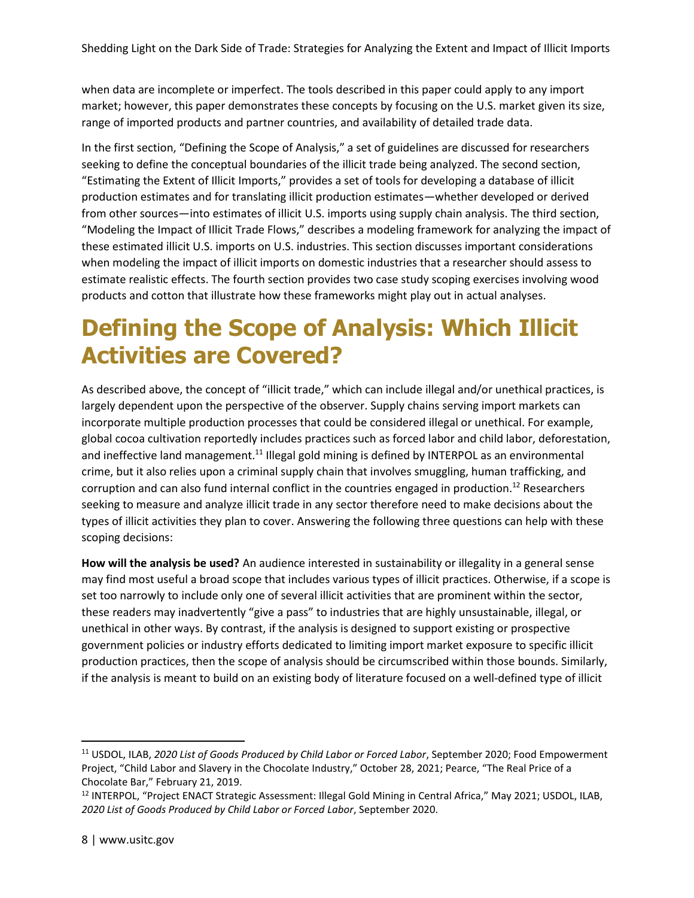when data are incomplete or imperfect. The tools described in this paper could apply to any import market; however, this paper demonstrates these concepts by focusing on the U.S. market given its size, range of imported products and partner countries, and availability of detailed trade data.

In the first section, "Defining the Scope of Analysis," a set of guidelines are discussed for researchers seeking to define the conceptual boundaries of the illicit trade being analyzed. The second section, "Estimating the Extent of Illicit Imports," provides a set of tools for developing a database of illicit production estimates and for translating illicit production estimates—whether developed or derived from other sources—into estimates of illicit U.S. imports using supply chain analysis. The third section, "Modeling the Impact of Illicit Trade Flows," describes a modeling framework for analyzing the impact of these estimated illicit U.S. imports on U.S. industries. This section discusses important considerations when modeling the impact of illicit imports on domestic industries that a researcher should assess to estimate realistic effects. The fourth section provides two case study scoping exercises involving wood products and cotton that illustrate how these frameworks might play out in actual analyses.

# Defining the Scope of Analysis: Which Illicit Activities are Covered?

As described above, the concept of "illicit trade," which can include illegal and/or unethical practices, is largely dependent upon the perspective of the observer. Supply chains serving import markets can incorporate multiple production processes that could be considered illegal or unethical. For example, global cocoa cultivation reportedly includes practices such as forced labor and child labor, deforestation, and ineffective land management.[11] Illegal gold mining is defined by INTERPOL as an environmental crime, but it also relies upon a criminal supply chain that involves smuggling, human trafficking, and corruption and can also fund internal conflict in the countries engaged in production.[12] Researchers seeking to measure and analyze illicit trade in any sector therefore need to make decisions about the types of illicit activities they plan to cover. Answering the following three questions can help with these scoping decisions:

**How will the analysis be used?** An audience interested in sustainability or illegality in a general sense may find most useful a broad scope that includes various types of illicit practices. Otherwise, if a scope is set too narrowly to include only one of several illicit activities that are prominent within the sector, these readers may inadvertently "give a pass" to industries that are highly unsustainable, illegal, or unethical in other ways. By contrast, if the analysis is designed to support existing or prospective government policies or industry efforts dedicated to limiting import market exposure to specific illicit production practices, then the scope of analysis should be circumscribed within those bounds. Similarly, if the analysis is meant to build on an existing body of literature focused on a well-defined type of illicit

---

[11] USDOL, ILAB, *2020 List of Goods Produced by Child Labor or Forced Labor*, September 2020; Food Empowerment Project, "Child Labor and Slavery in the Chocolate Industry," October 28, 2021; Pearce, "The Real Price of a Chocolate Bar," February 21, 2019.

[12] INTERPOL, "Project ENACT Strategic Assessment: Illegal Gold Mining in Central Africa," May 2021; USDOL, ILAB, *2020 List of Goods Produced by Child Labor or Forced Labor*, September 2020.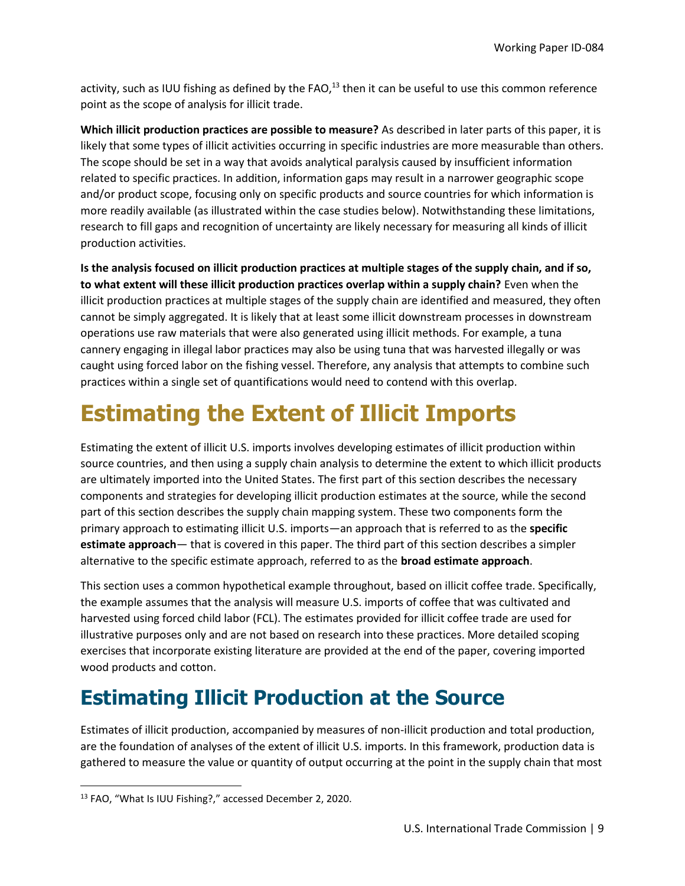activity, such as IUU fishing as defined by the FAO,[13] then it can be useful to use this common reference point as the scope of analysis for illicit trade.

**Which illicit production practices are possible to measure?** As described in later parts of this paper, it is likely that some types of illicit activities occurring in specific industries are more measurable than others. The scope should be set in a way that avoids analytical paralysis caused by insufficient information related to specific practices. In addition, information gaps may result in a narrower geographic scope and/or product scope, focusing only on specific products and source countries for which information is more readily available (as illustrated within the case studies below). Notwithstanding these limitations, research to fill gaps and recognition of uncertainty are likely necessary for measuring all kinds of illicit production activities.

**Is the analysis focused on illicit production practices at multiple stages of the supply chain, and if so, to what extent will these illicit production practices overlap within a supply chain?** Even when the illicit production practices at multiple stages of the supply chain are identified and measured, they often cannot be simply aggregated. It is likely that at least some illicit downstream processes in downstream operations use raw materials that were also generated using illicit methods. For example, a tuna cannery engaging in illegal labor practices may also be using tuna that was harvested illegally or was caught using forced labor on the fishing vessel. Therefore, any analysis that attempts to combine such practices within a single set of quantifications would need to contend with this overlap.

# Estimating the Extent of Illicit Imports

Estimating the extent of illicit U.S. imports involves developing estimates of illicit production within source countries, and then using a supply chain analysis to determine the extent to which illicit products are ultimately imported into the United States. The first part of this section describes the necessary components and strategies for developing illicit production estimates at the source, while the second part of this section describes the supply chain mapping system. These two components form the primary approach to estimating illicit U.S. imports—an approach that is referred to as the **specific estimate approach**— that is covered in this paper. The third part of this section describes a simpler alternative to the specific estimate approach, referred to as the **broad estimate approach**.

This section uses a common hypothetical example throughout, based on illicit coffee trade. Specifically, the example assumes that the analysis will measure U.S. imports of coffee that was cultivated and harvested using forced child labor (FCL). The estimates provided for illicit coffee trade are used for illustrative purposes only and are not based on research into these practices. More detailed scoping exercises that incorporate existing literature are provided at the end of the paper, covering imported wood products and cotton.

## Estimating Illicit Production at the Source

Estimates of illicit production, accompanied by measures of non-illicit production and total production, are the foundation of analyses of the extent of illicit U.S. imports. In this framework, production data is gathered to measure the value or quantity of output occurring at the point in the supply chain that most

[13] FAO, "What Is IUU Fishing?," accessed December 2, 2020.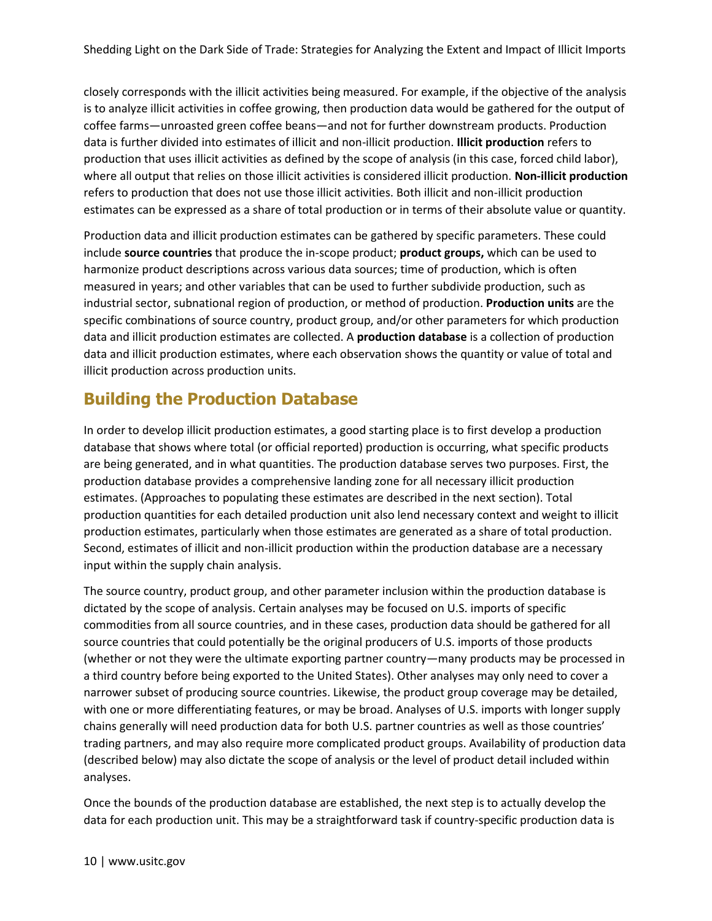closely corresponds with the illicit activities being measured. For example, if the objective of the analysis is to analyze illicit activities in coffee growing, then production data would be gathered for the output of coffee farms—unroasted green coffee beans—and not for further downstream products. Production data is further divided into estimates of illicit and non-illicit production. **Illicit production** refers to production that uses illicit activities as defined by the scope of analysis (in this case, forced child labor), where all output that relies on those illicit activities is considered illicit production. **Non-illicit production** refers to production that does not use those illicit activities. Both illicit and non-illicit production estimates can be expressed as a share of total production or in terms of their absolute value or quantity.

Production data and illicit production estimates can be gathered by specific parameters. These could include **source countries** that produce the in-scope product; **product groups,** which can be used to harmonize product descriptions across various data sources; time of production, which is often measured in years; and other variables that can be used to further subdivide production, such as industrial sector, subnational region of production, or method of production. **Production units** are the specific combinations of source country, product group, and/or other parameters for which production data and illicit production estimates are collected. A **production database** is a collection of production data and illicit production estimates, where each observation shows the quantity or value of total and illicit production across production units.

## Building the Production Database

In order to develop illicit production estimates, a good starting place is to first develop a production database that shows where total (or official reported) production is occurring, what specific products are being generated, and in what quantities. The production database serves two purposes. First, the production database provides a comprehensive landing zone for all necessary illicit production estimates. (Approaches to populating these estimates are described in the next section). Total production quantities for each detailed production unit also lend necessary context and weight to illicit production estimates, particularly when those estimates are generated as a share of total production. Second, estimates of illicit and non-illicit production within the production database are a necessary input within the supply chain analysis.

The source country, product group, and other parameter inclusion within the production database is dictated by the scope of analysis. Certain analyses may be focused on U.S. imports of specific commodities from all source countries, and in these cases, production data should be gathered for all source countries that could potentially be the original producers of U.S. imports of those products (whether or not they were the ultimate exporting partner country—many products may be processed in a third country before being exported to the United States). Other analyses may only need to cover a narrower subset of producing source countries. Likewise, the product group coverage may be detailed, with one or more differentiating features, or may be broad. Analyses of U.S. imports with longer supply chains generally will need production data for both U.S. partner countries as well as those countries' trading partners, and may also require more complicated product groups. Availability of production data (described below) may also dictate the scope of analysis or the level of product detail included within analyses.

Once the bounds of the production database are established, the next step is to actually develop the data for each production unit. This may be a straightforward task if country-specific production data is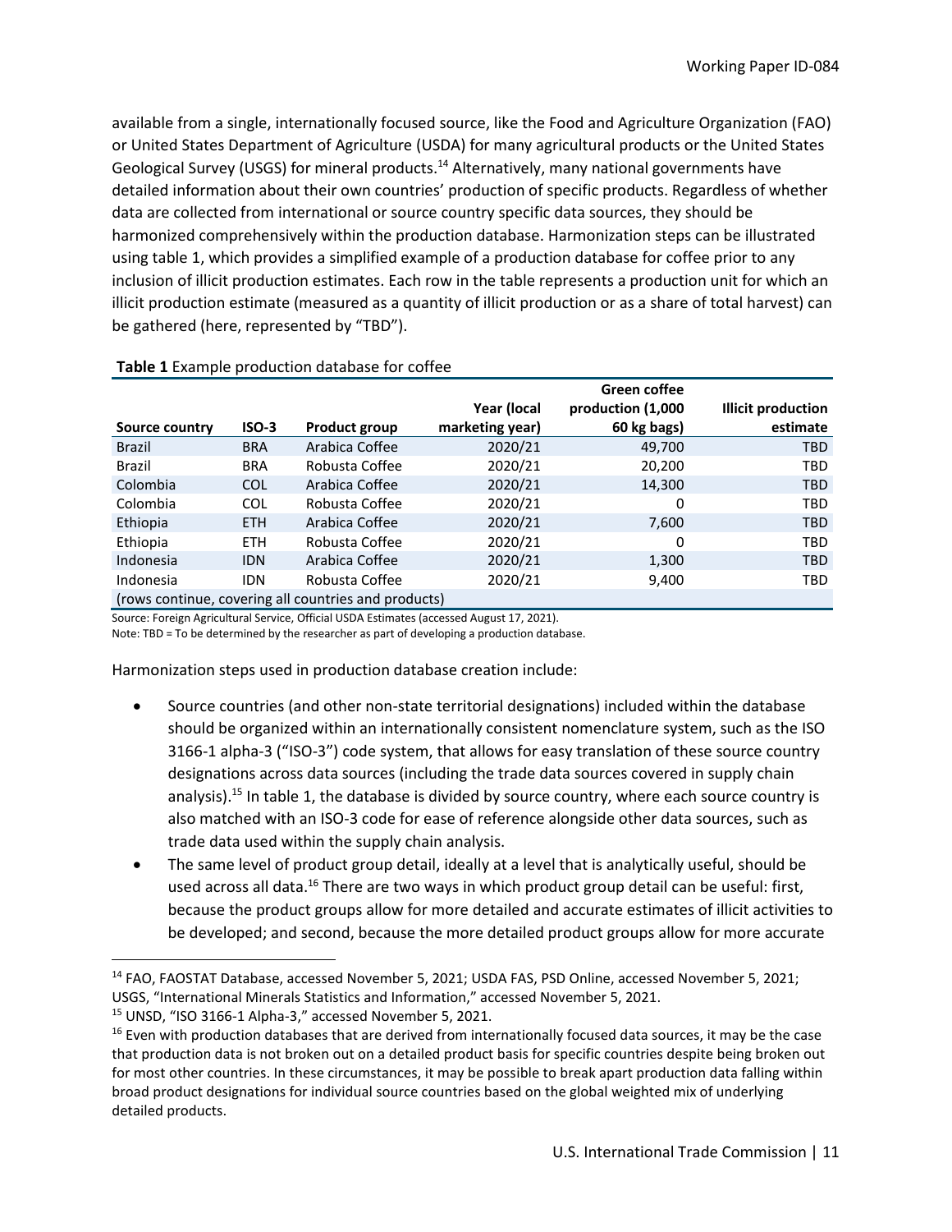available from a single, internationally focused source, like the Food and Agriculture Organization (FAO) or United States Department of Agriculture (USDA) for many agricultural products or the United States Geological Survey (USGS) for mineral products.[14] Alternatively, many national governments have detailed information about their own countries' production of specific products. Regardless of whether data are collected from international or source country specific data sources, they should be harmonized comprehensively within the production database. Harmonization steps can be illustrated using table 1, which provides a simplified example of a production database for coffee prior to any inclusion of illicit production estimates. Each row in the table represents a production unit for which an illicit production estimate (measured as a quantity of illicit production or as a share of total harvest) can be gathered (here, represented by "TBD").

**Table 1** Example production database for coffee

| Source country | ISO-3 | Product group | Year (local marketing year) | Green coffee production (1,000 60 kg bags) | Illicit production estimate |
|---|---|---|---|---|---|
| Brazil | BRA | Arabica Coffee | 2020/21 | 49,700 | TBD |
| Brazil | BRA | Robusta Coffee | 2020/21 | 20,200 | TBD |
| Colombia | COL | Arabica Coffee | 2020/21 | 14,300 | TBD |
| Colombia | COL | Robusta Coffee | 2020/21 | 0 | TBD |
| Ethiopia | ETH | Arabica Coffee | 2020/21 | 7,600 | TBD |
| Ethiopia | ETH | Robusta Coffee | 2020/21 | 0 | TBD |
| Indonesia | IDN | Arabica Coffee | 2020/21 | 1,300 | TBD |
| Indonesia | IDN | Robusta Coffee | 2020/21 | 9,400 | TBD |
| (rows continue, covering all countries and products) | | | | | |

Source: Foreign Agricultural Service, Official USDA Estimates (accessed August 17, 2021).

Note: TBD = To be determined by the researcher as part of developing a production database.

Harmonization steps used in production database creation include:

- Source countries (and other non-state territorial designations) included within the database should be organized within an internationally consistent nomenclature system, such as the ISO 3166-1 alpha-3 ("ISO-3") code system, that allows for easy translation of these source country designations across data sources (including the trade data sources covered in supply chain analysis).[15] In table 1, the database is divided by source country, where each source country is also matched with an ISO-3 code for ease of reference alongside other data sources, such as trade data used within the supply chain analysis.
- The same level of product group detail, ideally at a level that is analytically useful, should be used across all data.[16] There are two ways in which product group detail can be useful: first, because the product groups allow for more detailed and accurate estimates of illicit activities to be developed; and second, because the more detailed product groups allow for more accurate

[14] FAO, FAOSTAT Database, accessed November 5, 2021; USDA FAS, PSD Online, accessed November 5, 2021; USGS, "International Minerals Statistics and Information," accessed November 5, 2021.

[15] UNSD, "ISO 3166-1 Alpha-3," accessed November 5, 2021.

[16] Even with production databases that are derived from internationally focused data sources, it may be the case that production data is not broken out on a detailed product basis for specific countries despite being broken out for most other countries. In these circumstances, it may be possible to break apart production data falling within broad product designations for individual source countries based on the global weighted mix of underlying detailed products.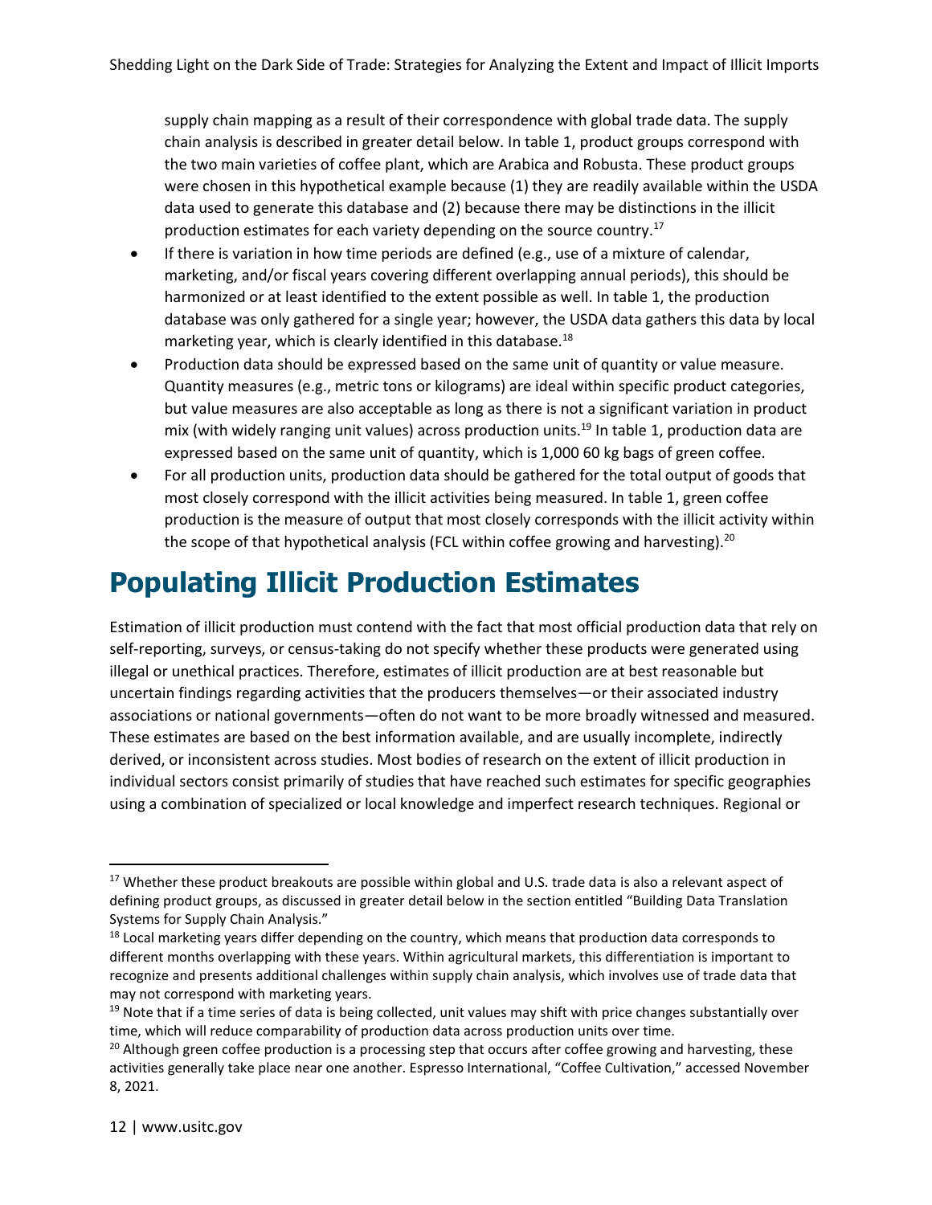supply chain mapping as a result of their correspondence with global trade data. The supply chain analysis is described in greater detail below. In table 1, product groups correspond with the two main varieties of coffee plant, which are Arabica and Robusta. These product groups were chosen in this hypothetical example because (1) they are readily available within the USDA data used to generate this database and (2) because there may be distinctions in the illicit production estimates for each variety depending on the source country.[17]

- If there is variation in how time periods are defined (e.g., use of a mixture of calendar, marketing, and/or fiscal years covering different overlapping annual periods), this should be harmonized or at least identified to the extent possible as well. In table 1, the production database was only gathered for a single year; however, the USDA data gathers this data by local marketing year, which is clearly identified in this database.[18]
- Production data should be expressed based on the same unit of quantity or value measure. Quantity measures (e.g., metric tons or kilograms) are ideal within specific product categories, but value measures are also acceptable as long as there is not a significant variation in product mix (with widely ranging unit values) across production units.[19] In table 1, production data are expressed based on the same unit of quantity, which is 1,000 60 kg bags of green coffee.
- For all production units, production data should be gathered for the total output of goods that most closely correspond with the illicit activities being measured. In table 1, green coffee production is the measure of output that most closely corresponds with the illicit activity within the scope of that hypothetical analysis (FCL within coffee growing and harvesting).[20]

# Populating Illicit Production Estimates

Estimation of illicit production must contend with the fact that most official production data that rely on self-reporting, surveys, or census-taking do not specify whether these products were generated using illegal or unethical practices. Therefore, estimates of illicit production are at best reasonable but uncertain findings regarding activities that the producers themselves—or their associated industry associations or national governments—often do not want to be more broadly witnessed and measured. These estimates are based on the best information available, and are usually incomplete, indirectly derived, or inconsistent across studies. Most bodies of research on the extent of illicit production in individual sectors consist primarily of studies that have reached such estimates for specific geographies using a combination of specialized or local knowledge and imperfect research techniques. Regional or

---

[17] Whether these product breakouts are possible within global and U.S. trade data is also a relevant aspect of defining product groups, as discussed in greater detail below in the section entitled "Building Data Translation Systems for Supply Chain Analysis."

[18] Local marketing years differ depending on the country, which means that production data corresponds to different months overlapping with these years. Within agricultural markets, this differentiation is important to recognize and presents additional challenges within supply chain analysis, which involves use of trade data that may not correspond with marketing years.

[19] Note that if a time series of data is being collected, unit values may shift with price changes substantially over time, which will reduce comparability of production data across production units over time.

[20] Although green coffee production is a processing step that occurs after coffee growing and harvesting, these activities generally take place near one another. Espresso International, "Coffee Cultivation," accessed November 8, 2021.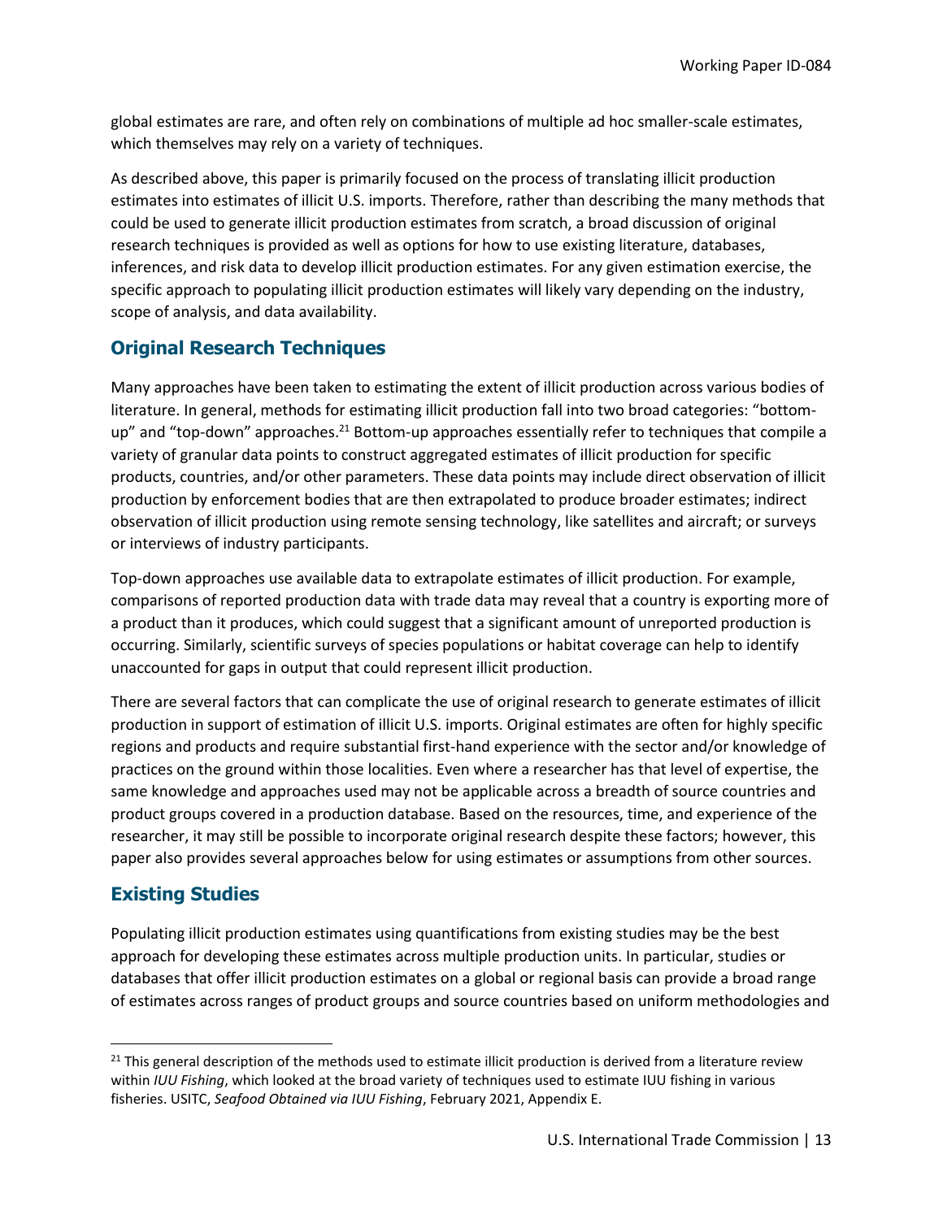global estimates are rare, and often rely on combinations of multiple ad hoc smaller-scale estimates, which themselves may rely on a variety of techniques.

As described above, this paper is primarily focused on the process of translating illicit production estimates into estimates of illicit U.S. imports. Therefore, rather than describing the many methods that could be used to generate illicit production estimates from scratch, a broad discussion of original research techniques is provided as well as options for how to use existing literature, databases, inferences, and risk data to develop illicit production estimates. For any given estimation exercise, the specific approach to populating illicit production estimates will likely vary depending on the industry, scope of analysis, and data availability.

## Original Research Techniques

Many approaches have been taken to estimating the extent of illicit production across various bodies of literature. In general, methods for estimating illicit production fall into two broad categories: "bottom-up" and "top-down" approaches.[21] Bottom-up approaches essentially refer to techniques that compile a variety of granular data points to construct aggregated estimates of illicit production for specific products, countries, and/or other parameters. These data points may include direct observation of illicit production by enforcement bodies that are then extrapolated to produce broader estimates; indirect observation of illicit production using remote sensing technology, like satellites and aircraft; or surveys or interviews of industry participants.

Top-down approaches use available data to extrapolate estimates of illicit production. For example, comparisons of reported production data with trade data may reveal that a country is exporting more of a product than it produces, which could suggest that a significant amount of unreported production is occurring. Similarly, scientific surveys of species populations or habitat coverage can help to identify unaccounted for gaps in output that could represent illicit production.

There are several factors that can complicate the use of original research to generate estimates of illicit production in support of estimation of illicit U.S. imports. Original estimates are often for highly specific regions and products and require substantial first-hand experience with the sector and/or knowledge of practices on the ground within those localities. Even where a researcher has that level of expertise, the same knowledge and approaches used may not be applicable across a breadth of source countries and product groups covered in a production database. Based on the resources, time, and experience of the researcher, it may still be possible to incorporate original research despite these factors; however, this paper also provides several approaches below for using estimates or assumptions from other sources.

## Existing Studies

Populating illicit production estimates using quantifications from existing studies may be the best approach for developing these estimates across multiple production units. In particular, studies or databases that offer illicit production estimates on a global or regional basis can provide a broad range of estimates across ranges of product groups and source countries based on uniform methodologies and

---

[21] This general description of the methods used to estimate illicit production is derived from a literature review within *IUU Fishing*, which looked at the broad variety of techniques used to estimate IUU fishing in various fisheries. USITC, *Seafood Obtained via IUU Fishing*, February 2021, Appendix E.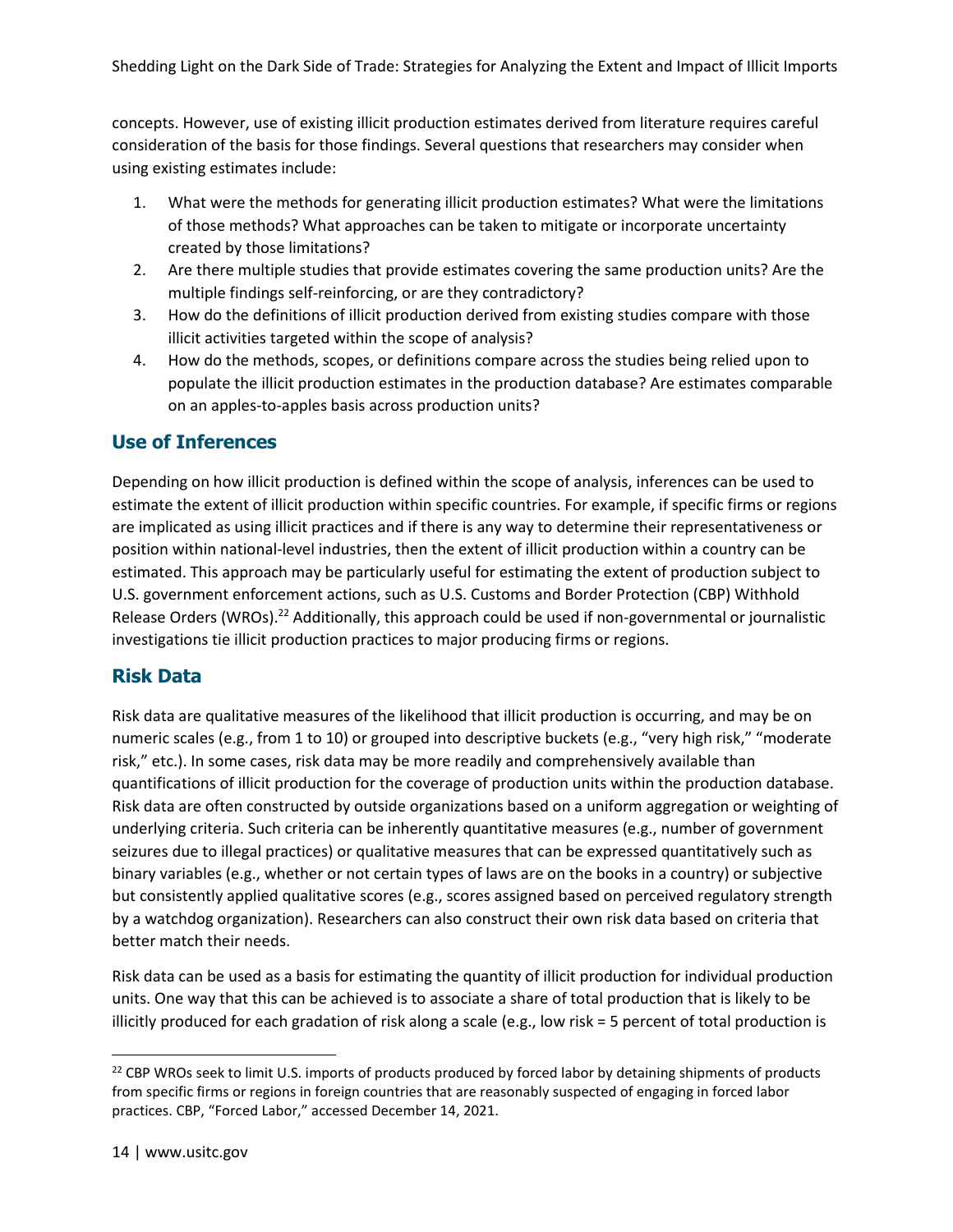concepts. However, use of existing illicit production estimates derived from literature requires careful consideration of the basis for those findings. Several questions that researchers may consider when using existing estimates include:

1. What were the methods for generating illicit production estimates? What were the limitations of those methods? What approaches can be taken to mitigate or incorporate uncertainty created by those limitations?
2. Are there multiple studies that provide estimates covering the same production units? Are the multiple findings self-reinforcing, or are they contradictory?
3. How do the definitions of illicit production derived from existing studies compare with those illicit activities targeted within the scope of analysis?
4. How do the methods, scopes, or definitions compare across the studies being relied upon to populate the illicit production estimates in the production database? Are estimates comparable on an apples-to-apples basis across production units?

## Use of Inferences

Depending on how illicit production is defined within the scope of analysis, inferences can be used to estimate the extent of illicit production within specific countries. For example, if specific firms or regions are implicated as using illicit practices and if there is any way to determine their representativeness or position within national-level industries, then the extent of illicit production within a country can be estimated. This approach may be particularly useful for estimating the extent of production subject to U.S. government enforcement actions, such as U.S. Customs and Border Protection (CBP) Withhold Release Orders (WROs).[22] Additionally, this approach could be used if non-governmental or journalistic investigations tie illicit production practices to major producing firms or regions.

## Risk Data

Risk data are qualitative measures of the likelihood that illicit production is occurring, and may be on numeric scales (e.g., from 1 to 10) or grouped into descriptive buckets (e.g., "very high risk," "moderate risk," etc.). In some cases, risk data may be more readily and comprehensively available than quantifications of illicit production for the coverage of production units within the production database. Risk data are often constructed by outside organizations based on a uniform aggregation or weighting of underlying criteria. Such criteria can be inherently quantitative measures (e.g., number of government seizures due to illegal practices) or qualitative measures that can be expressed quantitatively such as binary variables (e.g., whether or not certain types of laws are on the books in a country) or subjective but consistently applied qualitative scores (e.g., scores assigned based on perceived regulatory strength by a watchdog organization). Researchers can also construct their own risk data based on criteria that better match their needs.

Risk data can be used as a basis for estimating the quantity of illicit production for individual production units. One way that this can be achieved is to associate a share of total production that is likely to be illicitly produced for each gradation of risk along a scale (e.g., low risk = 5 percent of total production is

[22] CBP WROs seek to limit U.S. imports of products produced by forced labor by detaining shipments of products from specific firms or regions in foreign countries that are reasonably suspected of engaging in forced labor practices. CBP, "Forced Labor," accessed December 14, 2021.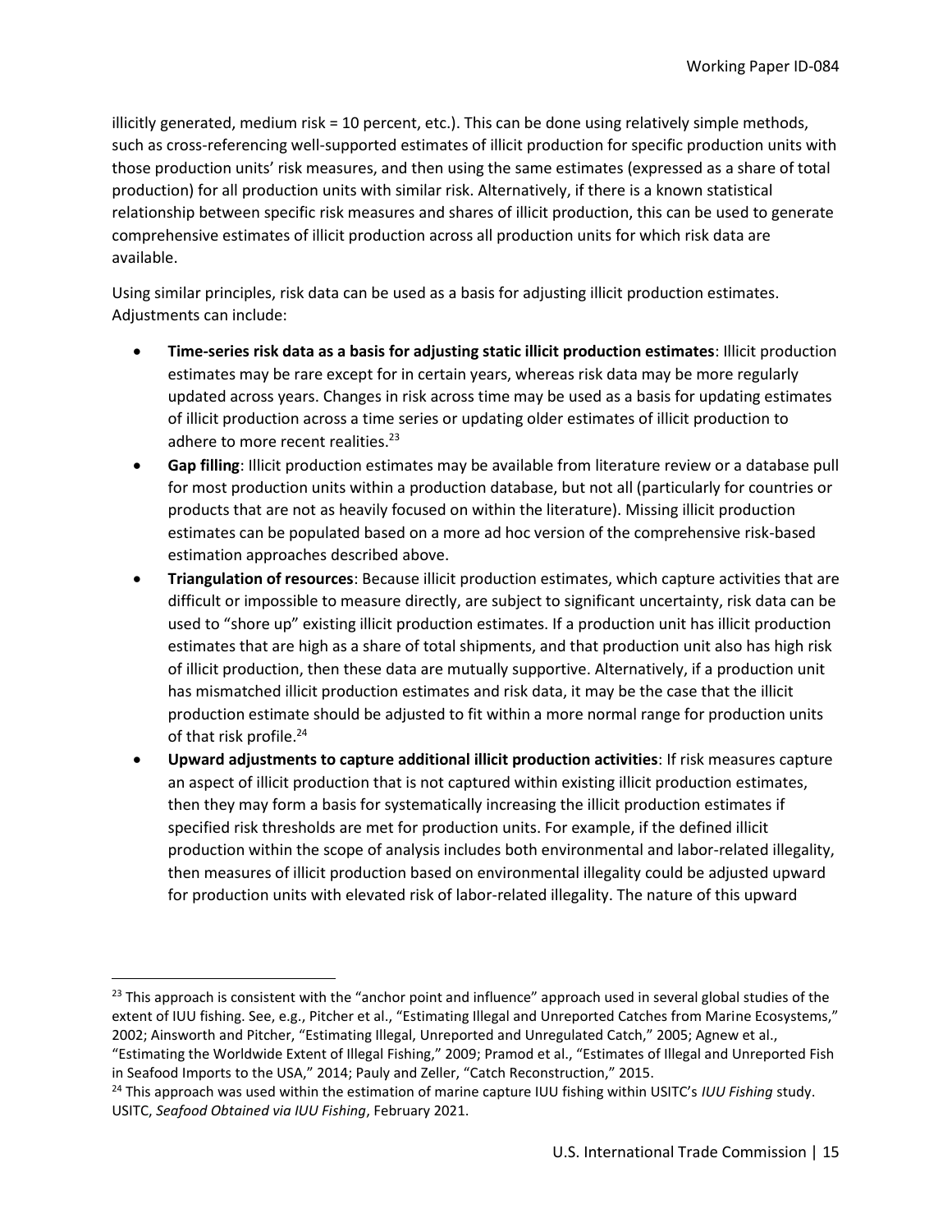illicitly generated, medium risk = 10 percent, etc.). This can be done using relatively simple methods, such as cross-referencing well-supported estimates of illicit production for specific production units with those production units' risk measures, and then using the same estimates (expressed as a share of total production) for all production units with similar risk. Alternatively, if there is a known statistical relationship between specific risk measures and shares of illicit production, this can be used to generate comprehensive estimates of illicit production across all production units for which risk data are available.

Using similar principles, risk data can be used as a basis for adjusting illicit production estimates. Adjustments can include:

- **Time-series risk data as a basis for adjusting static illicit production estimates**: Illicit production estimates may be rare except for in certain years, whereas risk data may be more regularly updated across years. Changes in risk across time may be used as a basis for updating estimates of illicit production across a time series or updating older estimates of illicit production to adhere to more recent realities.[23]
- **Gap filling**: Illicit production estimates may be available from literature review or a database pull for most production units within a production database, but not all (particularly for countries or products that are not as heavily focused on within the literature). Missing illicit production estimates can be populated based on a more ad hoc version of the comprehensive risk-based estimation approaches described above.
- **Triangulation of resources**: Because illicit production estimates, which capture activities that are difficult or impossible to measure directly, are subject to significant uncertainty, risk data can be used to "shore up" existing illicit production estimates. If a production unit has illicit production estimates that are high as a share of total shipments, and that production unit also has high risk of illicit production, then these data are mutually supportive. Alternatively, if a production unit has mismatched illicit production estimates and risk data, it may be the case that the illicit production estimate should be adjusted to fit within a more normal range for production units of that risk profile.[24]
- **Upward adjustments to capture additional illicit production activities**: If risk measures capture an aspect of illicit production that is not captured within existing illicit production estimates, then they may form a basis for systematically increasing the illicit production estimates if specified risk thresholds are met for production units. For example, if the defined illicit production within the scope of analysis includes both environmental and labor-related illegality, then measures of illicit production based on environmental illegality could be adjusted upward for production units with elevated risk of labor-related illegality. The nature of this upward

[23] This approach is consistent with the "anchor point and influence" approach used in several global studies of the extent of IUU fishing. See, e.g., Pitcher et al., "Estimating Illegal and Unreported Catches from Marine Ecosystems," 2002; Ainsworth and Pitcher, "Estimating Illegal, Unreported and Unregulated Catch," 2005; Agnew et al., "Estimating the Worldwide Extent of Illegal Fishing," 2009; Pramod et al., "Estimates of Illegal and Unreported Fish in Seafood Imports to the USA," 2014; Pauly and Zeller, "Catch Reconstruction," 2015.

[24] This approach was used within the estimation of marine capture IUU fishing within USITC's *IUU Fishing* study. USITC, *Seafood Obtained via IUU Fishing*, February 2021.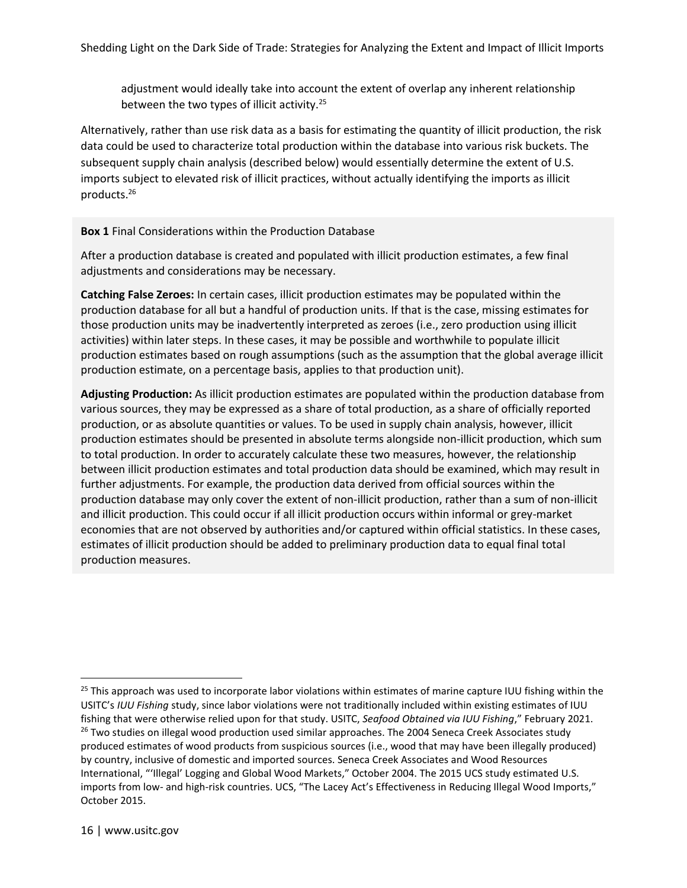adjustment would ideally take into account the extent of overlap any inherent relationship between the two types of illicit activity.[25]

Alternatively, rather than use risk data as a basis for estimating the quantity of illicit production, the risk data could be used to characterize total production within the database into various risk buckets. The subsequent supply chain analysis (described below) would essentially determine the extent of U.S. imports subject to elevated risk of illicit practices, without actually identifying the imports as illicit products.[26]

**Box 1** Final Considerations within the Production Database

After a production database is created and populated with illicit production estimates, a few final adjustments and considerations may be necessary.

**Catching False Zeroes:** In certain cases, illicit production estimates may be populated within the production database for all but a handful of production units. If that is the case, missing estimates for those production units may be inadvertently interpreted as zeroes (i.e., zero production using illicit activities) within later steps. In these cases, it may be possible and worthwhile to populate illicit production estimates based on rough assumptions (such as the assumption that the global average illicit production estimate, on a percentage basis, applies to that production unit).

**Adjusting Production:** As illicit production estimates are populated within the production database from various sources, they may be expressed as a share of total production, as a share of officially reported production, or as absolute quantities or values. To be used in supply chain analysis, however, illicit production estimates should be presented in absolute terms alongside non-illicit production, which sum to total production. In order to accurately calculate these two measures, however, the relationship between illicit production estimates and total production data should be examined, which may result in further adjustments. For example, the production data derived from official sources within the production database may only cover the extent of non-illicit production, rather than a sum of non-illicit and illicit production. This could occur if all illicit production occurs within informal or grey-market economies that are not observed by authorities and/or captured within official statistics. In these cases, estimates of illicit production should be added to preliminary production data to equal final total production measures.

---

[25] This approach was used to incorporate labor violations within estimates of marine capture IUU fishing within the USITC's *IUU Fishing* study, since labor violations were not traditionally included within existing estimates of IUU fishing that were otherwise relied upon for that study. USITC, *Seafood Obtained via IUU Fishing*," February 2021.

[26] Two studies on illegal wood production used similar approaches. The 2004 Seneca Creek Associates study produced estimates of wood products from suspicious sources (i.e., wood that may have been illegally produced) by country, inclusive of domestic and imported sources. Seneca Creek Associates and Wood Resources International, "'Illegal' Logging and Global Wood Markets," October 2004. The 2015 UCS study estimated U.S. imports from low- and high-risk countries. UCS, "The Lacey Act's Effectiveness in Reducing Illegal Wood Imports," October 2015.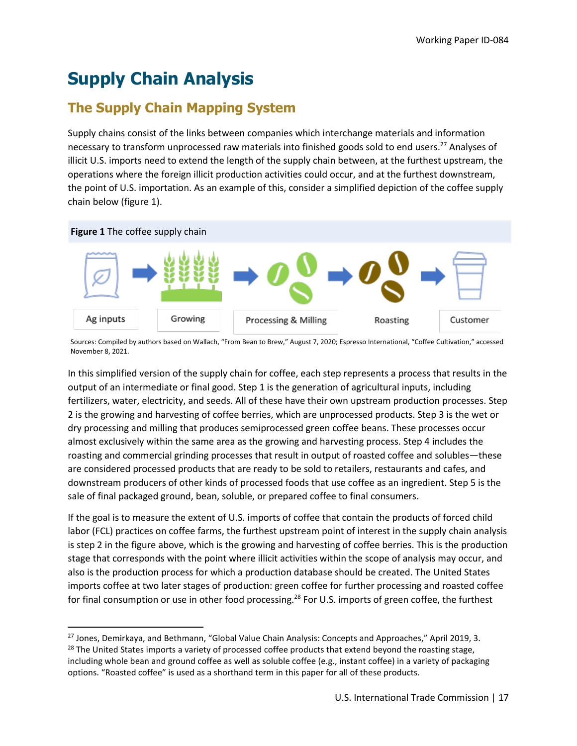# Supply Chain Analysis

## The Supply Chain Mapping System

Supply chains consist of the links between companies which interchange materials and information necessary to transform unprocessed raw materials into finished goods sold to end users.[27] Analyses of illicit U.S. imports need to extend the length of the supply chain between, at the furthest upstream, the operations where the foreign illicit production activities could occur, and at the furthest downstream, the point of U.S. importation. As an example of this, consider a simplified depiction of the coffee supply chain below (figure 1).

**Figure 1** The coffee supply chain

Ag inputs → Growing → Processing & Milling → Roasting → Customer

Sources: Compiled by authors based on Wallach, "From Bean to Brew," August 7, 2020; Espresso International, "Coffee Cultivation," accessed November 8, 2021.

In this simplified version of the supply chain for coffee, each step represents a process that results in the output of an intermediate or final good. Step 1 is the generation of agricultural inputs, including fertilizers, water, electricity, and seeds. All of these have their own upstream production processes. Step 2 is the growing and harvesting of coffee berries, which are unprocessed products. Step 3 is the wet or dry processing and milling that produces semiprocessed green coffee beans. These processes occur almost exclusively within the same area as the growing and harvesting process. Step 4 includes the roasting and commercial grinding processes that result in output of roasted coffee and solubles—these are considered processed products that are ready to be sold to retailers, restaurants and cafes, and downstream producers of other kinds of processed foods that use coffee as an ingredient. Step 5 is the sale of final packaged ground, bean, soluble, or prepared coffee to final consumers.

If the goal is to measure the extent of U.S. imports of coffee that contain the products of forced child labor (FCL) practices on coffee farms, the furthest upstream point of interest in the supply chain analysis is step 2 in the figure above, which is the growing and harvesting of coffee berries. This is the production stage that corresponds with the point where illicit activities within the scope of analysis may occur, and also is the production process for which a production database should be created. The United States imports coffee at two later stages of production: green coffee for further processing and roasted coffee for final consumption or use in other food processing.[28] For U.S. imports of green coffee, the furthest

[27] Jones, Demirkaya, and Bethmann, "Global Value Chain Analysis: Concepts and Approaches," April 2019, 3.

[28] The United States imports a variety of processed coffee products that extend beyond the roasting stage, including whole bean and ground coffee as well as soluble coffee (e.g., instant coffee) in a variety of packaging options. "Roasted coffee" is used as a shorthand term in this paper for all of these products.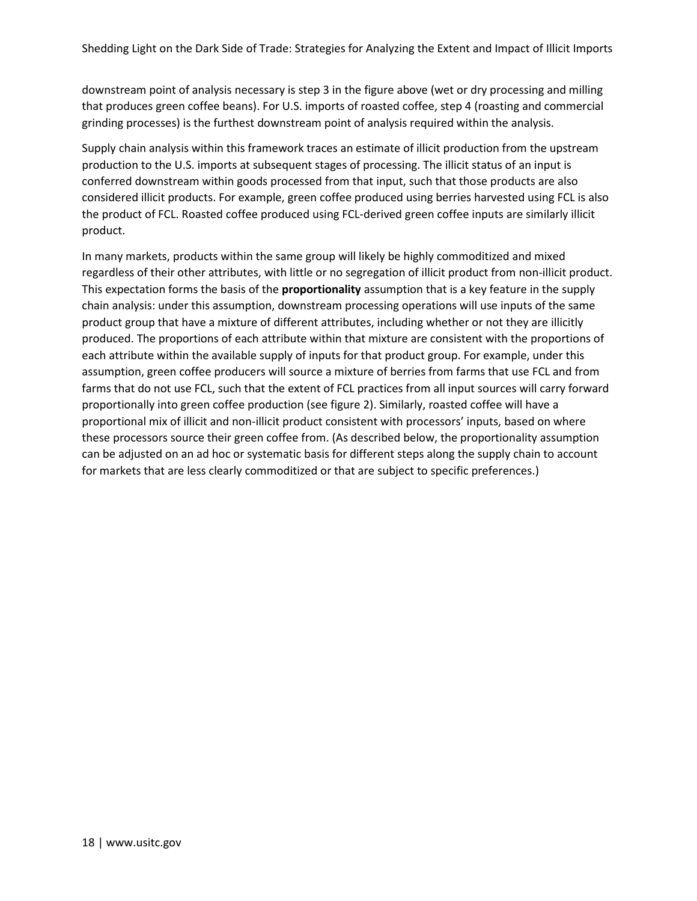downstream point of analysis necessary is step 3 in the figure above (wet or dry processing and milling that produces green coffee beans). For U.S. imports of roasted coffee, step 4 (roasting and commercial grinding processes) is the furthest downstream point of analysis required within the analysis.

Supply chain analysis within this framework traces an estimate of illicit production from the upstream production to the U.S. imports at subsequent stages of processing. The illicit status of an input is conferred downstream within goods processed from that input, such that those products are also considered illicit products. For example, green coffee produced using berries harvested using FCL is also the product of FCL. Roasted coffee produced using FCL-derived green coffee inputs are similarly illicit product.

In many markets, products within the same group will likely be highly commoditized and mixed regardless of their other attributes, with little or no segregation of illicit product from non-illicit product. This expectation forms the basis of the **proportionality** assumption that is a key feature in the supply chain analysis: under this assumption, downstream processing operations will use inputs of the same product group that have a mixture of different attributes, including whether or not they are illicitly produced. The proportions of each attribute within that mixture are consistent with the proportions of each attribute within the available supply of inputs for that product group. For example, under this assumption, green coffee producers will source a mixture of berries from farms that use FCL and from farms that do not use FCL, such that the extent of FCL practices from all input sources will carry forward proportionally into green coffee production (see figure 2). Similarly, roasted coffee will have a proportional mix of illicit and non-illicit product consistent with processors' inputs, based on where these processors source their green coffee from. (As described below, the proportionality assumption can be adjusted on an ad hoc or systematic basis for different steps along the supply chain to account for markets that are less clearly commoditized or that are subject to specific preferences.)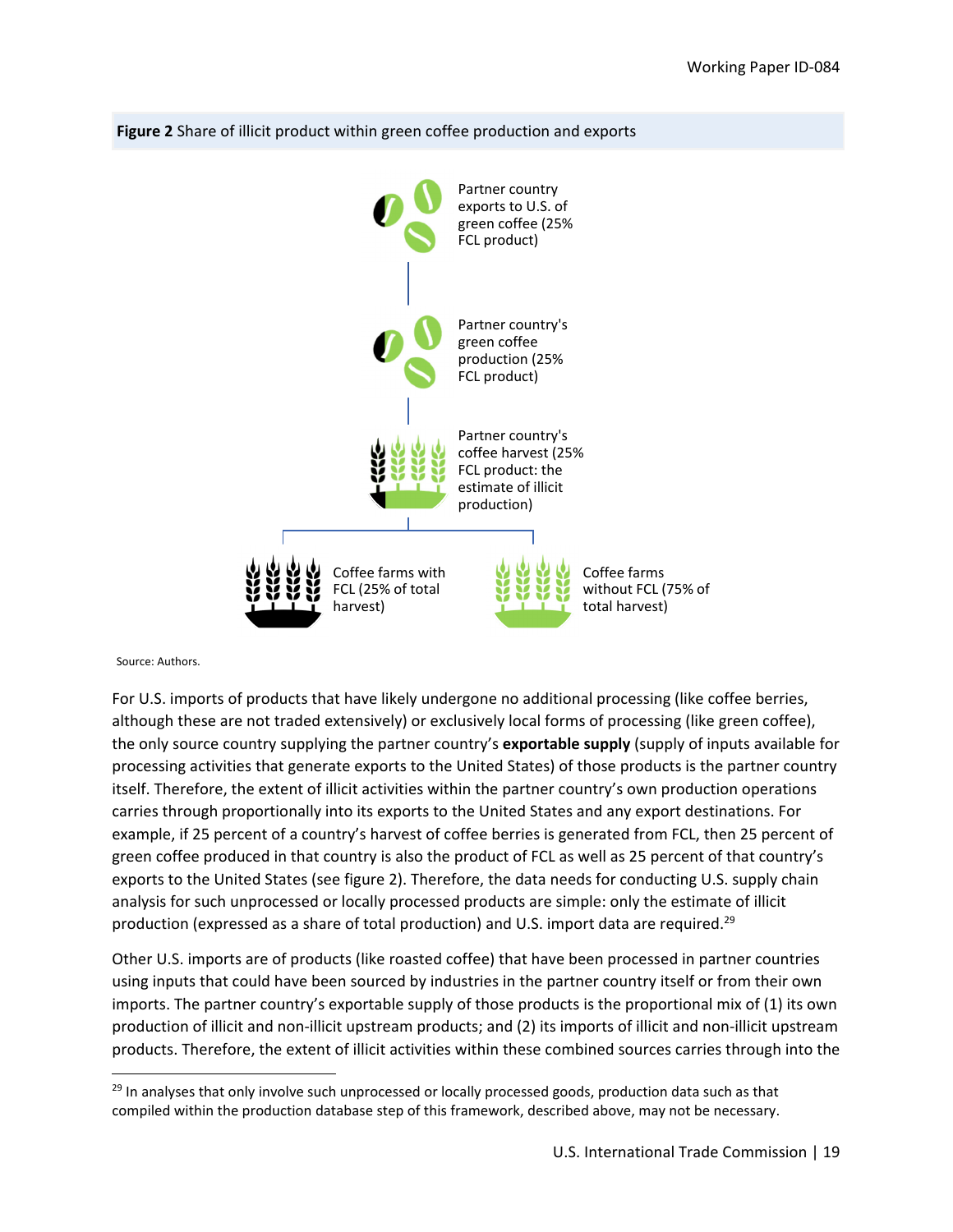**Figure 2** Share of illicit product within green coffee production and exports

Partner country exports to U.S. of green coffee (25% FCL product)

Partner country's green coffee production (25% FCL product)

Partner country's coffee harvest (25% FCL product: the estimate of illicit production)

Coffee farms with FCL (25% of total harvest)

Coffee farms without FCL (75% of total harvest)

Source: Authors.

For U.S. imports of products that have likely undergone no additional processing (like coffee berries, although these are not traded extensively) or exclusively local forms of processing (like green coffee), the only source country supplying the partner country's **exportable supply** (supply of inputs available for processing activities that generate exports to the United States) of those products is the partner country itself. Therefore, the extent of illicit activities within the partner country's own production operations carries through proportionally into its exports to the United States and any export destinations. For example, if 25 percent of a country's harvest of coffee berries is generated from FCL, then 25 percent of green coffee produced in that country is also the product of FCL as well as 25 percent of that country's exports to the United States (see figure 2). Therefore, the data needs for conducting U.S. supply chain analysis for such unprocessed or locally processed products are simple: only the estimate of illicit production (expressed as a share of total production) and U.S. import data are required.[29]

Other U.S. imports are of products (like roasted coffee) that have been processed in partner countries using inputs that could have been sourced by industries in the partner country itself or from their own imports. The partner country's exportable supply of those products is the proportional mix of (1) its own production of illicit and non-illicit upstream products; and (2) its imports of illicit and non-illicit upstream products. Therefore, the extent of illicit activities within these combined sources carries through into the

[29] In analyses that only involve such unprocessed or locally processed goods, production data such as that compiled within the production database step of this framework, described above, may not be necessary.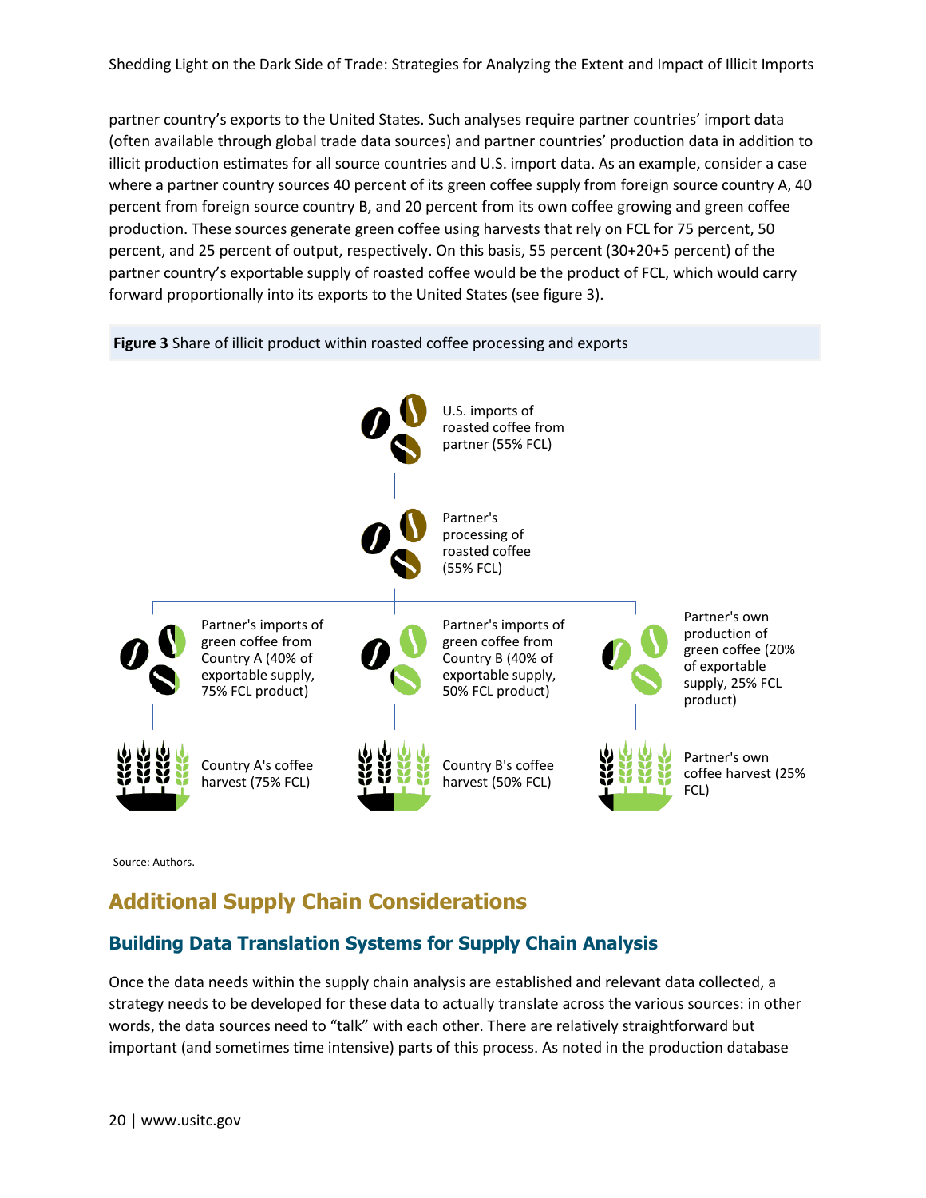partner country's exports to the United States. Such analyses require partner countries' import data (often available through global trade data sources) and partner countries' production data in addition to illicit production estimates for all source countries and U.S. import data. As an example, consider a case where a partner country sources 40 percent of its green coffee supply from foreign source country A, 40 percent from foreign source country B, and 20 percent from its own coffee growing and green coffee production. These sources generate green coffee using harvests that rely on FCL for 75 percent, 50 percent, and 25 percent of output, respectively. On this basis, 55 percent (30+20+5 percent) of the partner country's exportable supply of roasted coffee would be the product of FCL, which would carry forward proportionally into its exports to the United States (see figure 3).

**Figure 3** Share of illicit product within roasted coffee processing and exports

U.S. imports of roasted coffee from partner (55% FCL)

Partner's processing of roasted coffee (55% FCL)

Partner's imports of green coffee from Country A (40% of exportable supply, 75% FCL product)

Partner's imports of green coffee from Country B (40% of exportable supply, 50% FCL product)

Partner's own production of green coffee (20% of exportable supply, 25% FCL product)

Country A's coffee harvest (75% FCL)

Country B's coffee harvest (50% FCL)

Partner's own coffee harvest (25% FCL)

Source: Authors.

# Additional Supply Chain Considerations

## Building Data Translation Systems for Supply Chain Analysis

Once the data needs within the supply chain analysis are established and relevant data collected, a strategy needs to be developed for these data to actually translate across the various sources: in other words, the data sources need to "talk" with each other. There are relatively straightforward but important (and sometimes time intensive) parts of this process. As noted in the production database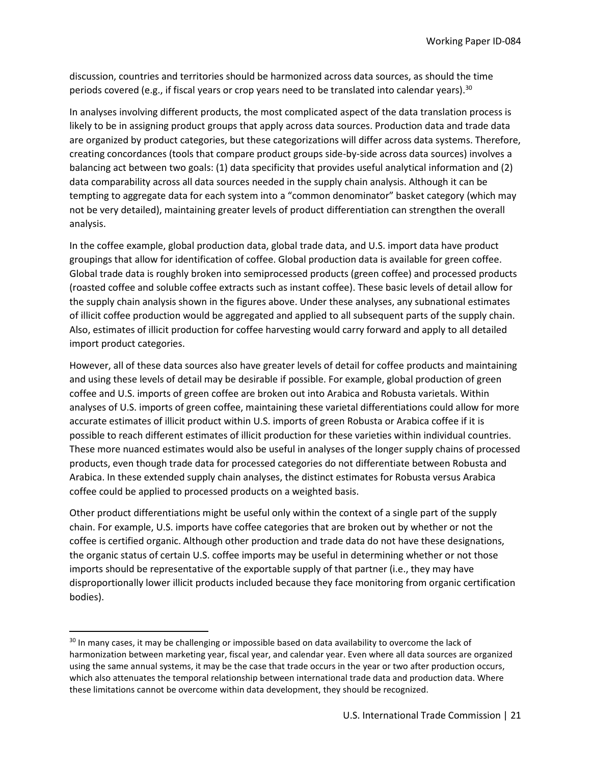discussion, countries and territories should be harmonized across data sources, as should the time periods covered (e.g., if fiscal years or crop years need to be translated into calendar years).[30]

In analyses involving different products, the most complicated aspect of the data translation process is likely to be in assigning product groups that apply across data sources. Production data and trade data are organized by product categories, but these categorizations will differ across data systems. Therefore, creating concordances (tools that compare product groups side-by-side across data sources) involves a balancing act between two goals: (1) data specificity that provides useful analytical information and (2) data comparability across all data sources needed in the supply chain analysis. Although it can be tempting to aggregate data for each system into a "common denominator" basket category (which may not be very detailed), maintaining greater levels of product differentiation can strengthen the overall analysis.

In the coffee example, global production data, global trade data, and U.S. import data have product groupings that allow for identification of coffee. Global production data is available for green coffee. Global trade data is roughly broken into semiprocessed products (green coffee) and processed products (roasted coffee and soluble coffee extracts such as instant coffee). These basic levels of detail allow for the supply chain analysis shown in the figures above. Under these analyses, any subnational estimates of illicit coffee production would be aggregated and applied to all subsequent parts of the supply chain. Also, estimates of illicit production for coffee harvesting would carry forward and apply to all detailed import product categories.

However, all of these data sources also have greater levels of detail for coffee products and maintaining and using these levels of detail may be desirable if possible. For example, global production of green coffee and U.S. imports of green coffee are broken out into Arabica and Robusta varietals. Within analyses of U.S. imports of green coffee, maintaining these varietal differentiations could allow for more accurate estimates of illicit product within U.S. imports of green Robusta or Arabica coffee if it is possible to reach different estimates of illicit production for these varieties within individual countries. These more nuanced estimates would also be useful in analyses of the longer supply chains of processed products, even though trade data for processed categories do not differentiate between Robusta and Arabica. In these extended supply chain analyses, the distinct estimates for Robusta versus Arabica coffee could be applied to processed products on a weighted basis.

Other product differentiations might be useful only within the context of a single part of the supply chain. For example, U.S. imports have coffee categories that are broken out by whether or not the coffee is certified organic. Although other production and trade data do not have these designations, the organic status of certain U.S. coffee imports may be useful in determining whether or not those imports should be representative of the exportable supply of that partner (i.e., they may have disproportionally lower illicit products included because they face monitoring from organic certification bodies).

[30] In many cases, it may be challenging or impossible based on data availability to overcome the lack of harmonization between marketing year, fiscal year, and calendar year. Even where all data sources are organized using the same annual systems, it may be the case that trade occurs in the year or two after production occurs, which also attenuates the temporal relationship between international trade data and production data. Where these limitations cannot be overcome within data development, they should be recognized.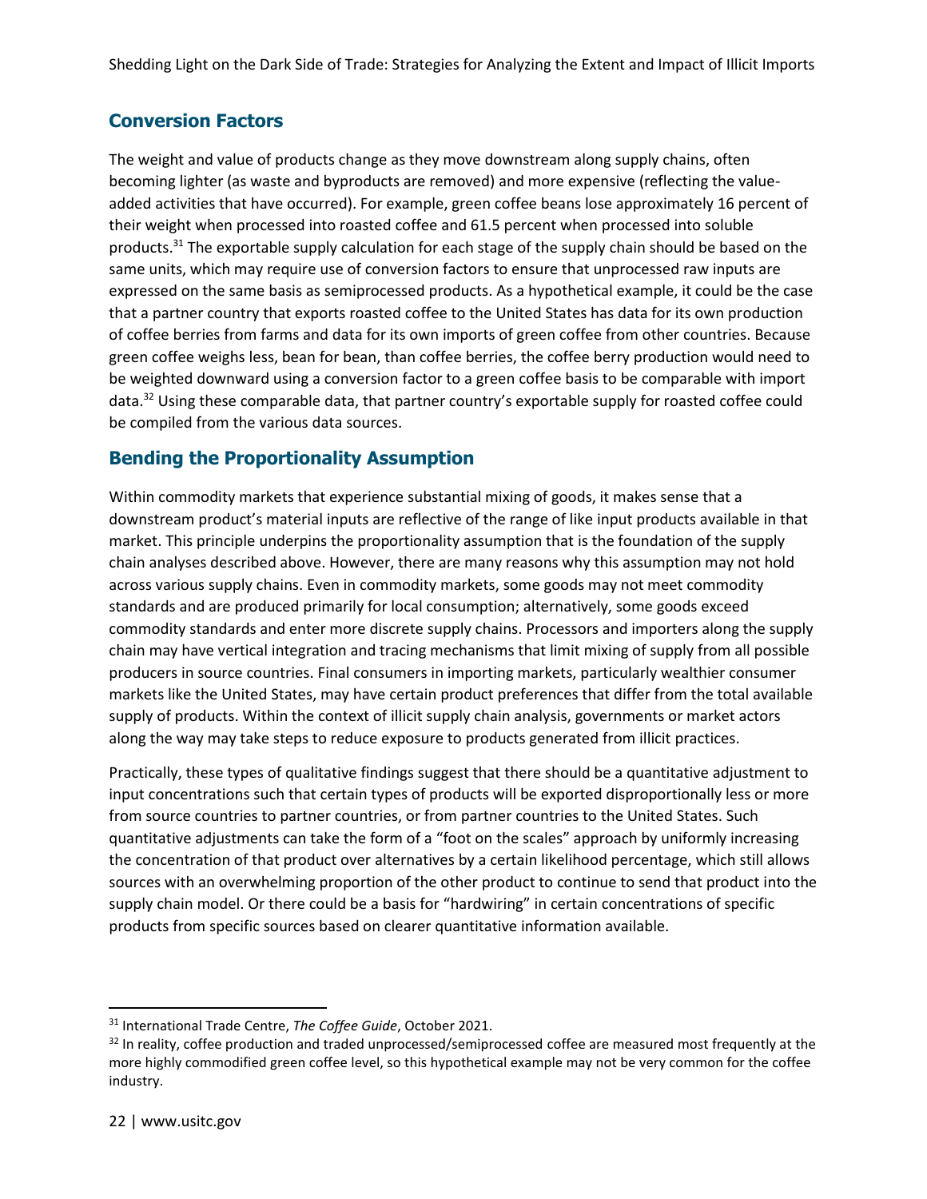## Conversion Factors

The weight and value of products change as they move downstream along supply chains, often becoming lighter (as waste and byproducts are removed) and more expensive (reflecting the value-added activities that have occurred). For example, green coffee beans lose approximately 16 percent of their weight when processed into roasted coffee and 61.5 percent when processed into soluble products.[31] The exportable supply calculation for each stage of the supply chain should be based on the same units, which may require use of conversion factors to ensure that unprocessed raw inputs are expressed on the same basis as semiprocessed products. As a hypothetical example, it could be the case that a partner country that exports roasted coffee to the United States has data for its own production of coffee berries from farms and data for its own imports of green coffee from other countries. Because green coffee weighs less, bean for bean, than coffee berries, the coffee berry production would need to be weighted downward using a conversion factor to a green coffee basis to be comparable with import data.[32] Using these comparable data, that partner country's exportable supply for roasted coffee could be compiled from the various data sources.

## Bending the Proportionality Assumption

Within commodity markets that experience substantial mixing of goods, it makes sense that a downstream product's material inputs are reflective of the range of like input products available in that market. This principle underpins the proportionality assumption that is the foundation of the supply chain analyses described above. However, there are many reasons why this assumption may not hold across various supply chains. Even in commodity markets, some goods may not meet commodity standards and are produced primarily for local consumption; alternatively, some goods exceed commodity standards and enter more discrete supply chains. Processors and importers along the supply chain may have vertical integration and tracing mechanisms that limit mixing of supply from all possible producers in source countries. Final consumers in importing markets, particularly wealthier consumer markets like the United States, may have certain product preferences that differ from the total available supply of products. Within the context of illicit supply chain analysis, governments or market actors along the way may take steps to reduce exposure to products generated from illicit practices.

Practically, these types of qualitative findings suggest that there should be a quantitative adjustment to input concentrations such that certain types of products will be exported disproportionally less or more from source countries to partner countries, or from partner countries to the United States. Such quantitative adjustments can take the form of a "foot on the scales" approach by uniformly increasing the concentration of that product over alternatives by a certain likelihood percentage, which still allows sources with an overwhelming proportion of the other product to continue to send that product into the supply chain model. Or there could be a basis for "hardwiring" in certain concentrations of specific products from specific sources based on clearer quantitative information available.

---

[31] International Trade Centre, *The Coffee Guide*, October 2021.

[32] In reality, coffee production and traded unprocessed/semiprocessed coffee are measured most frequently at the more highly commodified green coffee level, so this hypothetical example may not be very common for the coffee industry.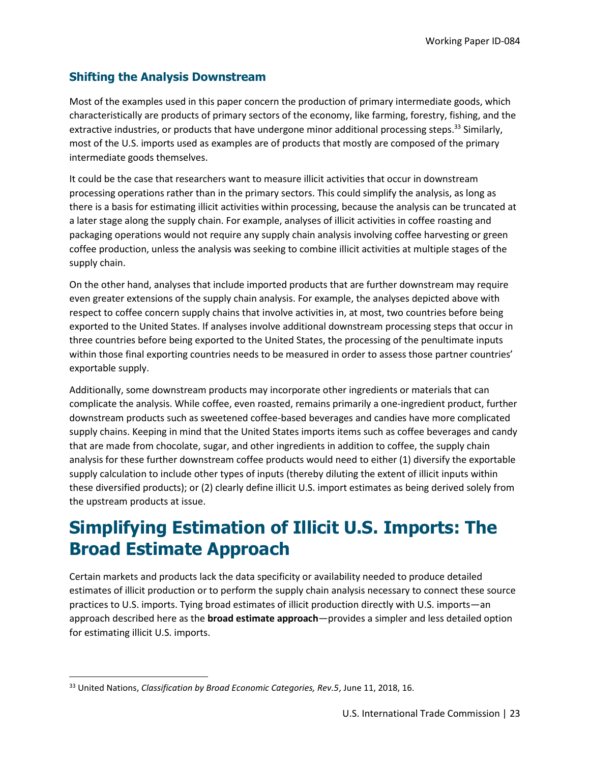### Shifting the Analysis Downstream

Most of the examples used in this paper concern the production of primary intermediate goods, which characteristically are products of primary sectors of the economy, like farming, forestry, fishing, and the extractive industries, or products that have undergone minor additional processing steps.[33] Similarly, most of the U.S. imports used as examples are of products that mostly are composed of the primary intermediate goods themselves.

It could be the case that researchers want to measure illicit activities that occur in downstream processing operations rather than in the primary sectors. This could simplify the analysis, as long as there is a basis for estimating illicit activities within processing, because the analysis can be truncated at a later stage along the supply chain. For example, analyses of illicit activities in coffee roasting and packaging operations would not require any supply chain analysis involving coffee harvesting or green coffee production, unless the analysis was seeking to combine illicit activities at multiple stages of the supply chain.

On the other hand, analyses that include imported products that are further downstream may require even greater extensions of the supply chain analysis. For example, the analyses depicted above with respect to coffee concern supply chains that involve activities in, at most, two countries before being exported to the United States. If analyses involve additional downstream processing steps that occur in three countries before being exported to the United States, the processing of the penultimate inputs within those final exporting countries needs to be measured in order to assess those partner countries' exportable supply.

Additionally, some downstream products may incorporate other ingredients or materials that can complicate the analysis. While coffee, even roasted, remains primarily a one-ingredient product, further downstream products such as sweetened coffee-based beverages and candies have more complicated supply chains. Keeping in mind that the United States imports items such as coffee beverages and candy that are made from chocolate, sugar, and other ingredients in addition to coffee, the supply chain analysis for these further downstream coffee products would need to either (1) diversify the exportable supply calculation to include other types of inputs (thereby diluting the extent of illicit inputs within these diversified products); or (2) clearly define illicit U.S. import estimates as being derived solely from the upstream products at issue.

## Simplifying Estimation of Illicit U.S. Imports: The Broad Estimate Approach

Certain markets and products lack the data specificity or availability needed to produce detailed estimates of illicit production or to perform the supply chain analysis necessary to connect these source practices to U.S. imports. Tying broad estimates of illicit production directly with U.S. imports—an approach described here as the **broad estimate approach**—provides a simpler and less detailed option for estimating illicit U.S. imports.

---

[33] United Nations, *Classification by Broad Economic Categories, Rev.5*, June 11, 2018, 16.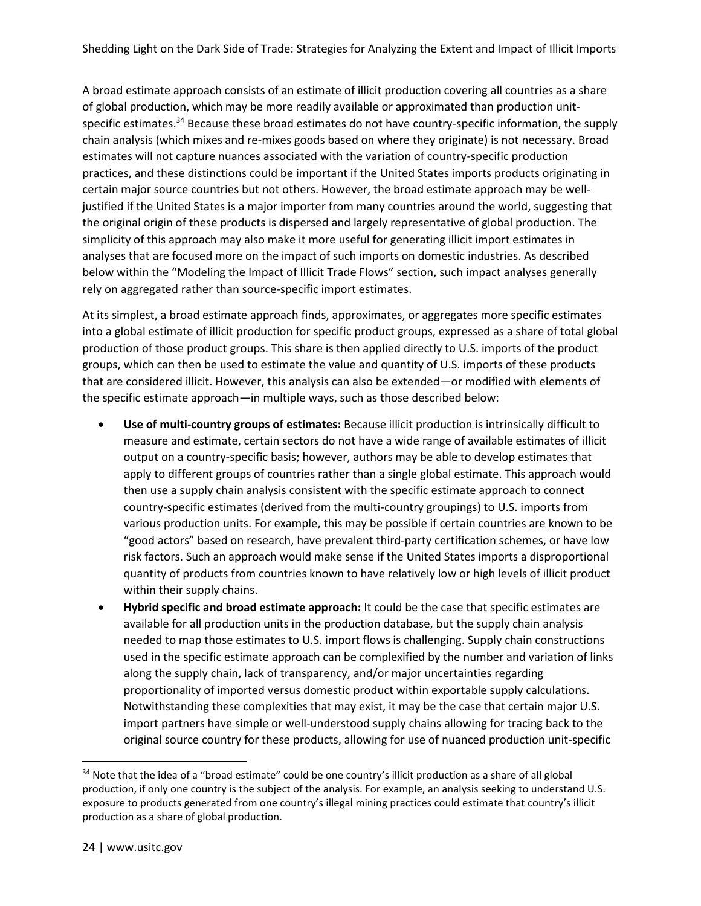A broad estimate approach consists of an estimate of illicit production covering all countries as a share of global production, which may be more readily available or approximated than production unit-specific estimates.[34] Because these broad estimates do not have country-specific information, the supply chain analysis (which mixes and re-mixes goods based on where they originate) is not necessary. Broad estimates will not capture nuances associated with the variation of country-specific production practices, and these distinctions could be important if the United States imports products originating in certain major source countries but not others. However, the broad estimate approach may be well-justified if the United States is a major importer from many countries around the world, suggesting that the original origin of these products is dispersed and largely representative of global production. The simplicity of this approach may also make it more useful for generating illicit import estimates in analyses that are focused more on the impact of such imports on domestic industries. As described below within the "Modeling the Impact of Illicit Trade Flows" section, such impact analyses generally rely on aggregated rather than source-specific import estimates.

At its simplest, a broad estimate approach finds, approximates, or aggregates more specific estimates into a global estimate of illicit production for specific product groups, expressed as a share of total global production of those product groups. This share is then applied directly to U.S. imports of the product groups, which can then be used to estimate the value and quantity of U.S. imports of these products that are considered illicit. However, this analysis can also be extended—or modified with elements of the specific estimate approach—in multiple ways, such as those described below:

- **Use of multi-country groups of estimates:** Because illicit production is intrinsically difficult to measure and estimate, certain sectors do not have a wide range of available estimates of illicit output on a country-specific basis; however, authors may be able to develop estimates that apply to different groups of countries rather than a single global estimate. This approach would then use a supply chain analysis consistent with the specific estimate approach to connect country-specific estimates (derived from the multi-country groupings) to U.S. imports from various production units. For example, this may be possible if certain countries are known to be "good actors" based on research, have prevalent third-party certification schemes, or have low risk factors. Such an approach would make sense if the United States imports a disproportional quantity of products from countries known to have relatively low or high levels of illicit product within their supply chains.
- **Hybrid specific and broad estimate approach:** It could be the case that specific estimates are available for all production units in the production database, but the supply chain analysis needed to map those estimates to U.S. import flows is challenging. Supply chain constructions used in the specific estimate approach can be complexified by the number and variation of links along the supply chain, lack of transparency, and/or major uncertainties regarding proportionality of imported versus domestic product within exportable supply calculations. Notwithstanding these complexities that may exist, it may be the case that certain major U.S. import partners have simple or well-understood supply chains allowing for tracing back to the original source country for these products, allowing for use of nuanced production unit-specific

[34] Note that the idea of a "broad estimate" could be one country's illicit production as a share of all global production, if only one country is the subject of the analysis. For example, an analysis seeking to understand U.S. exposure to products generated from one country's illegal mining practices could estimate that country's illicit production as a share of global production.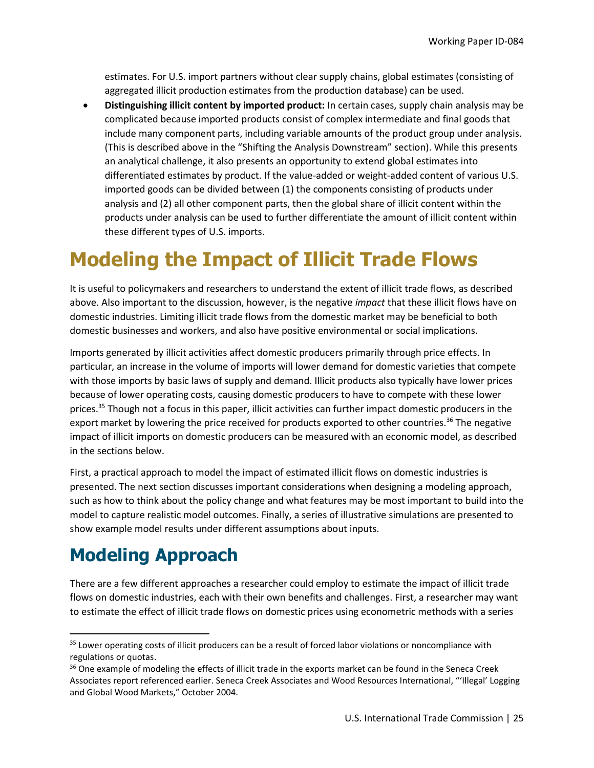estimates. For U.S. import partners without clear supply chains, global estimates (consisting of aggregated illicit production estimates from the production database) can be used.

- **Distinguishing illicit content by imported product:** In certain cases, supply chain analysis may be complicated because imported products consist of complex intermediate and final goods that include many component parts, including variable amounts of the product group under analysis. (This is described above in the "Shifting the Analysis Downstream" section). While this presents an analytical challenge, it also presents an opportunity to extend global estimates into differentiated estimates by product. If the value-added or weight-added content of various U.S. imported goods can be divided between (1) the components consisting of products under analysis and (2) all other component parts, then the global share of illicit content within the products under analysis can be used to further differentiate the amount of illicit content within these different types of U.S. imports.

# Modeling the Impact of Illicit Trade Flows

It is useful to policymakers and researchers to understand the extent of illicit trade flows, as described above. Also important to the discussion, however, is the negative *impact* that these illicit flows have on domestic industries. Limiting illicit trade flows from the domestic market may be beneficial to both domestic businesses and workers, and also have positive environmental or social implications.

Imports generated by illicit activities affect domestic producers primarily through price effects. In particular, an increase in the volume of imports will lower demand for domestic varieties that compete with those imports by basic laws of supply and demand. Illicit products also typically have lower prices because of lower operating costs, causing domestic producers to have to compete with these lower prices.[35] Though not a focus in this paper, illicit activities can further impact domestic producers in the export market by lowering the price received for products exported to other countries.[36] The negative impact of illicit imports on domestic producers can be measured with an economic model, as described in the sections below.

First, a practical approach to model the impact of estimated illicit flows on domestic industries is presented. The next section discusses important considerations when designing a modeling approach, such as how to think about the policy change and what features may be most important to build into the model to capture realistic model outcomes. Finally, a series of illustrative simulations are presented to show example model results under different assumptions about inputs.

## Modeling Approach

There are a few different approaches a researcher could employ to estimate the impact of illicit trade flows on domestic industries, each with their own benefits and challenges. First, a researcher may want to estimate the effect of illicit trade flows on domestic prices using econometric methods with a series

---

[35] Lower operating costs of illicit producers can be a result of forced labor violations or noncompliance with regulations or quotas.

[36] One example of modeling the effects of illicit trade in the exports market can be found in the Seneca Creek Associates report referenced earlier. Seneca Creek Associates and Wood Resources International, "'Illegal' Logging and Global Wood Markets," October 2004.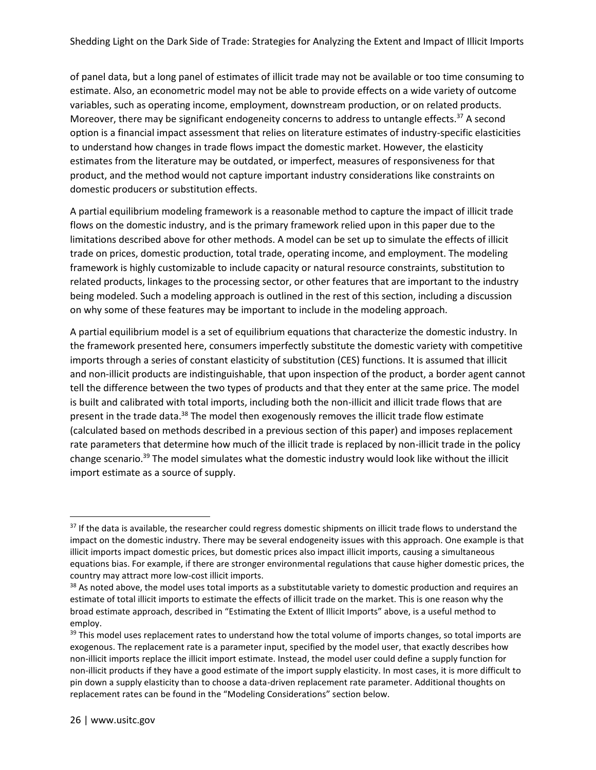of panel data, but a long panel of estimates of illicit trade may not be available or too time consuming to estimate. Also, an econometric model may not be able to provide effects on a wide variety of outcome variables, such as operating income, employment, downstream production, or on related products. Moreover, there may be significant endogeneity concerns to address to untangle effects.[37] A second option is a financial impact assessment that relies on literature estimates of industry-specific elasticities to understand how changes in trade flows impact the domestic market. However, the elasticity estimates from the literature may be outdated, or imperfect, measures of responsiveness for that product, and the method would not capture important industry considerations like constraints on domestic producers or substitution effects.

A partial equilibrium modeling framework is a reasonable method to capture the impact of illicit trade flows on the domestic industry, and is the primary framework relied upon in this paper due to the limitations described above for other methods. A model can be set up to simulate the effects of illicit trade on prices, domestic production, total trade, operating income, and employment. The modeling framework is highly customizable to include capacity or natural resource constraints, substitution to related products, linkages to the processing sector, or other features that are important to the industry being modeled. Such a modeling approach is outlined in the rest of this section, including a discussion on why some of these features may be important to include in the modeling approach.

A partial equilibrium model is a set of equilibrium equations that characterize the domestic industry. In the framework presented here, consumers imperfectly substitute the domestic variety with competitive imports through a series of constant elasticity of substitution (CES) functions. It is assumed that illicit and non-illicit products are indistinguishable, that upon inspection of the product, a border agent cannot tell the difference between the two types of products and that they enter at the same price. The model is built and calibrated with total imports, including both the non-illicit and illicit trade flows that are present in the trade data.[38] The model then exogenously removes the illicit trade flow estimate (calculated based on methods described in a previous section of this paper) and imposes replacement rate parameters that determine how much of the illicit trade is replaced by non-illicit trade in the policy change scenario.[39] The model simulates what the domestic industry would look like without the illicit import estimate as a source of supply.

---

[37] If the data is available, the researcher could regress domestic shipments on illicit trade flows to understand the impact on the domestic industry. There may be several endogeneity issues with this approach. One example is that illicit imports impact domestic prices, but domestic prices also impact illicit imports, causing a simultaneous equations bias. For example, if there are stronger environmental regulations that cause higher domestic prices, the country may attract more low-cost illicit imports.

[38] As noted above, the model uses total imports as a substitutable variety to domestic production and requires an estimate of total illicit imports to estimate the effects of illicit trade on the market. This is one reason why the broad estimate approach, described in "Estimating the Extent of Illicit Imports" above, is a useful method to employ.

[39] This model uses replacement rates to understand how the total volume of imports changes, so total imports are exogenous. The replacement rate is a parameter input, specified by the model user, that exactly describes how non-illicit imports replace the illicit import estimate. Instead, the model user could define a supply function for non-illicit products if they have a good estimate of the import supply elasticity. In most cases, it is more difficult to pin down a supply elasticity than to choose a data-driven replacement rate parameter. Additional thoughts on replacement rates can be found in the "Modeling Considerations" section below.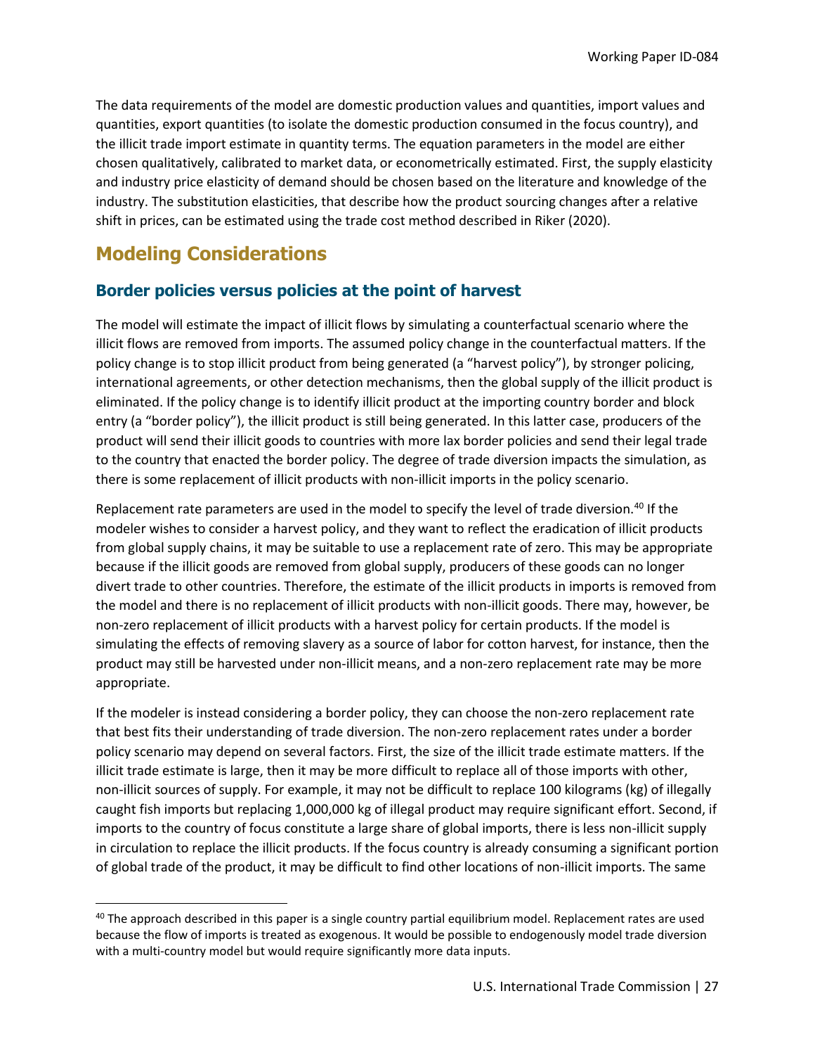The data requirements of the model are domestic production values and quantities, import values and quantities, export quantities (to isolate the domestic production consumed in the focus country), and the illicit trade import estimate in quantity terms. The equation parameters in the model are either chosen qualitatively, calibrated to market data, or econometrically estimated. First, the supply elasticity and industry price elasticity of demand should be chosen based on the literature and knowledge of the industry. The substitution elasticities, that describe how the product sourcing changes after a relative shift in prices, can be estimated using the trade cost method described in Riker (2020).

## Modeling Considerations

### Border policies versus policies at the point of harvest

The model will estimate the impact of illicit flows by simulating a counterfactual scenario where the illicit flows are removed from imports. The assumed policy change in the counterfactual matters. If the policy change is to stop illicit product from being generated (a "harvest policy"), by stronger policing, international agreements, or other detection mechanisms, then the global supply of the illicit product is eliminated. If the policy change is to identify illicit product at the importing country border and block entry (a "border policy"), the illicit product is still being generated. In this latter case, producers of the product will send their illicit goods to countries with more lax border policies and send their legal trade to the country that enacted the border policy. The degree of trade diversion impacts the simulation, as there is some replacement of illicit products with non-illicit imports in the policy scenario.

Replacement rate parameters are used in the model to specify the level of trade diversion.[40] If the modeler wishes to consider a harvest policy, and they want to reflect the eradication of illicit products from global supply chains, it may be suitable to use a replacement rate of zero. This may be appropriate because if the illicit goods are removed from global supply, producers of these goods can no longer divert trade to other countries. Therefore, the estimate of the illicit products in imports is removed from the model and there is no replacement of illicit products with non-illicit goods. There may, however, be non-zero replacement of illicit products with a harvest policy for certain products. If the model is simulating the effects of removing slavery as a source of labor for cotton harvest, for instance, then the product may still be harvested under non-illicit means, and a non-zero replacement rate may be more appropriate.

If the modeler is instead considering a border policy, they can choose the non-zero replacement rate that best fits their understanding of trade diversion. The non-zero replacement rates under a border policy scenario may depend on several factors. First, the size of the illicit trade estimate matters. If the illicit trade estimate is large, then it may be more difficult to replace all of those imports with other, non-illicit sources of supply. For example, it may not be difficult to replace 100 kilograms (kg) of illegally caught fish imports but replacing 1,000,000 kg of illegal product may require significant effort. Second, if imports to the country of focus constitute a large share of global imports, there is less non-illicit supply in circulation to replace the illicit products. If the focus country is already consuming a significant portion of global trade of the product, it may be difficult to find other locations of non-illicit imports. The same

[40] The approach described in this paper is a single country partial equilibrium model. Replacement rates are used because the flow of imports is treated as exogenous. It would be possible to endogenously model trade diversion with a multi-country model but would require significantly more data inputs.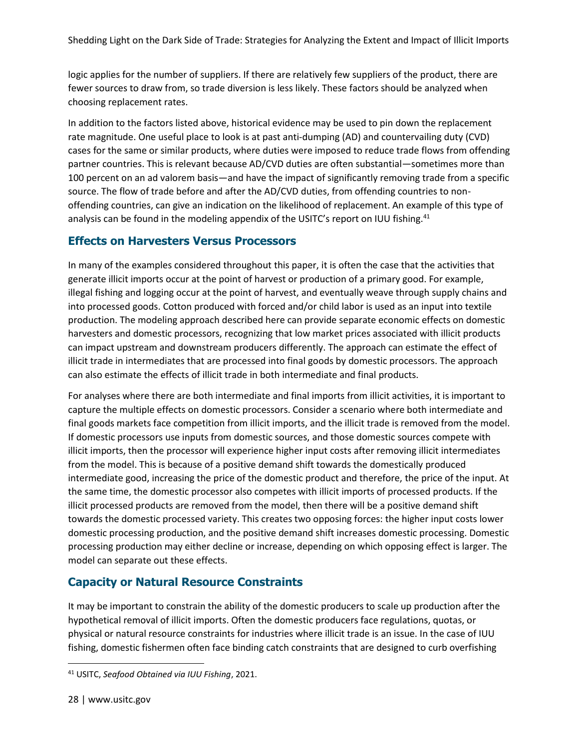logic applies for the number of suppliers. If there are relatively few suppliers of the product, there are fewer sources to draw from, so trade diversion is less likely. These factors should be analyzed when choosing replacement rates.

In addition to the factors listed above, historical evidence may be used to pin down the replacement rate magnitude. One useful place to look is at past anti-dumping (AD) and countervailing duty (CVD) cases for the same or similar products, where duties were imposed to reduce trade flows from offending partner countries. This is relevant because AD/CVD duties are often substantial—sometimes more than 100 percent on an ad valorem basis—and have the impact of significantly removing trade from a specific source. The flow of trade before and after the AD/CVD duties, from offending countries to non-offending countries, can give an indication on the likelihood of replacement. An example of this type of analysis can be found in the modeling appendix of the USITC's report on IUU fishing.[41]

## Effects on Harvesters Versus Processors

In many of the examples considered throughout this paper, it is often the case that the activities that generate illicit imports occur at the point of harvest or production of a primary good. For example, illegal fishing and logging occur at the point of harvest, and eventually weave through supply chains and into processed goods. Cotton produced with forced and/or child labor is used as an input into textile production. The modeling approach described here can provide separate economic effects on domestic harvesters and domestic processors, recognizing that low market prices associated with illicit products can impact upstream and downstream producers differently. The approach can estimate the effect of illicit trade in intermediates that are processed into final goods by domestic processors. The approach can also estimate the effects of illicit trade in both intermediate and final products.

For analyses where there are both intermediate and final imports from illicit activities, it is important to capture the multiple effects on domestic processors. Consider a scenario where both intermediate and final goods markets face competition from illicit imports, and the illicit trade is removed from the model. If domestic processors use inputs from domestic sources, and those domestic sources compete with illicit imports, then the processor will experience higher input costs after removing illicit intermediates from the model. This is because of a positive demand shift towards the domestically produced intermediate good, increasing the price of the domestic product and therefore, the price of the input. At the same time, the domestic processor also competes with illicit imports of processed products. If the illicit processed products are removed from the model, then there will be a positive demand shift towards the domestic processed variety. This creates two opposing forces: the higher input costs lower domestic processing production, and the positive demand shift increases domestic processing. Domestic processing production may either decline or increase, depending on which opposing effect is larger. The model can separate out these effects.

## Capacity or Natural Resource Constraints

It may be important to constrain the ability of the domestic producers to scale up production after the hypothetical removal of illicit imports. Often the domestic producers face regulations, quotas, or physical or natural resource constraints for industries where illicit trade is an issue. In the case of IUU fishing, domestic fishermen often face binding catch constraints that are designed to curb overfishing

---

[41] USITC, *Seafood Obtained via IUU Fishing*, 2021.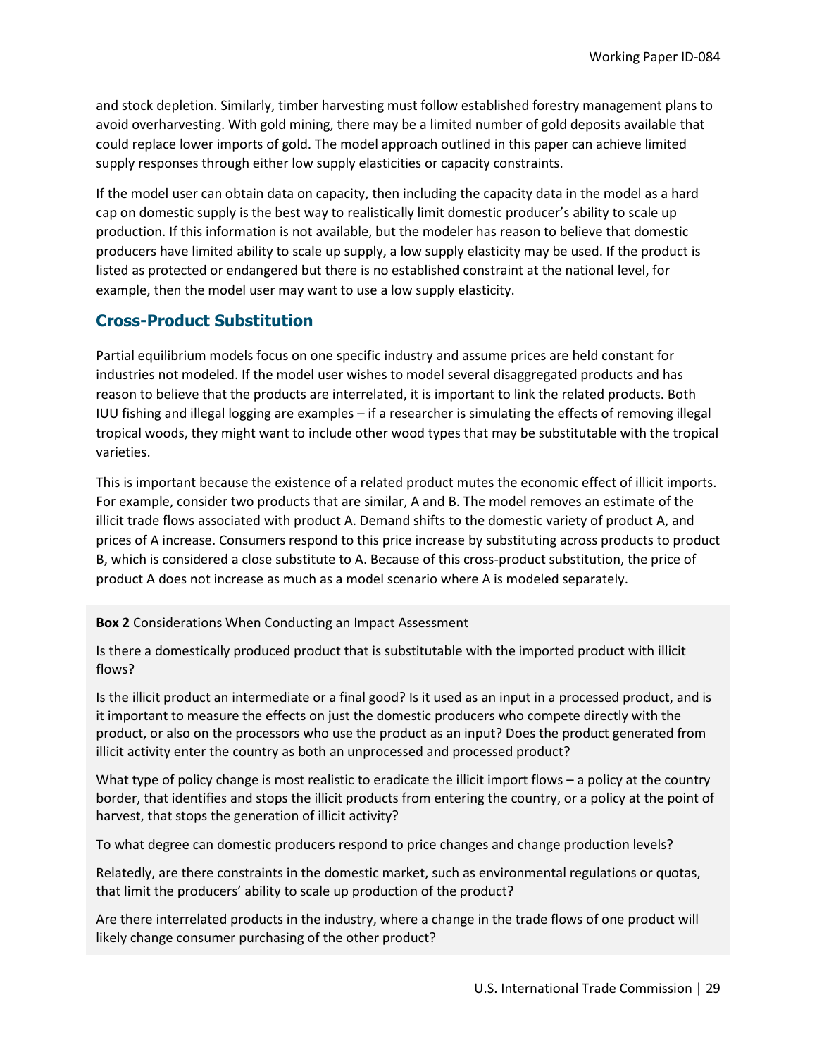and stock depletion. Similarly, timber harvesting must follow established forestry management plans to avoid overharvesting. With gold mining, there may be a limited number of gold deposits available that could replace lower imports of gold. The model approach outlined in this paper can achieve limited supply responses through either low supply elasticities or capacity constraints.

If the model user can obtain data on capacity, then including the capacity data in the model as a hard cap on domestic supply is the best way to realistically limit domestic producer's ability to scale up production. If this information is not available, but the modeler has reason to believe that domestic producers have limited ability to scale up supply, a low supply elasticity may be used. If the product is listed as protected or endangered but there is no established constraint at the national level, for example, then the model user may want to use a low supply elasticity.

## Cross-Product Substitution

Partial equilibrium models focus on one specific industry and assume prices are held constant for industries not modeled. If the model user wishes to model several disaggregated products and has reason to believe that the products are interrelated, it is important to link the related products. Both IUU fishing and illegal logging are examples – if a researcher is simulating the effects of removing illegal tropical woods, they might want to include other wood types that may be substitutable with the tropical varieties.

This is important because the existence of a related product mutes the economic effect of illicit imports. For example, consider two products that are similar, A and B. The model removes an estimate of the illicit trade flows associated with product A. Demand shifts to the domestic variety of product A, and prices of A increase. Consumers respond to this price increase by substituting across products to product B, which is considered a close substitute to A. Because of this cross-product substitution, the price of product A does not increase as much as a model scenario where A is modeled separately.

**Box 2** Considerations When Conducting an Impact Assessment

Is there a domestically produced product that is substitutable with the imported product with illicit flows?

Is the illicit product an intermediate or a final good? Is it used as an input in a processed product, and is it important to measure the effects on just the domestic producers who compete directly with the product, or also on the processors who use the product as an input? Does the product generated from illicit activity enter the country as both an unprocessed and processed product?

What type of policy change is most realistic to eradicate the illicit import flows – a policy at the country border, that identifies and stops the illicit products from entering the country, or a policy at the point of harvest, that stops the generation of illicit activity?

To what degree can domestic producers respond to price changes and change production levels?

Relatedly, are there constraints in the domestic market, such as environmental regulations or quotas, that limit the producers' ability to scale up production of the product?

Are there interrelated products in the industry, where a change in the trade flows of one product will likely change consumer purchasing of the other product?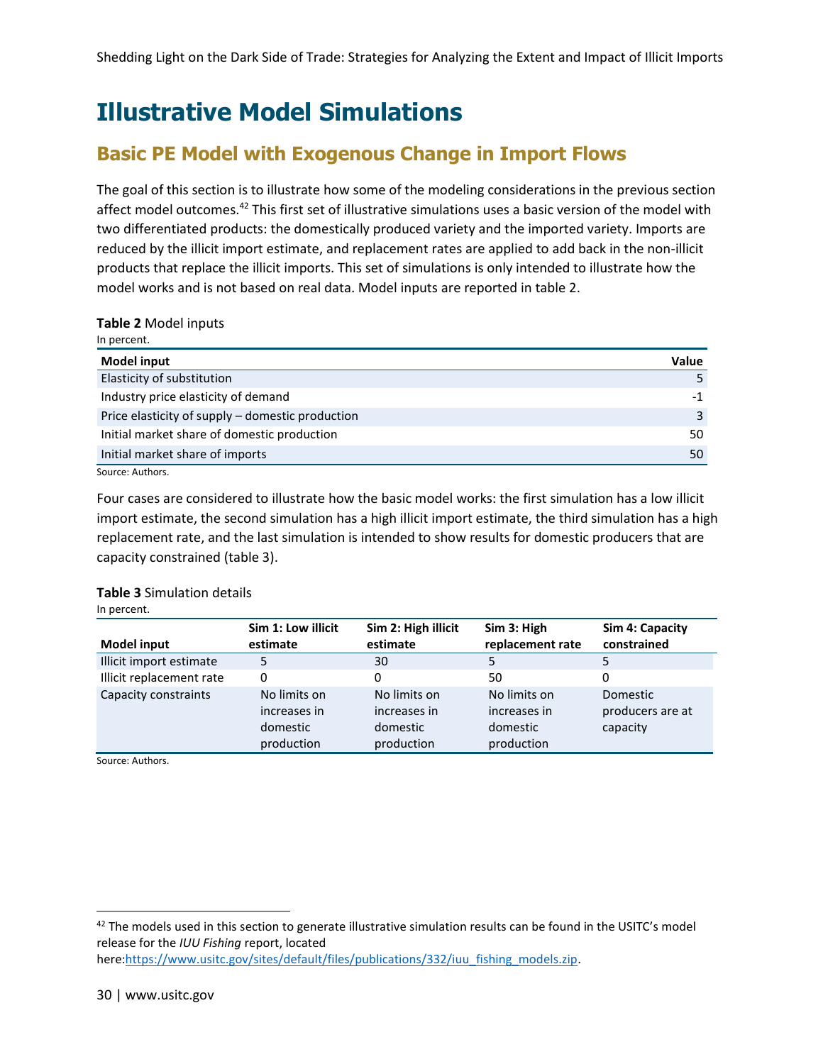# Illustrative Model Simulations

## Basic PE Model with Exogenous Change in Import Flows

The goal of this section is to illustrate how some of the modeling considerations in the previous section affect model outcomes.[42] This first set of illustrative simulations uses a basic version of the model with two differentiated products: the domestically produced variety and the imported variety. Imports are reduced by the illicit import estimate, and replacement rates are applied to add back in the non-illicit products that replace the illicit imports. This set of simulations is only intended to illustrate how the model works and is not based on real data. Model inputs are reported in table 2.

**Table 2** Model inputs

In percent.

| Model input | Value |
|---|---|
| Elasticity of substitution | 5 |
| Industry price elasticity of demand | -1 |
| Price elasticity of supply – domestic production | 3 |
| Initial market share of domestic production | 50 |
| Initial market share of imports | 50 |

Source: Authors.

Four cases are considered to illustrate how the basic model works: the first simulation has a low illicit import estimate, the second simulation has a high illicit import estimate, the third simulation has a high replacement rate, and the last simulation is intended to show results for domestic producers that are capacity constrained (table 3).

**Table 3** Simulation details

In percent.

| Model input | Sim 1: Low illicit estimate | Sim 2: High illicit estimate | Sim 3: High replacement rate | Sim 4: Capacity constrained |
|---|---|---|---|---|
| Illicit import estimate | 5 | 30 | 5 | 5 |
| Illicit replacement rate | 0 | 0 | 50 | 0 |
| Capacity constraints | No limits on increases in domestic production | No limits on increases in domestic production | No limits on increases in domestic production | Domestic producers are at capacity |

Source: Authors.

[42] The models used in this section to generate illustrative simulation results can be found in the USITC's model release for the *IUU Fishing* report, located here:https://www.usitc.gov/sites/default/files/publications/332/iuu_fishing_models.zip.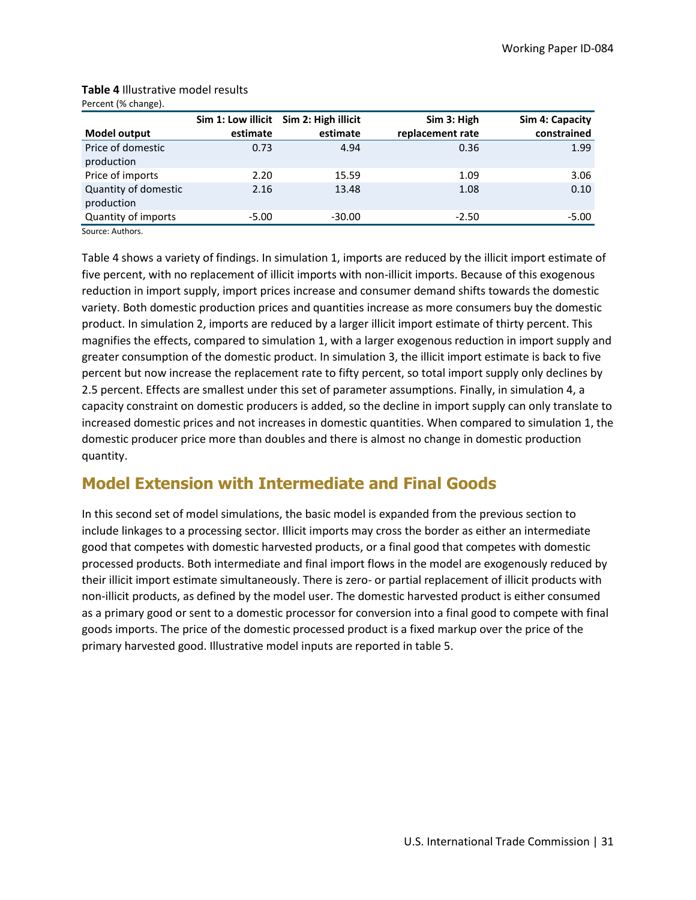**Table 4** Illustrative model results
Percent (% change).

| Model output | Sim 1: Low illicit estimate | Sim 2: High illicit estimate | Sim 3: High replacement rate | Sim 4: Capacity constrained |
|---|---|---|---|---|
| Price of domestic production | 0.73 | 4.94 | 0.36 | 1.99 |
| Price of imports | 2.20 | 15.59 | 1.09 | 3.06 |
| Quantity of domestic production | 2.16 | 13.48 | 1.08 | 0.10 |
| Quantity of imports | -5.00 | -30.00 | -2.50 | -5.00 |

Source: Authors.

Table 4 shows a variety of findings. In simulation 1, imports are reduced by the illicit import estimate of five percent, with no replacement of illicit imports with non-illicit imports. Because of this exogenous reduction in import supply, import prices increase and consumer demand shifts towards the domestic variety. Both domestic production prices and quantities increase as more consumers buy the domestic product. In simulation 2, imports are reduced by a larger illicit import estimate of thirty percent. This magnifies the effects, compared to simulation 1, with a larger exogenous reduction in import supply and greater consumption of the domestic product. In simulation 3, the illicit import estimate is back to five percent but now increase the replacement rate to fifty percent, so total import supply only declines by 2.5 percent. Effects are smallest under this set of parameter assumptions. Finally, in simulation 4, a capacity constraint on domestic producers is added, so the decline in import supply can only translate to increased domestic prices and not increases in domestic quantities. When compared to simulation 1, the domestic producer price more than doubles and there is almost no change in domestic production quantity.

## Model Extension with Intermediate and Final Goods

In this second set of model simulations, the basic model is expanded from the previous section to include linkages to a processing sector. Illicit imports may cross the border as either an intermediate good that competes with domestic harvested products, or a final good that competes with domestic processed products. Both intermediate and final import flows in the model are exogenously reduced by their illicit import estimate simultaneously. There is zero- or partial replacement of illicit products with non-illicit products, as defined by the model user. The domestic harvested product is either consumed as a primary good or sent to a domestic processor for conversion into a final good to compete with final goods imports. The price of the domestic processed product is a fixed markup over the price of the primary harvested good. Illustrative model inputs are reported in table 5.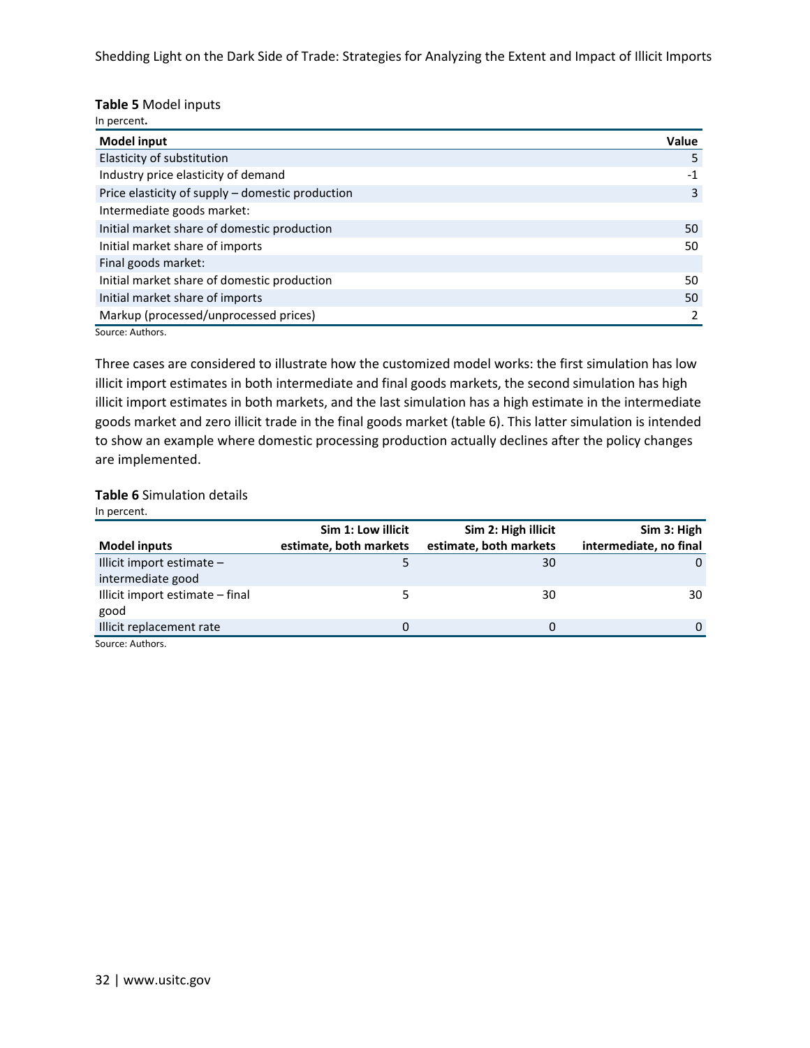**Table 5** Model inputs

In percent**.**

| Model input | Value |
|---|---|
| Elasticity of substitution | 5 |
| Industry price elasticity of demand | -1 |
| Price elasticity of supply – domestic production | 3 |
| Intermediate goods market: | |
| Initial market share of domestic production | 50 |
| Initial market share of imports | 50 |
| Final goods market: | |
| Initial market share of domestic production | 50 |
| Initial market share of imports | 50 |
| Markup (processed/unprocessed prices) | 2 |

Source: Authors.

Three cases are considered to illustrate how the customized model works: the first simulation has low illicit import estimates in both intermediate and final goods markets, the second simulation has high illicit import estimates in both markets, and the last simulation has a high estimate in the intermediate goods market and zero illicit trade in the final goods market (table 6). This latter simulation is intended to show an example where domestic processing production actually declines after the policy changes are implemented.

**Table 6** Simulation details

In percent.

| Model inputs | Sim 1: Low illicit estimate, both markets | Sim 2: High illicit estimate, both markets | Sim 3: High intermediate, no final |
|---|---|---|---|
| Illicit import estimate – intermediate good | 5 | 30 | 0 |
| Illicit import estimate – final good | 5 | 30 | 30 |
| Illicit replacement rate | 0 | 0 | 0 |

Source: Authors.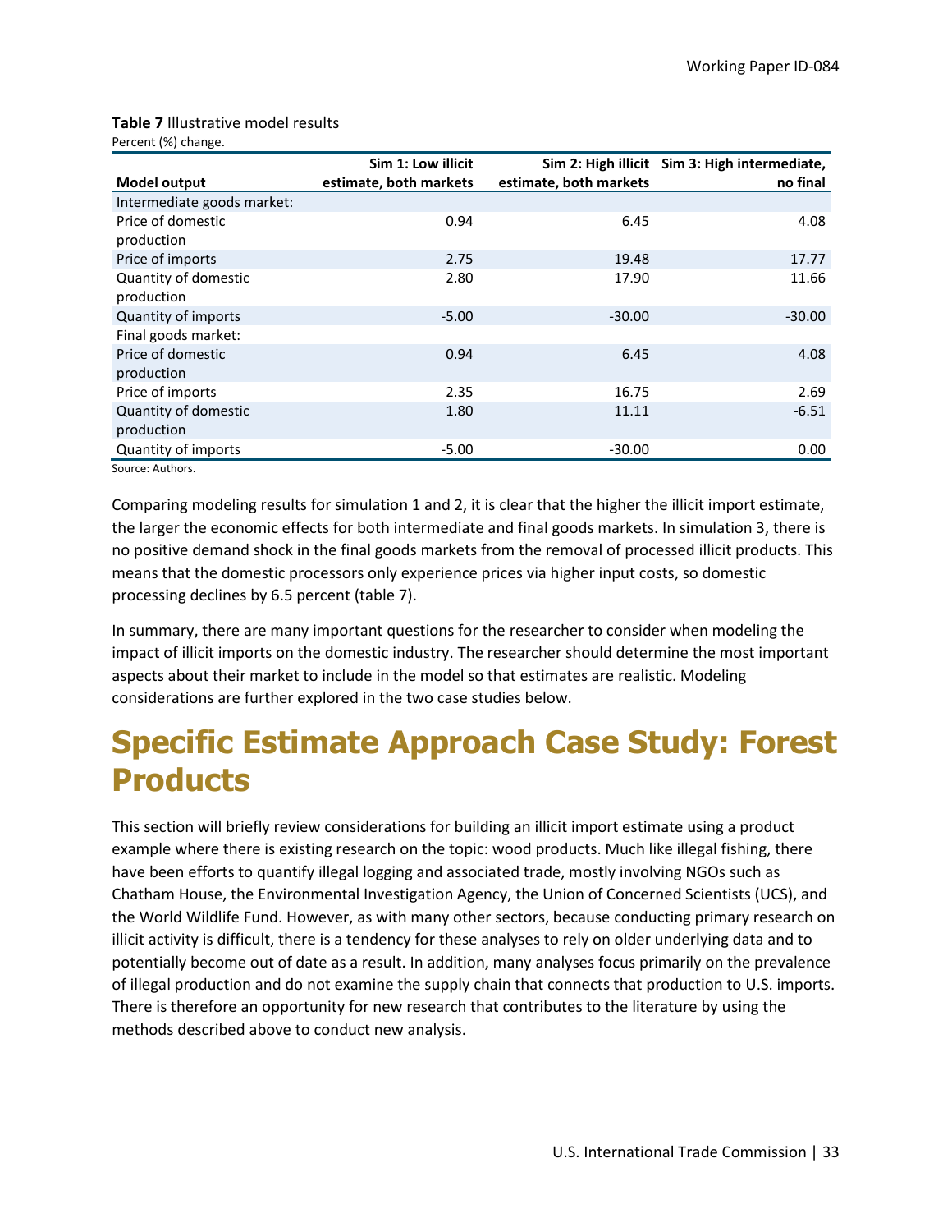**Table 7** Illustrative model results

Percent (%) change.

| Model output | Sim 1: Low illicit estimate, both markets | Sim 2: High illicit estimate, both markets | Sim 3: High intermediate, no final |
|---|---|---|---|
| Intermediate goods market: | | | |
| Price of domestic production | 0.94 | 6.45 | 4.08 |
| Price of imports | 2.75 | 19.48 | 17.77 |
| Quantity of domestic production | 2.80 | 17.90 | 11.66 |
| Quantity of imports | -5.00 | -30.00 | -30.00 |
| Final goods market: | | | |
| Price of domestic production | 0.94 | 6.45 | 4.08 |
| Price of imports | 2.35 | 16.75 | 2.69 |
| Quantity of domestic production | 1.80 | 11.11 | -6.51 |
| Quantity of imports | -5.00 | -30.00 | 0.00 |

Source: Authors.

Comparing modeling results for simulation 1 and 2, it is clear that the higher the illicit import estimate, the larger the economic effects for both intermediate and final goods markets. In simulation 3, there is no positive demand shock in the final goods markets from the removal of processed illicit products. This means that the domestic processors only experience prices via higher input costs, so domestic processing declines by 6.5 percent (table 7).

In summary, there are many important questions for the researcher to consider when modeling the impact of illicit imports on the domestic industry. The researcher should determine the most important aspects about their market to include in the model so that estimates are realistic. Modeling considerations are further explored in the two case studies below.

# Specific Estimate Approach Case Study: Forest Products

This section will briefly review considerations for building an illicit import estimate using a product example where there is existing research on the topic: wood products. Much like illegal fishing, there have been efforts to quantify illegal logging and associated trade, mostly involving NGOs such as Chatham House, the Environmental Investigation Agency, the Union of Concerned Scientists (UCS), and the World Wildlife Fund. However, as with many other sectors, because conducting primary research on illicit activity is difficult, there is a tendency for these analyses to rely on older underlying data and to potentially become out of date as a result. In addition, many analyses focus primarily on the prevalence of illegal production and do not examine the supply chain that connects that production to U.S. imports. There is therefore an opportunity for new research that contributes to the literature by using the methods described above to conduct new analysis.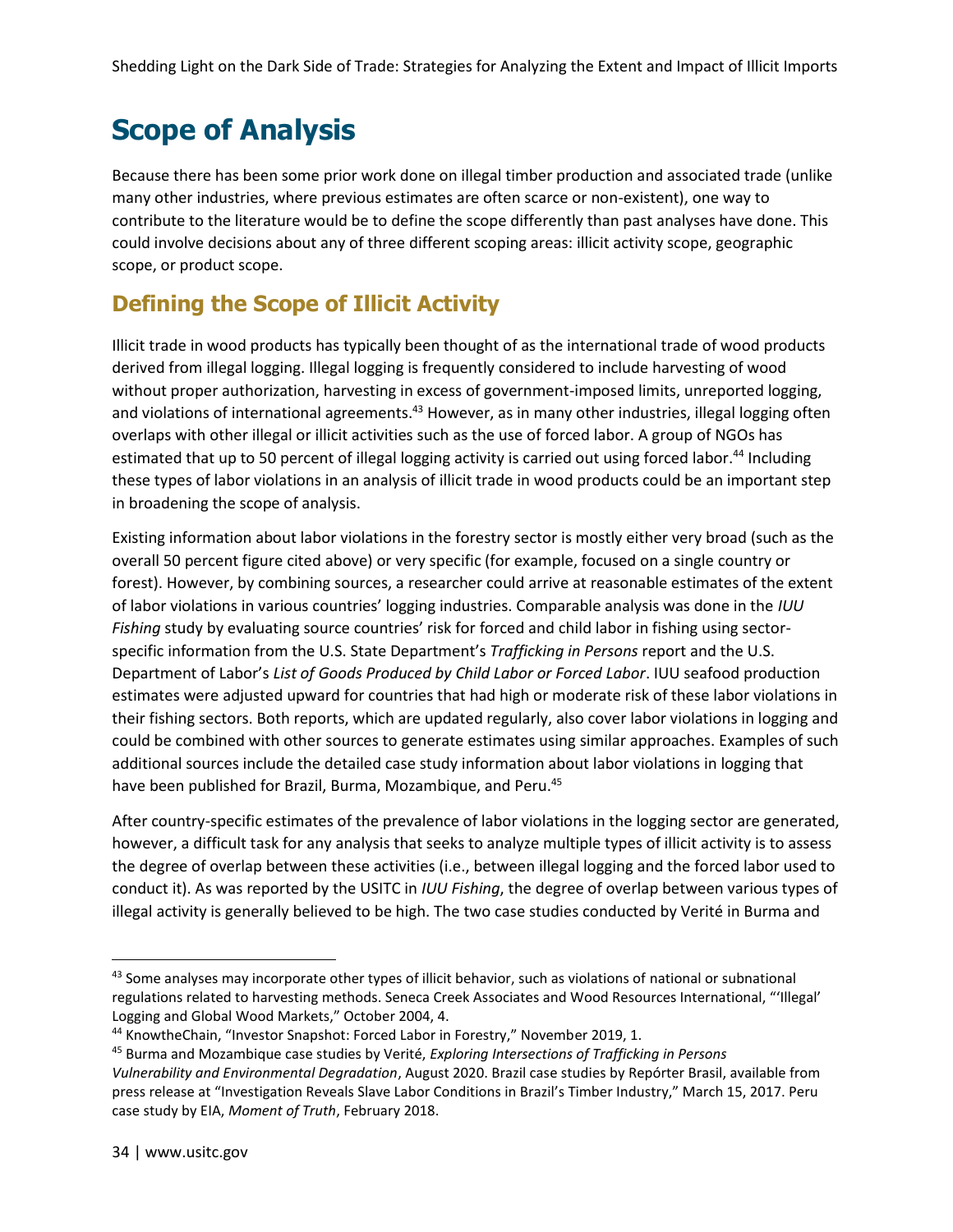# Scope of Analysis

Because there has been some prior work done on illegal timber production and associated trade (unlike many other industries, where previous estimates are often scarce or non-existent), one way to contribute to the literature would be to define the scope differently than past analyses have done. This could involve decisions about any of three different scoping areas: illicit activity scope, geographic scope, or product scope.

## Defining the Scope of Illicit Activity

Illicit trade in wood products has typically been thought of as the international trade of wood products derived from illegal logging. Illegal logging is frequently considered to include harvesting of wood without proper authorization, harvesting in excess of government-imposed limits, unreported logging, and violations of international agreements.[43] However, as in many other industries, illegal logging often overlaps with other illegal or illicit activities such as the use of forced labor. A group of NGOs has estimated that up to 50 percent of illegal logging activity is carried out using forced labor.[44] Including these types of labor violations in an analysis of illicit trade in wood products could be an important step in broadening the scope of analysis.

Existing information about labor violations in the forestry sector is mostly either very broad (such as the overall 50 percent figure cited above) or very specific (for example, focused on a single country or forest). However, by combining sources, a researcher could arrive at reasonable estimates of the extent of labor violations in various countries' logging industries. Comparable analysis was done in the *IUU Fishing* study by evaluating source countries' risk for forced and child labor in fishing using sector-specific information from the U.S. State Department's *Trafficking in Persons* report and the U.S. Department of Labor's *List of Goods Produced by Child Labor or Forced Labor*. IUU seafood production estimates were adjusted upward for countries that had high or moderate risk of these labor violations in their fishing sectors. Both reports, which are updated regularly, also cover labor violations in logging and could be combined with other sources to generate estimates using similar approaches. Examples of such additional sources include the detailed case study information about labor violations in logging that have been published for Brazil, Burma, Mozambique, and Peru.[45]

After country-specific estimates of the prevalence of labor violations in the logging sector are generated, however, a difficult task for any analysis that seeks to analyze multiple types of illicit activity is to assess the degree of overlap between these activities (i.e., between illegal logging and the forced labor used to conduct it). As was reported by the USITC in *IUU Fishing*, the degree of overlap between various types of illegal activity is generally believed to be high. The two case studies conducted by Verité in Burma and

---

[43] Some analyses may incorporate other types of illicit behavior, such as violations of national or subnational regulations related to harvesting methods. Seneca Creek Associates and Wood Resources International, "'Illegal' Logging and Global Wood Markets," October 2004, 4.

[44] KnowtheChain, "Investor Snapshot: Forced Labor in Forestry," November 2019, 1.

[45] Burma and Mozambique case studies by Verité, *Exploring Intersections of Trafficking in Persons Vulnerability and Environmental Degradation*, August 2020. Brazil case studies by Repórter Brasil, available from press release at "Investigation Reveals Slave Labor Conditions in Brazil's Timber Industry," March 15, 2017. Peru case study by EIA, *Moment of Truth*, February 2018.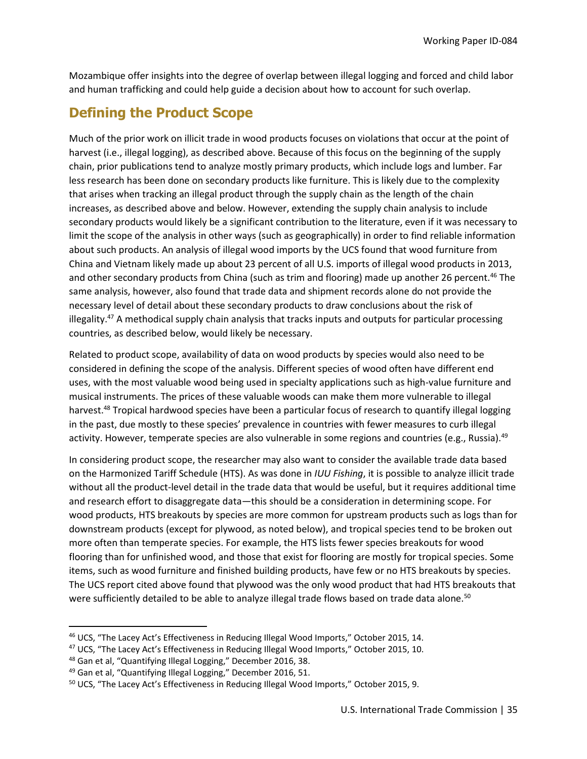Mozambique offer insights into the degree of overlap between illegal logging and forced and child labor and human trafficking and could help guide a decision about how to account for such overlap.

## Defining the Product Scope

Much of the prior work on illicit trade in wood products focuses on violations that occur at the point of harvest (i.e., illegal logging), as described above. Because of this focus on the beginning of the supply chain, prior publications tend to analyze mostly primary products, which include logs and lumber. Far less research has been done on secondary products like furniture. This is likely due to the complexity that arises when tracking an illegal product through the supply chain as the length of the chain increases, as described above and below. However, extending the supply chain analysis to include secondary products would likely be a significant contribution to the literature, even if it was necessary to limit the scope of the analysis in other ways (such as geographically) in order to find reliable information about such products. An analysis of illegal wood imports by the UCS found that wood furniture from China and Vietnam likely made up about 23 percent of all U.S. imports of illegal wood products in 2013, and other secondary products from China (such as trim and flooring) made up another 26 percent.[46] The same analysis, however, also found that trade data and shipment records alone do not provide the necessary level of detail about these secondary products to draw conclusions about the risk of illegality.[47] A methodical supply chain analysis that tracks inputs and outputs for particular processing countries, as described below, would likely be necessary.

Related to product scope, availability of data on wood products by species would also need to be considered in defining the scope of the analysis. Different species of wood often have different end uses, with the most valuable wood being used in specialty applications such as high-value furniture and musical instruments. The prices of these valuable woods can make them more vulnerable to illegal harvest.[48] Tropical hardwood species have been a particular focus of research to quantify illegal logging in the past, due mostly to these species' prevalence in countries with fewer measures to curb illegal activity. However, temperate species are also vulnerable in some regions and countries (e.g., Russia).[49]

In considering product scope, the researcher may also want to consider the available trade data based on the Harmonized Tariff Schedule (HTS). As was done in *IUU Fishing*, it is possible to analyze illicit trade without all the product-level detail in the trade data that would be useful, but it requires additional time and research effort to disaggregate data—this should be a consideration in determining scope. For wood products, HTS breakouts by species are more common for upstream products such as logs than for downstream products (except for plywood, as noted below), and tropical species tend to be broken out more often than temperate species. For example, the HTS lists fewer species breakouts for wood flooring than for unfinished wood, and those that exist for flooring are mostly for tropical species. Some items, such as wood furniture and finished building products, have few or no HTS breakouts by species. The UCS report cited above found that plywood was the only wood product that had HTS breakouts that were sufficiently detailed to be able to analyze illegal trade flows based on trade data alone.[50]

---

[46] UCS, "The Lacey Act's Effectiveness in Reducing Illegal Wood Imports," October 2015, 14.

[47] UCS, "The Lacey Act's Effectiveness in Reducing Illegal Wood Imports," October 2015, 10.

[48] Gan et al, "Quantifying Illegal Logging," December 2016, 38.

[49] Gan et al, "Quantifying Illegal Logging," December 2016, 51.

[50] UCS, "The Lacey Act's Effectiveness in Reducing Illegal Wood Imports," October 2015, 9.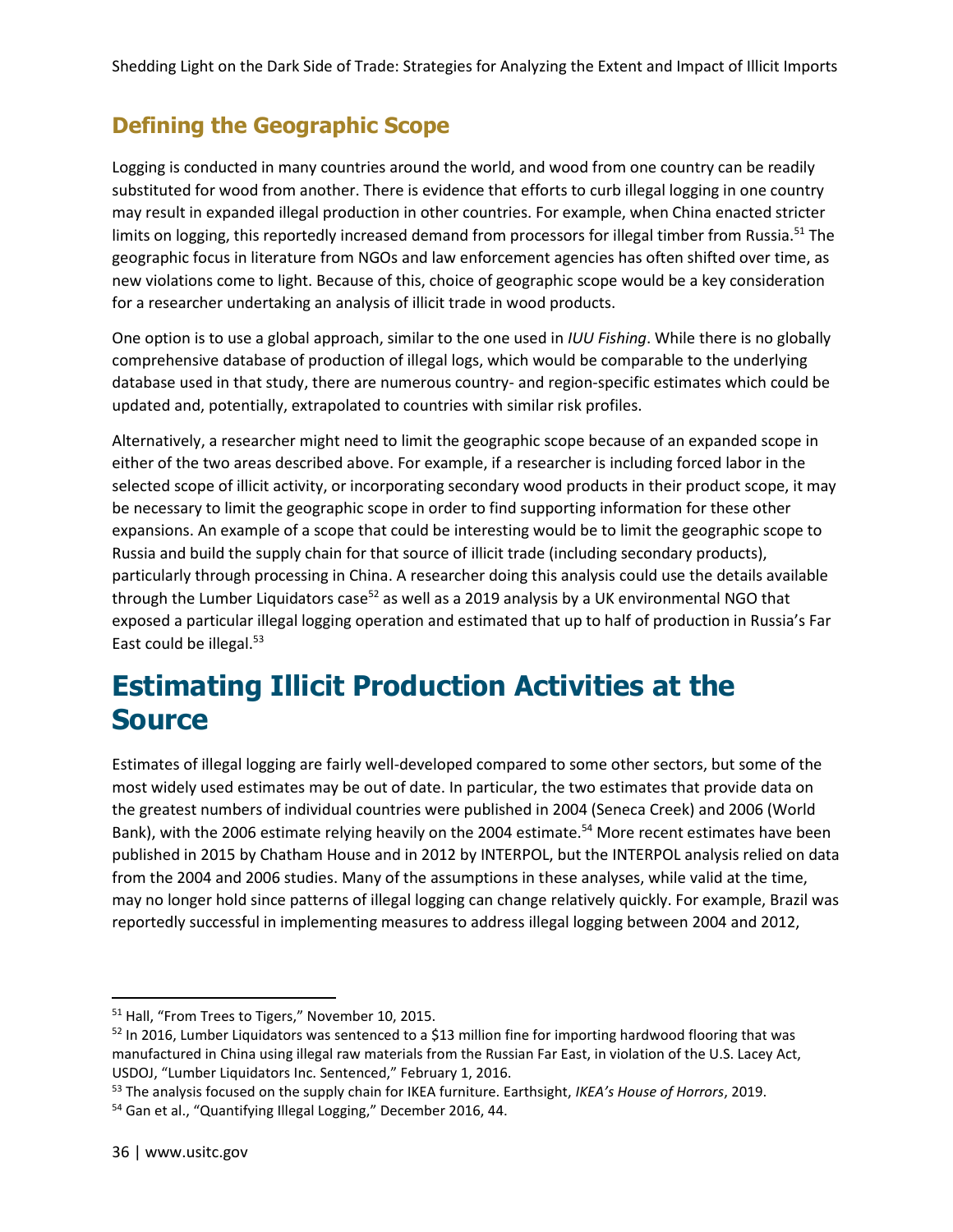## Defining the Geographic Scope

Logging is conducted in many countries around the world, and wood from one country can be readily substituted for wood from another. There is evidence that efforts to curb illegal logging in one country may result in expanded illegal production in other countries. For example, when China enacted stricter limits on logging, this reportedly increased demand from processors for illegal timber from Russia.[51] The geographic focus in literature from NGOs and law enforcement agencies has often shifted over time, as new violations come to light. Because of this, choice of geographic scope would be a key consideration for a researcher undertaking an analysis of illicit trade in wood products.

One option is to use a global approach, similar to the one used in *IUU Fishing*. While there is no globally comprehensive database of production of illegal logs, which would be comparable to the underlying database used in that study, there are numerous country- and region-specific estimates which could be updated and, potentially, extrapolated to countries with similar risk profiles.

Alternatively, a researcher might need to limit the geographic scope because of an expanded scope in either of the two areas described above. For example, if a researcher is including forced labor in the selected scope of illicit activity, or incorporating secondary wood products in their product scope, it may be necessary to limit the geographic scope in order to find supporting information for these other expansions. An example of a scope that could be interesting would be to limit the geographic scope to Russia and build the supply chain for that source of illicit trade (including secondary products), particularly through processing in China. A researcher doing this analysis could use the details available through the Lumber Liquidators case[52] as well as a 2019 analysis by a UK environmental NGO that exposed a particular illegal logging operation and estimated that up to half of production in Russia's Far East could be illegal.[53]

# Estimating Illicit Production Activities at the Source

Estimates of illegal logging are fairly well-developed compared to some other sectors, but some of the most widely used estimates may be out of date. In particular, the two estimates that provide data on the greatest numbers of individual countries were published in 2004 (Seneca Creek) and 2006 (World Bank), with the 2006 estimate relying heavily on the 2004 estimate.[54] More recent estimates have been published in 2015 by Chatham House and in 2012 by INTERPOL, but the INTERPOL analysis relied on data from the 2004 and 2006 studies. Many of the assumptions in these analyses, while valid at the time, may no longer hold since patterns of illegal logging can change relatively quickly. For example, Brazil was reportedly successful in implementing measures to address illegal logging between 2004 and 2012,

---

[51] Hall, "From Trees to Tigers," November 10, 2015.

[52] In 2016, Lumber Liquidators was sentenced to a $13 million fine for importing hardwood flooring that was manufactured in China using illegal raw materials from the Russian Far East, in violation of the U.S. Lacey Act, USDOJ, "Lumber Liquidators Inc. Sentenced," February 1, 2016.

[53] The analysis focused on the supply chain for IKEA furniture. Earthsight, *IKEA's House of Horrors*, 2019.

[54] Gan et al., "Quantifying Illegal Logging," December 2016, 44.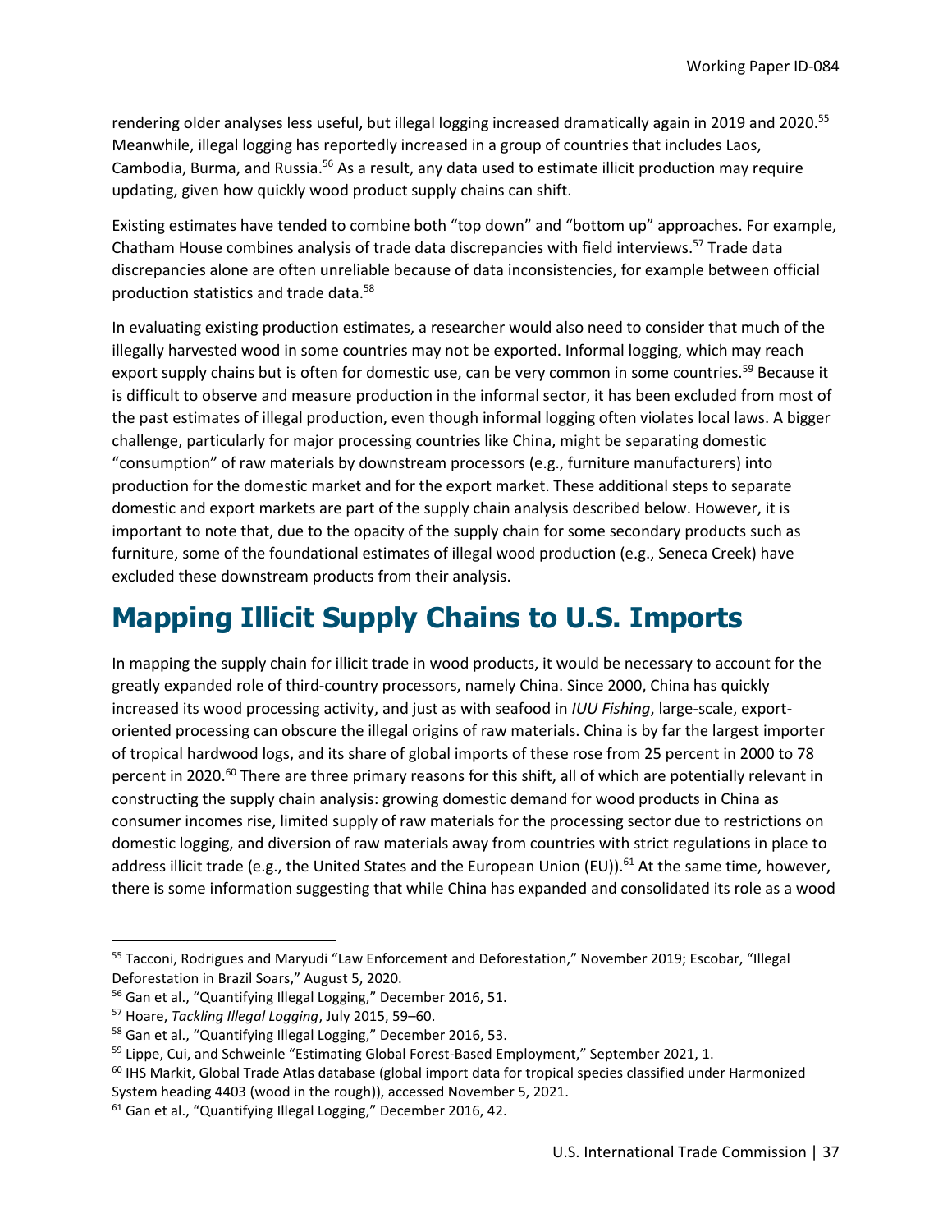rendering older analyses less useful, but illegal logging increased dramatically again in 2019 and 2020.[55] Meanwhile, illegal logging has reportedly increased in a group of countries that includes Laos, Cambodia, Burma, and Russia.[56] As a result, any data used to estimate illicit production may require updating, given how quickly wood product supply chains can shift.

Existing estimates have tended to combine both "top down" and "bottom up" approaches. For example, Chatham House combines analysis of trade data discrepancies with field interviews.[57] Trade data discrepancies alone are often unreliable because of data inconsistencies, for example between official production statistics and trade data.[58]

In evaluating existing production estimates, a researcher would also need to consider that much of the illegally harvested wood in some countries may not be exported. Informal logging, which may reach export supply chains but is often for domestic use, can be very common in some countries.[59] Because it is difficult to observe and measure production in the informal sector, it has been excluded from most of the past estimates of illegal production, even though informal logging often violates local laws. A bigger challenge, particularly for major processing countries like China, might be separating domestic "consumption" of raw materials by downstream processors (e.g., furniture manufacturers) into production for the domestic market and for the export market. These additional steps to separate domestic and export markets are part of the supply chain analysis described below. However, it is important to note that, due to the opacity of the supply chain for some secondary products such as furniture, some of the foundational estimates of illegal wood production (e.g., Seneca Creek) have excluded these downstream products from their analysis.

# Mapping Illicit Supply Chains to U.S. Imports

In mapping the supply chain for illicit trade in wood products, it would be necessary to account for the greatly expanded role of third-country processors, namely China. Since 2000, China has quickly increased its wood processing activity, and just as with seafood in *IUU Fishing*, large-scale, export-oriented processing can obscure the illegal origins of raw materials. China is by far the largest importer of tropical hardwood logs, and its share of global imports of these rose from 25 percent in 2000 to 78 percent in 2020.[60] There are three primary reasons for this shift, all of which are potentially relevant in constructing the supply chain analysis: growing domestic demand for wood products in China as consumer incomes rise, limited supply of raw materials for the processing sector due to restrictions on domestic logging, and diversion of raw materials away from countries with strict regulations in place to address illicit trade (e.g., the United States and the European Union (EU)).[61] At the same time, however, there is some information suggesting that while China has expanded and consolidated its role as a wood

---

[55] Tacconi, Rodrigues and Maryudi "Law Enforcement and Deforestation," November 2019; Escobar, "Illegal Deforestation in Brazil Soars," August 5, 2020.

[56] Gan et al., "Quantifying Illegal Logging," December 2016, 51.

[57] Hoare, *Tackling Illegal Logging*, July 2015, 59–60.

[58] Gan et al., "Quantifying Illegal Logging," December 2016, 53.

[59] Lippe, Cui, and Schweinle "Estimating Global Forest-Based Employment," September 2021, 1.

[60] IHS Markit, Global Trade Atlas database (global import data for tropical species classified under Harmonized System heading 4403 (wood in the rough)), accessed November 5, 2021.

[61] Gan et al., "Quantifying Illegal Logging," December 2016, 42.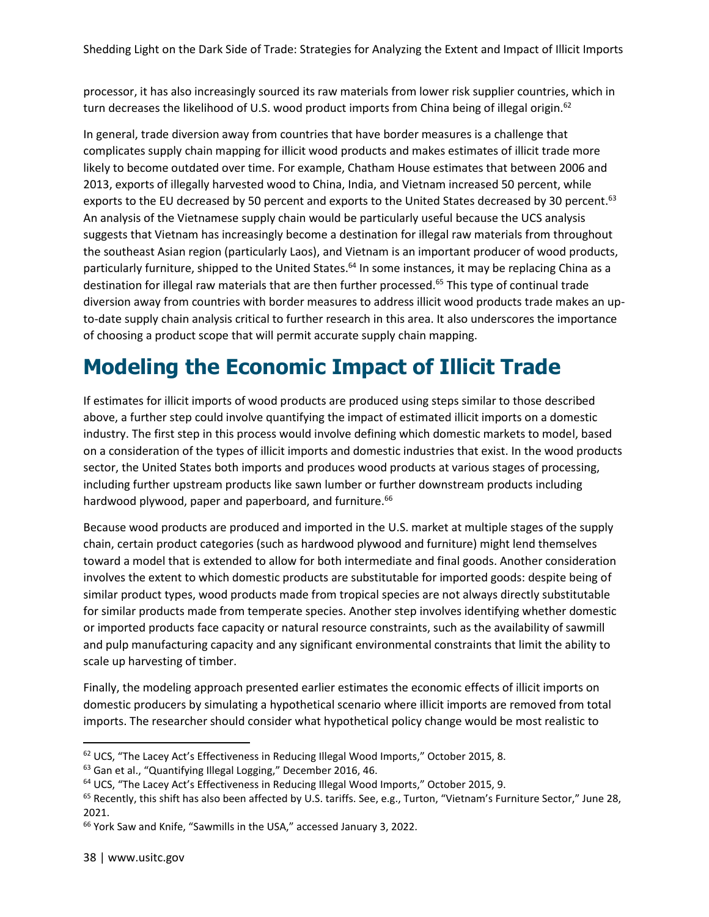processor, it has also increasingly sourced its raw materials from lower risk supplier countries, which in turn decreases the likelihood of U.S. wood product imports from China being of illegal origin.[62]

In general, trade diversion away from countries that have border measures is a challenge that complicates supply chain mapping for illicit wood products and makes estimates of illicit trade more likely to become outdated over time. For example, Chatham House estimates that between 2006 and 2013, exports of illegally harvested wood to China, India, and Vietnam increased 50 percent, while exports to the EU decreased by 50 percent and exports to the United States decreased by 30 percent.[63] An analysis of the Vietnamese supply chain would be particularly useful because the UCS analysis suggests that Vietnam has increasingly become a destination for illegal raw materials from throughout the southeast Asian region (particularly Laos), and Vietnam is an important producer of wood products, particularly furniture, shipped to the United States.[64] In some instances, it may be replacing China as a destination for illegal raw materials that are then further processed.[65] This type of continual trade diversion away from countries with border measures to address illicit wood products trade makes an up-to-date supply chain analysis critical to further research in this area. It also underscores the importance of choosing a product scope that will permit accurate supply chain mapping.

# Modeling the Economic Impact of Illicit Trade

If estimates for illicit imports of wood products are produced using steps similar to those described above, a further step could involve quantifying the impact of estimated illicit imports on a domestic industry. The first step in this process would involve defining which domestic markets to model, based on a consideration of the types of illicit imports and domestic industries that exist. In the wood products sector, the United States both imports and produces wood products at various stages of processing, including further upstream products like sawn lumber or further downstream products including hardwood plywood, paper and paperboard, and furniture.[66]

Because wood products are produced and imported in the U.S. market at multiple stages of the supply chain, certain product categories (such as hardwood plywood and furniture) might lend themselves toward a model that is extended to allow for both intermediate and final goods. Another consideration involves the extent to which domestic products are substitutable for imported goods: despite being of similar product types, wood products made from tropical species are not always directly substitutable for similar products made from temperate species. Another step involves identifying whether domestic or imported products face capacity or natural resource constraints, such as the availability of sawmill and pulp manufacturing capacity and any significant environmental constraints that limit the ability to scale up harvesting of timber.

Finally, the modeling approach presented earlier estimates the economic effects of illicit imports on domestic producers by simulating a hypothetical scenario where illicit imports are removed from total imports. The researcher should consider what hypothetical policy change would be most realistic to

[62] UCS, "The Lacey Act's Effectiveness in Reducing Illegal Wood Imports," October 2015, 8.

[63] Gan et al., "Quantifying Illegal Logging," December 2016, 46.

[64] UCS, "The Lacey Act's Effectiveness in Reducing Illegal Wood Imports," October 2015, 9.

[65] Recently, this shift has also been affected by U.S. tariffs. See, e.g., Turton, "Vietnam's Furniture Sector," June 28, 2021.

[66] York Saw and Knife, "Sawmills in the USA," accessed January 3, 2022.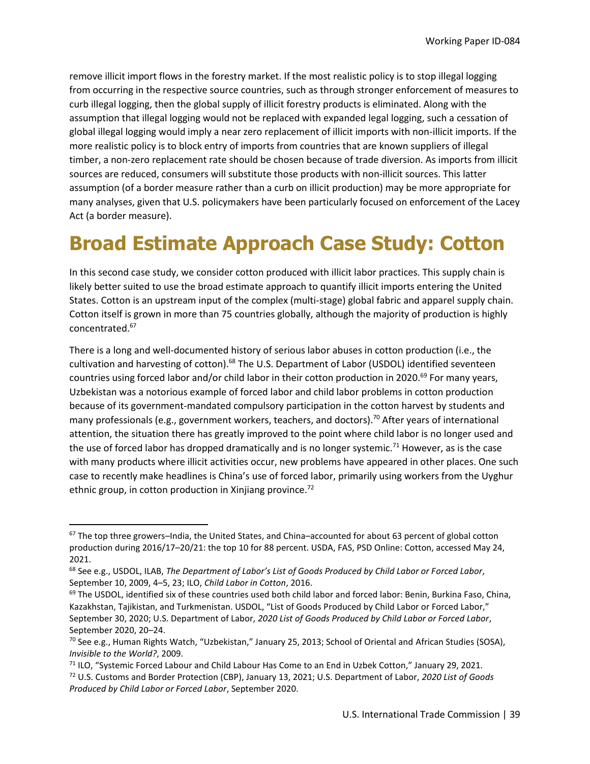remove illicit import flows in the forestry market. If the most realistic policy is to stop illegal logging from occurring in the respective source countries, such as through stronger enforcement of measures to curb illegal logging, then the global supply of illicit forestry products is eliminated. Along with the assumption that illegal logging would not be replaced with expanded legal logging, such a cessation of global illegal logging would imply a near zero replacement of illicit imports with non-illicit imports. If the more realistic policy is to block entry of imports from countries that are known suppliers of illegal timber, a non-zero replacement rate should be chosen because of trade diversion. As imports from illicit sources are reduced, consumers will substitute those products with non-illicit sources. This latter assumption (of a border measure rather than a curb on illicit production) may be more appropriate for many analyses, given that U.S. policymakers have been particularly focused on enforcement of the Lacey Act (a border measure).

# Broad Estimate Approach Case Study: Cotton

In this second case study, we consider cotton produced with illicit labor practices. This supply chain is likely better suited to use the broad estimate approach to quantify illicit imports entering the United States. Cotton is an upstream input of the complex (multi-stage) global fabric and apparel supply chain. Cotton itself is grown in more than 75 countries globally, although the majority of production is highly concentrated.[67]

There is a long and well-documented history of serious labor abuses in cotton production (i.e., the cultivation and harvesting of cotton).[68] The U.S. Department of Labor (USDOL) identified seventeen countries using forced labor and/or child labor in their cotton production in 2020.[69] For many years, Uzbekistan was a notorious example of forced labor and child labor problems in cotton production because of its government-mandated compulsory participation in the cotton harvest by students and many professionals (e.g., government workers, teachers, and doctors).[70] After years of international attention, the situation there has greatly improved to the point where child labor is no longer used and the use of forced labor has dropped dramatically and is no longer systemic.[71] However, as is the case with many products where illicit activities occur, new problems have appeared in other places. One such case to recently make headlines is China's use of forced labor, primarily using workers from the Uyghur ethnic group, in cotton production in Xinjiang province.[72]

---

[67] The top three growers–India, the United States, and China–accounted for about 63 percent of global cotton production during 2016/17–20/21: the top 10 for 88 percent. USDA, FAS, PSD Online: Cotton, accessed May 24, 2021.

[68] See e.g., USDOL, ILAB, *The Department of Labor's List of Goods Produced by Child Labor or Forced Labor*, September 10, 2009, 4–5, 23; ILO, *Child Labor in Cotton*, 2016.

[69] The USDOL, identified six of these countries used both child labor and forced labor: Benin, Burkina Faso, China, Kazakhstan, Tajikistan, and Turkmenistan. USDOL, "List of Goods Produced by Child Labor or Forced Labor," September 30, 2020; U.S. Department of Labor, *2020 List of Goods Produced by Child Labor or Forced Labor*, September 2020, 20–24.

[70] See e.g., Human Rights Watch, "Uzbekistan," January 25, 2013; School of Oriental and African Studies (SOSA), *Invisible to the World?*, 2009.

[71] ILO, "Systemic Forced Labour and Child Labour Has Come to an End in Uzbek Cotton," January 29, 2021.

[72] U.S. Customs and Border Protection (CBP), January 13, 2021; U.S. Department of Labor, *2020 List of Goods Produced by Child Labor or Forced Labor*, September 2020.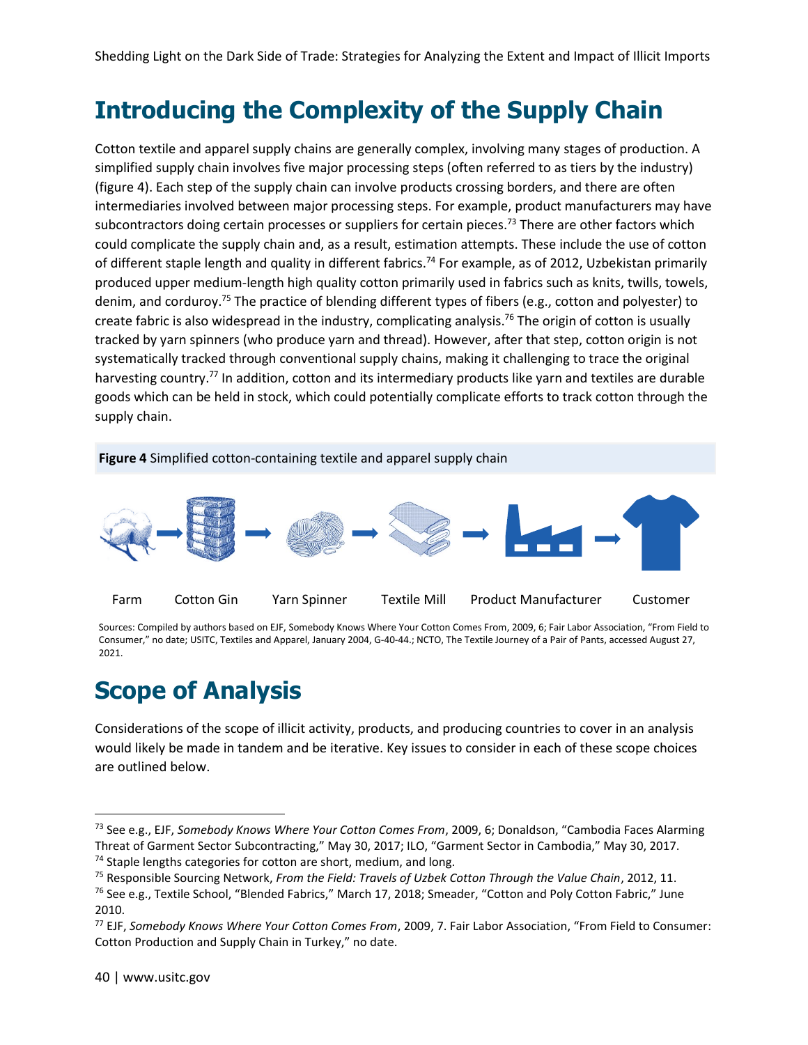## Introducing the Complexity of the Supply Chain

Cotton textile and apparel supply chains are generally complex, involving many stages of production. A simplified supply chain involves five major processing steps (often referred to as tiers by the industry) (figure 4). Each step of the supply chain can involve products crossing borders, and there are often intermediaries involved between major processing steps. For example, product manufacturers may have subcontractors doing certain processes or suppliers for certain pieces.[73] There are other factors which could complicate the supply chain and, as a result, estimation attempts. These include the use of cotton of different staple length and quality in different fabrics.[74] For example, as of 2012, Uzbekistan primarily produced upper medium-length high quality cotton primarily used in fabrics such as knits, twills, towels, denim, and corduroy.[75] The practice of blending different types of fibers (e.g., cotton and polyester) to create fabric is also widespread in the industry, complicating analysis.[76] The origin of cotton is usually tracked by yarn spinners (who produce yarn and thread). However, after that step, cotton origin is not systematically tracked through conventional supply chains, making it challenging to trace the original harvesting country.[77] In addition, cotton and its intermediary products like yarn and textiles are durable goods which can be held in stock, which could potentially complicate efforts to track cotton through the supply chain.

**Figure 4** Simplified cotton-containing textile and apparel supply chain

Farm → Cotton Gin → Yarn Spinner → Textile Mill → Product Manufacturer → Customer

Sources: Compiled by authors based on EJF, Somebody Knows Where Your Cotton Comes From, 2009, 6; Fair Labor Association, "From Field to Consumer," no date; USITC, Textiles and Apparel, January 2004, G-40-44.; NCTO, The Textile Journey of a Pair of Pants, accessed August 27, 2021.

## Scope of Analysis

Considerations of the scope of illicit activity, products, and producing countries to cover in an analysis would likely be made in tandem and be iterative. Key issues to consider in each of these scope choices are outlined below.

---

[73] See e.g., EJF, *Somebody Knows Where Your Cotton Comes From*, 2009, 6; Donaldson, "Cambodia Faces Alarming Threat of Garment Sector Subcontracting," May 30, 2017; ILO, "Garment Sector in Cambodia," May 30, 2017.

[74] Staple lengths categories for cotton are short, medium, and long.

[75] Responsible Sourcing Network, *From the Field: Travels of Uzbek Cotton Through the Value Chain*, 2012, 11.

[76] See e.g., Textile School, "Blended Fabrics," March 17, 2018; Smeader, "Cotton and Poly Cotton Fabric," June 2010.

[77] EJF, *Somebody Knows Where Your Cotton Comes From*, 2009, 7. Fair Labor Association, "From Field to Consumer: Cotton Production and Supply Chain in Turkey," no date.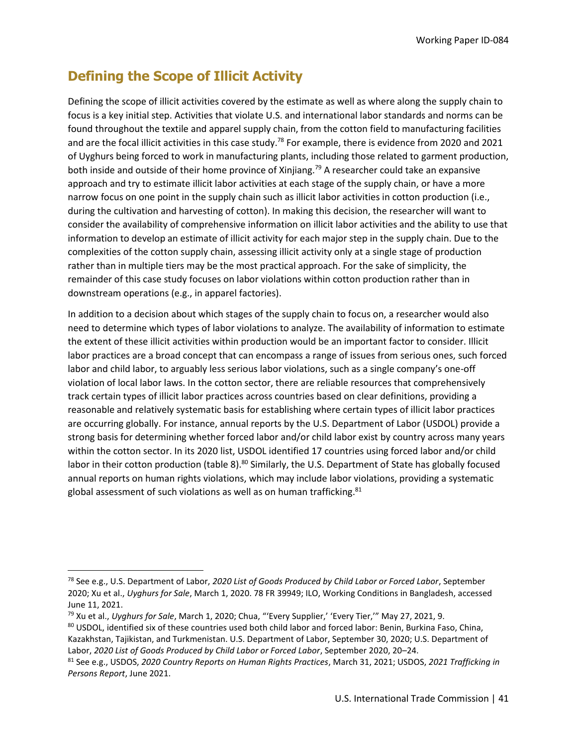## Defining the Scope of Illicit Activity

Defining the scope of illicit activities covered by the estimate as well as where along the supply chain to focus is a key initial step. Activities that violate U.S. and international labor standards and norms can be found throughout the textile and apparel supply chain, from the cotton field to manufacturing facilities and are the focal illicit activities in this case study.[78] For example, there is evidence from 2020 and 2021 of Uyghurs being forced to work in manufacturing plants, including those related to garment production, both inside and outside of their home province of Xinjiang.[79] A researcher could take an expansive approach and try to estimate illicit labor activities at each stage of the supply chain, or have a more narrow focus on one point in the supply chain such as illicit labor activities in cotton production (i.e., during the cultivation and harvesting of cotton). In making this decision, the researcher will want to consider the availability of comprehensive information on illicit labor activities and the ability to use that information to develop an estimate of illicit activity for each major step in the supply chain. Due to the complexities of the cotton supply chain, assessing illicit activity only at a single stage of production rather than in multiple tiers may be the most practical approach. For the sake of simplicity, the remainder of this case study focuses on labor violations within cotton production rather than in downstream operations (e.g., in apparel factories).

In addition to a decision about which stages of the supply chain to focus on, a researcher would also need to determine which types of labor violations to analyze. The availability of information to estimate the extent of these illicit activities within production would be an important factor to consider. Illicit labor practices are a broad concept that can encompass a range of issues from serious ones, such forced labor and child labor, to arguably less serious labor violations, such as a single company's one-off violation of local labor laws. In the cotton sector, there are reliable resources that comprehensively track certain types of illicit labor practices across countries based on clear definitions, providing a reasonable and relatively systematic basis for establishing where certain types of illicit labor practices are occurring globally. For instance, annual reports by the U.S. Department of Labor (USDOL) provide a strong basis for determining whether forced labor and/or child labor exist by country across many years within the cotton sector. In its 2020 list, USDOL identified 17 countries using forced labor and/or child labor in their cotton production (table 8).[80] Similarly, the U.S. Department of State has globally focused annual reports on human rights violations, which may include labor violations, providing a systematic global assessment of such violations as well as on human trafficking.[81]

---

[78] See e.g., U.S. Department of Labor, *2020 List of Goods Produced by Child Labor or Forced Labor*, September 2020; Xu et al., *Uyghurs for Sale*, March 1, 2020. 78 FR 39949; ILO, Working Conditions in Bangladesh, accessed June 11, 2021.

[79] Xu et al., *Uyghurs for Sale*, March 1, 2020; Chua, "'Every Supplier,' 'Every Tier,'" May 27, 2021, 9.

[80] USDOL, identified six of these countries used both child labor and forced labor: Benin, Burkina Faso, China, Kazakhstan, Tajikistan, and Turkmenistan. U.S. Department of Labor, September 30, 2020; U.S. Department of Labor, *2020 List of Goods Produced by Child Labor or Forced Labor*, September 2020, 20–24.

[81] See e.g., USDOS, *2020 Country Reports on Human Rights Practices*, March 31, 2021; USDOS, *2021 Trafficking in Persons Report*, June 2021.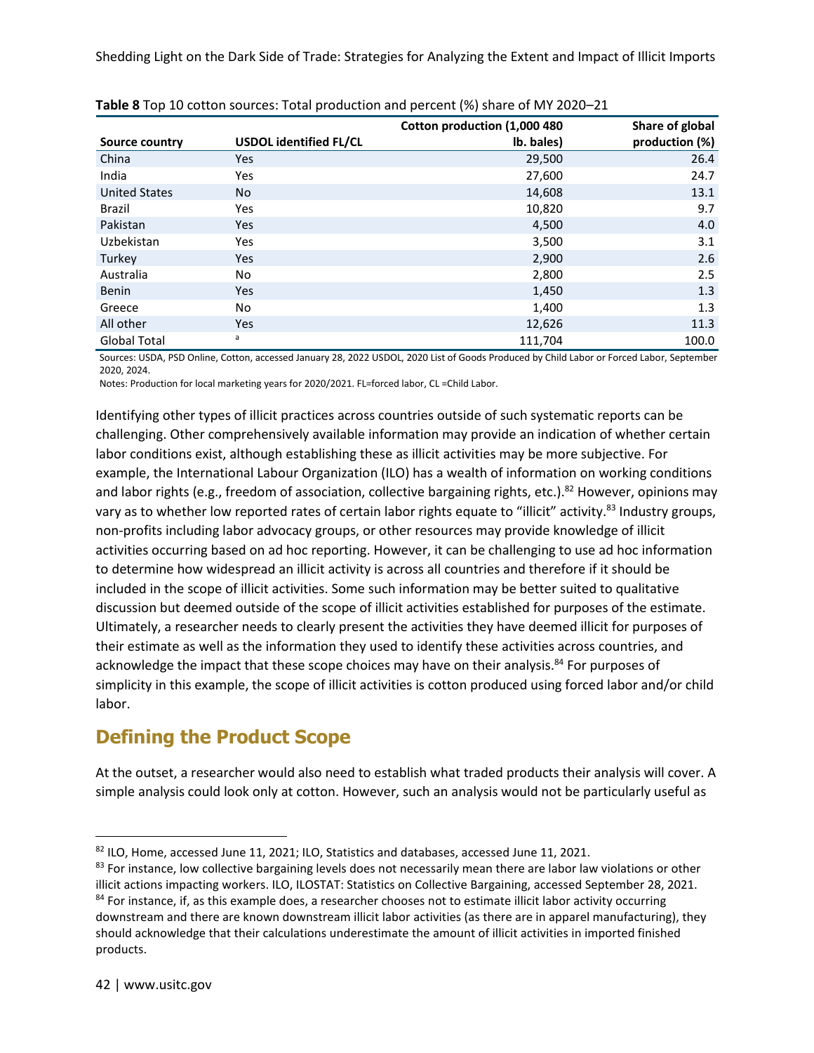**Table 8** Top 10 cotton sources: Total production and percent (%) share of MY 2020–21

| Source country | USDOL identified FL/CL | Cotton production (1,000 480 lb. bales) | Share of global production (%) |
|---|---|---|---|
| China | Yes | 29,500 | 26.4 |
| India | Yes | 27,600 | 24.7 |
| United States | No | 14,608 | 13.1 |
| Brazil | Yes | 10,820 | 9.7 |
| Pakistan | Yes | 4,500 | 4.0 |
| Uzbekistan | Yes | 3,500 | 3.1 |
| Turkey | Yes | 2,900 | 2.6 |
| Australia | No | 2,800 | 2.5 |
| Benin | Yes | 1,450 | 1.3 |
| Greece | No | 1,400 | 1.3 |
| All other | Yes | 12,626 | 11.3 |
| Global Total | [a] | 111,704 | 100.0 |

Sources: USDA, PSD Online, Cotton, accessed January 28, 2022 USDOL, 2020 List of Goods Produced by Child Labor or Forced Labor, September 2020, 2024.

Notes: Production for local marketing years for 2020/2021. FL=forced labor, CL =Child Labor.

Identifying other types of illicit practices across countries outside of such systematic reports can be challenging. Other comprehensively available information may provide an indication of whether certain labor conditions exist, although establishing these as illicit activities may be more subjective. For example, the International Labour Organization (ILO) has a wealth of information on working conditions and labor rights (e.g., freedom of association, collective bargaining rights, etc.).[82] However, opinions may vary as to whether low reported rates of certain labor rights equate to "illicit" activity.[83] Industry groups, non-profits including labor advocacy groups, or other resources may provide knowledge of illicit activities occurring based on ad hoc reporting. However, it can be challenging to use ad hoc information to determine how widespread an illicit activity is across all countries and therefore if it should be included in the scope of illicit activities. Some such information may be better suited to qualitative discussion but deemed outside of the scope of illicit activities established for purposes of the estimate. Ultimately, a researcher needs to clearly present the activities they have deemed illicit for purposes of their estimate as well as the information they used to identify these activities across countries, and acknowledge the impact that these scope choices may have on their analysis.[84] For purposes of simplicity in this example, the scope of illicit activities is cotton produced using forced labor and/or child labor.

## Defining the Product Scope

At the outset, a researcher would also need to establish what traded products their analysis will cover. A simple analysis could look only at cotton. However, such an analysis would not be particularly useful as

[82] ILO, Home, accessed June 11, 2021; ILO, Statistics and databases, accessed June 11, 2021.

[83] For instance, low collective bargaining levels does not necessarily mean there are labor law violations or other illicit actions impacting workers. ILO, ILOSTAT: Statistics on Collective Bargaining, accessed September 28, 2021.

[84] For instance, if, as this example does, a researcher chooses not to estimate illicit labor activity occurring downstream and there are known downstream illicit labor activities (as there are in apparel manufacturing), they should acknowledge that their calculations underestimate the amount of illicit activities in imported finished products.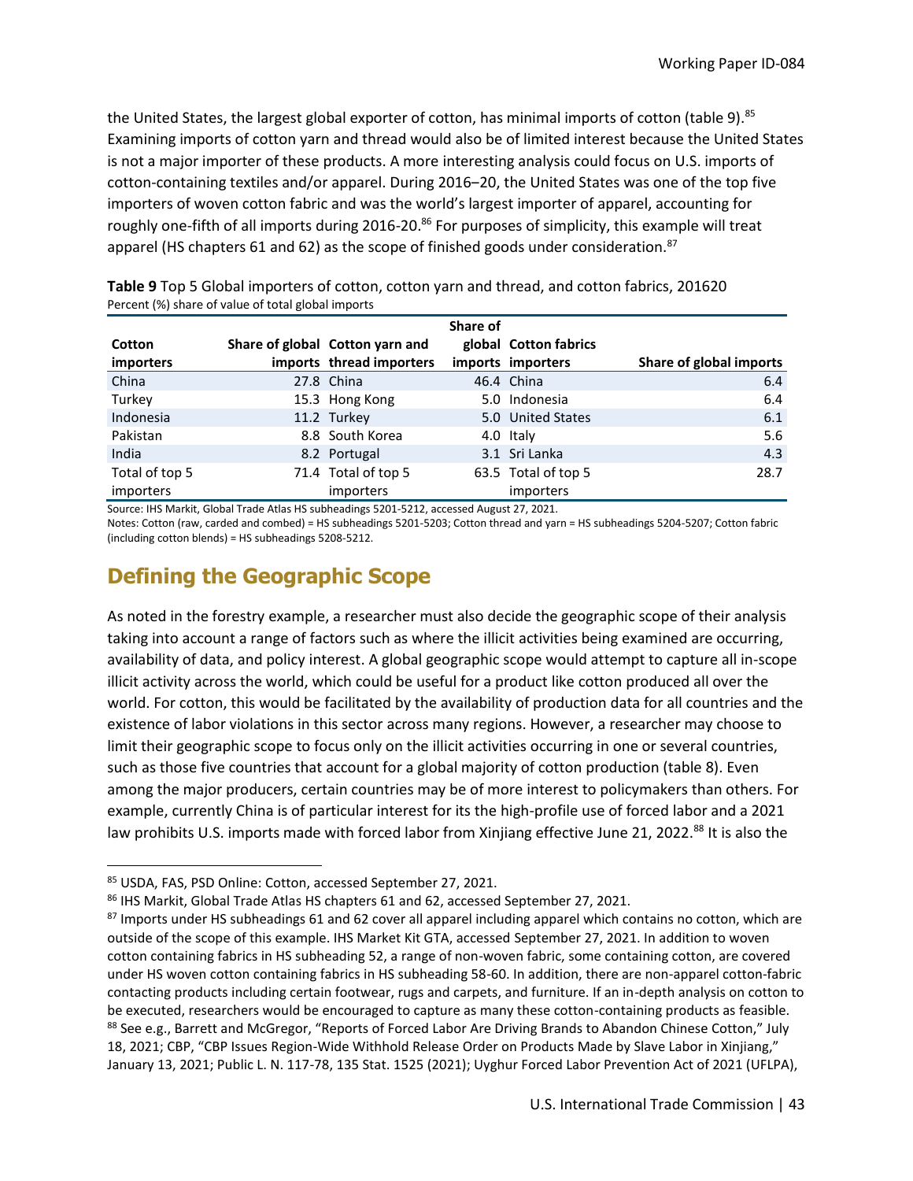the United States, the largest global exporter of cotton, has minimal imports of cotton (table 9).[85] Examining imports of cotton yarn and thread would also be of limited interest because the United States is not a major importer of these products. A more interesting analysis could focus on U.S. imports of cotton-containing textiles and/or apparel. During 2016–20, the United States was one of the top five importers of woven cotton fabric and was the world's largest importer of apparel, accounting for roughly one-fifth of all imports during 2016-20.[86] For purposes of simplicity, this example will treat apparel (HS chapters 61 and 62) as the scope of finished goods under consideration.[87]

**Table 9** Top 5 Global importers of cotton, cotton yarn and thread, and cotton fabrics, 201620
Percent (%) share of value of total global imports

| Cotton importers | Share of global imports | Cotton yarn and thread importers | Share of global imports | Cotton fabrics importers | Share of global imports |
|---|---|---|---|---|---|
| China | 27.8 | China | 46.4 | China | 6.4 |
| Turkey | 15.3 | Hong Kong | 5.0 | Indonesia | 6.4 |
| Indonesia | 11.2 | Turkey | 5.0 | United States | 6.1 |
| Pakistan | 8.8 | South Korea | 4.0 | Italy | 5.6 |
| India | 8.2 | Portugal | 3.1 | Sri Lanka | 4.3 |
| Total of top 5 importers | 71.4 | Total of top 5 importers | 63.5 | Total of top 5 importers | 28.7 |

Source: IHS Markit, Global Trade Atlas HS subheadings 5201-5212, accessed August 27, 2021.
Notes: Cotton (raw, carded and combed) = HS subheadings 5201-5203; Cotton thread and yarn = HS subheadings 5204-5207; Cotton fabric (including cotton blends) = HS subheadings 5208-5212.

## Defining the Geographic Scope

As noted in the forestry example, a researcher must also decide the geographic scope of their analysis taking into account a range of factors such as where the illicit activities being examined are occurring, availability of data, and policy interest. A global geographic scope would attempt to capture all in-scope illicit activity across the world, which could be useful for a product like cotton produced all over the world. For cotton, this would be facilitated by the availability of production data for all countries and the existence of labor violations in this sector across many regions. However, a researcher may choose to limit their geographic scope to focus only on the illicit activities occurring in one or several countries, such as those five countries that account for a global majority of cotton production (table 8). Even among the major producers, certain countries may be of more interest to policymakers than others. For example, currently China is of particular interest for its the high-profile use of forced labor and a 2021 law prohibits U.S. imports made with forced labor from Xinjiang effective June 21, 2022.[88] It is also the

[85] USDA, FAS, PSD Online: Cotton, accessed September 27, 2021.

[86] IHS Markit, Global Trade Atlas HS chapters 61 and 62, accessed September 27, 2021.

[87] Imports under HS subheadings 61 and 62 cover all apparel including apparel which contains no cotton, which are outside of the scope of this example. IHS Market Kit GTA, accessed September 27, 2021. In addition to woven cotton containing fabrics in HS subheading 52, a range of non-woven fabric, some containing cotton, are covered under HS woven cotton containing fabrics in HS subheading 58-60. In addition, there are non-apparel cotton-fabric contacting products including certain footwear, rugs and carpets, and furniture. If an in-depth analysis on cotton to be executed, researchers would be encouraged to capture as many these cotton-containing products as feasible.

[88] See e.g., Barrett and McGregor, "Reports of Forced Labor Are Driving Brands to Abandon Chinese Cotton," July 18, 2021; CBP, "CBP Issues Region-Wide Withhold Release Order on Products Made by Slave Labor in Xinjiang," January 13, 2021; Public L. N. 117-78, 135 Stat. 1525 (2021); Uyghur Forced Labor Prevention Act of 2021 (UFLPA),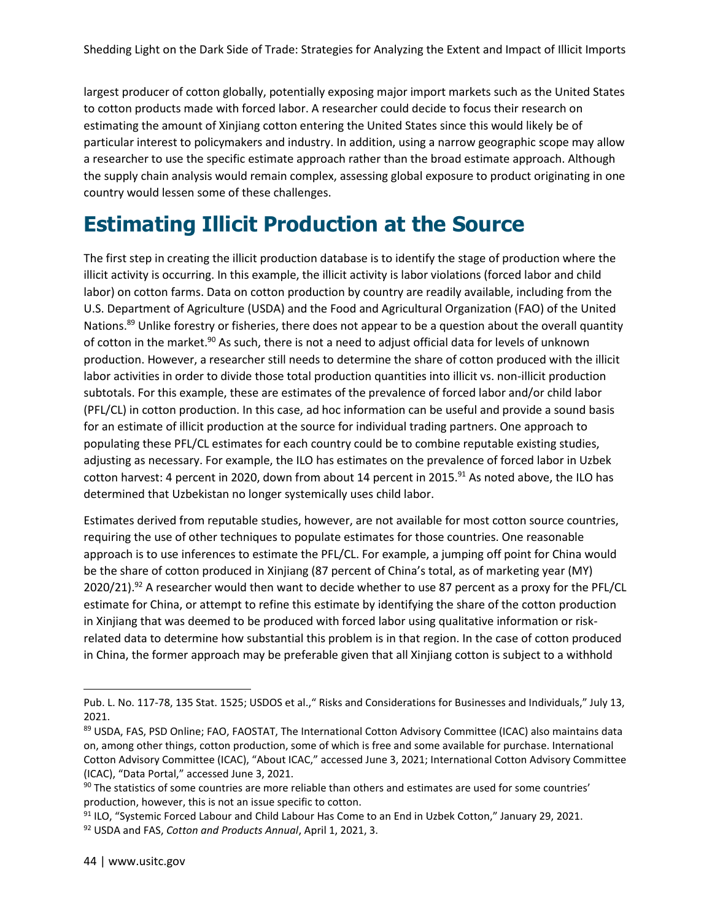largest producer of cotton globally, potentially exposing major import markets such as the United States to cotton products made with forced labor. A researcher could decide to focus their research on estimating the amount of Xinjiang cotton entering the United States since this would likely be of particular interest to policymakers and industry. In addition, using a narrow geographic scope may allow a researcher to use the specific estimate approach rather than the broad estimate approach. Although the supply chain analysis would remain complex, assessing global exposure to product originating in one country would lessen some of these challenges.

# Estimating Illicit Production at the Source

The first step in creating the illicit production database is to identify the stage of production where the illicit activity is occurring. In this example, the illicit activity is labor violations (forced labor and child labor) on cotton farms. Data on cotton production by country are readily available, including from the U.S. Department of Agriculture (USDA) and the Food and Agricultural Organization (FAO) of the United Nations.[89] Unlike forestry or fisheries, there does not appear to be a question about the overall quantity of cotton in the market.[90] As such, there is not a need to adjust official data for levels of unknown production. However, a researcher still needs to determine the share of cotton produced with the illicit labor activities in order to divide those total production quantities into illicit vs. non-illicit production subtotals. For this example, these are estimates of the prevalence of forced labor and/or child labor (PFL/CL) in cotton production. In this case, ad hoc information can be useful and provide a sound basis for an estimate of illicit production at the source for individual trading partners. One approach to populating these PFL/CL estimates for each country could be to combine reputable existing studies, adjusting as necessary. For example, the ILO has estimates on the prevalence of forced labor in Uzbek cotton harvest: 4 percent in 2020, down from about 14 percent in 2015.[91] As noted above, the ILO has determined that Uzbekistan no longer systemically uses child labor.

Estimates derived from reputable studies, however, are not available for most cotton source countries, requiring the use of other techniques to populate estimates for those countries. One reasonable approach is to use inferences to estimate the PFL/CL. For example, a jumping off point for China would be the share of cotton produced in Xinjiang (87 percent of China's total, as of marketing year (MY) 2020/21).[92] A researcher would then want to decide whether to use 87 percent as a proxy for the PFL/CL estimate for China, or attempt to refine this estimate by identifying the share of the cotton production in Xinjiang that was deemed to be produced with forced labor using qualitative information or risk-related data to determine how substantial this problem is in that region. In the case of cotton produced in China, the former approach may be preferable given that all Xinjiang cotton is subject to a withhold

---

Pub. L. No. 117-78, 135 Stat. 1525; USDOS et al.," Risks and Considerations for Businesses and Individuals," July 13, 2021.

[89] USDA, FAS, PSD Online; FAO, FAOSTAT, The International Cotton Advisory Committee (ICAC) also maintains data on, among other things, cotton production, some of which is free and some available for purchase. International Cotton Advisory Committee (ICAC), "About ICAC," accessed June 3, 2021; International Cotton Advisory Committee (ICAC), "Data Portal," accessed June 3, 2021.

[90] The statistics of some countries are more reliable than others and estimates are used for some countries' production, however, this is not an issue specific to cotton.

[91] ILO, "Systemic Forced Labour and Child Labour Has Come to an End in Uzbek Cotton," January 29, 2021.

[92] USDA and FAS, *Cotton and Products Annual*, April 1, 2021, 3.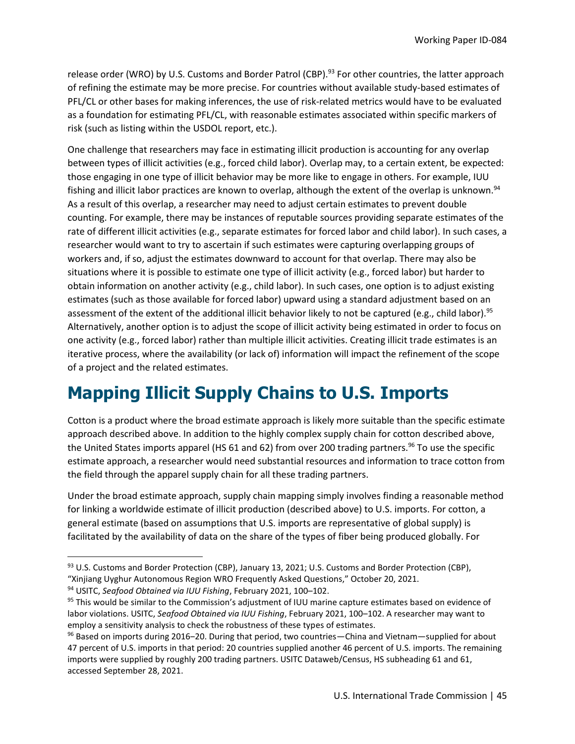release order (WRO) by U.S. Customs and Border Patrol (CBP).[93] For other countries, the latter approach of refining the estimate may be more precise. For countries without available study-based estimates of PFL/CL or other bases for making inferences, the use of risk-related metrics would have to be evaluated as a foundation for estimating PFL/CL, with reasonable estimates associated within specific markers of risk (such as listing within the USDOL report, etc.).

One challenge that researchers may face in estimating illicit production is accounting for any overlap between types of illicit activities (e.g., forced child labor). Overlap may, to a certain extent, be expected: those engaging in one type of illicit behavior may be more like to engage in others. For example, IUU fishing and illicit labor practices are known to overlap, although the extent of the overlap is unknown.[94] As a result of this overlap, a researcher may need to adjust certain estimates to prevent double counting. For example, there may be instances of reputable sources providing separate estimates of the rate of different illicit activities (e.g., separate estimates for forced labor and child labor). In such cases, a researcher would want to try to ascertain if such estimates were capturing overlapping groups of workers and, if so, adjust the estimates downward to account for that overlap. There may also be situations where it is possible to estimate one type of illicit activity (e.g., forced labor) but harder to obtain information on another activity (e.g., child labor). In such cases, one option is to adjust existing estimates (such as those available for forced labor) upward using a standard adjustment based on an assessment of the extent of the additional illicit behavior likely to not be captured (e.g., child labor).[95] Alternatively, another option is to adjust the scope of illicit activity being estimated in order to focus on one activity (e.g., forced labor) rather than multiple illicit activities. Creating illicit trade estimates is an iterative process, where the availability (or lack of) information will impact the refinement of the scope of a project and the related estimates.

# Mapping Illicit Supply Chains to U.S. Imports

Cotton is a product where the broad estimate approach is likely more suitable than the specific estimate approach described above. In addition to the highly complex supply chain for cotton described above, the United States imports apparel (HS 61 and 62) from over 200 trading partners.[96] To use the specific estimate approach, a researcher would need substantial resources and information to trace cotton from the field through the apparel supply chain for all these trading partners.

Under the broad estimate approach, supply chain mapping simply involves finding a reasonable method for linking a worldwide estimate of illicit production (described above) to U.S. imports. For cotton, a general estimate (based on assumptions that U.S. imports are representative of global supply) is facilitated by the availability of data on the share of the types of fiber being produced globally. For

---

[93] U.S. Customs and Border Protection (CBP), January 13, 2021; U.S. Customs and Border Protection (CBP), "Xinjiang Uyghur Autonomous Region WRO Frequently Asked Questions," October 20, 2021.

[94] USITC, *Seafood Obtained via IUU Fishing*, February 2021, 100–102.

[95] This would be similar to the Commission's adjustment of IUU marine capture estimates based on evidence of labor violations. USITC, *Seafood Obtained via IUU Fishing*, February 2021, 100–102. A researcher may want to employ a sensitivity analysis to check the robustness of these types of estimates.

[96] Based on imports during 2016–20. During that period, two countries—China and Vietnam—supplied for about 47 percent of U.S. imports in that period: 20 countries supplied another 46 percent of U.S. imports. The remaining imports were supplied by roughly 200 trading partners. USITC Dataweb/Census, HS subheading 61 and 61, accessed September 28, 2021.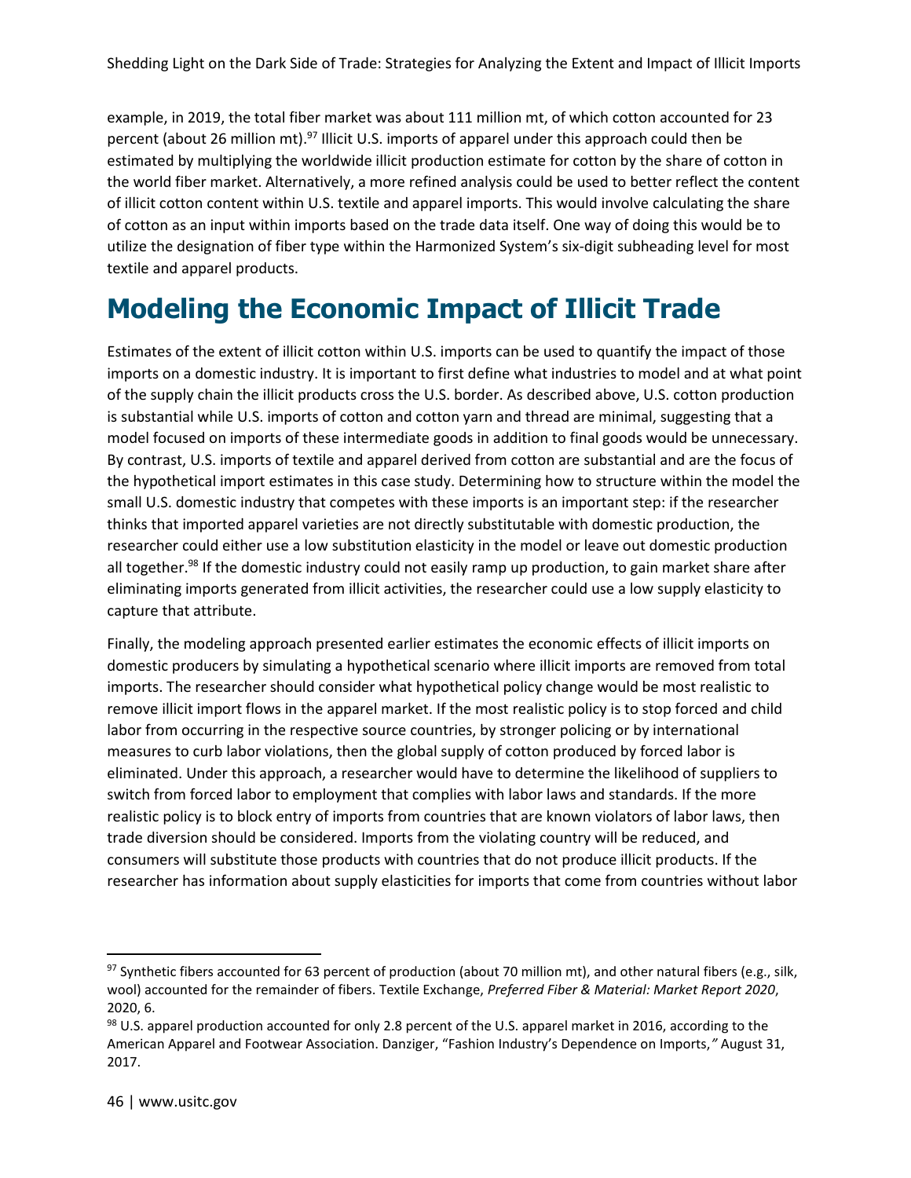example, in 2019, the total fiber market was about 111 million mt, of which cotton accounted for 23 percent (about 26 million mt).[97] Illicit U.S. imports of apparel under this approach could then be estimated by multiplying the worldwide illicit production estimate for cotton by the share of cotton in the world fiber market. Alternatively, a more refined analysis could be used to better reflect the content of illicit cotton content within U.S. textile and apparel imports. This would involve calculating the share of cotton as an input within imports based on the trade data itself. One way of doing this would be to utilize the designation of fiber type within the Harmonized System's six-digit subheading level for most textile and apparel products.

# Modeling the Economic Impact of Illicit Trade

Estimates of the extent of illicit cotton within U.S. imports can be used to quantify the impact of those imports on a domestic industry. It is important to first define what industries to model and at what point of the supply chain the illicit products cross the U.S. border. As described above, U.S. cotton production is substantial while U.S. imports of cotton and cotton yarn and thread are minimal, suggesting that a model focused on imports of these intermediate goods in addition to final goods would be unnecessary. By contrast, U.S. imports of textile and apparel derived from cotton are substantial and are the focus of the hypothetical import estimates in this case study. Determining how to structure within the model the small U.S. domestic industry that competes with these imports is an important step: if the researcher thinks that imported apparel varieties are not directly substitutable with domestic production, the researcher could either use a low substitution elasticity in the model or leave out domestic production all together.[98] If the domestic industry could not easily ramp up production, to gain market share after eliminating imports generated from illicit activities, the researcher could use a low supply elasticity to capture that attribute.

Finally, the modeling approach presented earlier estimates the economic effects of illicit imports on domestic producers by simulating a hypothetical scenario where illicit imports are removed from total imports. The researcher should consider what hypothetical policy change would be most realistic to remove illicit import flows in the apparel market. If the most realistic policy is to stop forced and child labor from occurring in the respective source countries, by stronger policing or by international measures to curb labor violations, then the global supply of cotton produced by forced labor is eliminated. Under this approach, a researcher would have to determine the likelihood of suppliers to switch from forced labor to employment that complies with labor laws and standards. If the more realistic policy is to block entry of imports from countries that are known violators of labor laws, then trade diversion should be considered. Imports from the violating country will be reduced, and consumers will substitute those products with countries that do not produce illicit products. If the researcher has information about supply elasticities for imports that come from countries without labor

---

[97] Synthetic fibers accounted for 63 percent of production (about 70 million mt), and other natural fibers (e.g., silk, wool) accounted for the remainder of fibers. Textile Exchange, *Preferred Fiber & Material: Market Report 2020*, 2020, 6.

[98] U.S. apparel production accounted for only 2.8 percent of the U.S. apparel market in 2016, according to the American Apparel and Footwear Association. Danziger, "Fashion Industry's Dependence on Imports," August 31, 2017.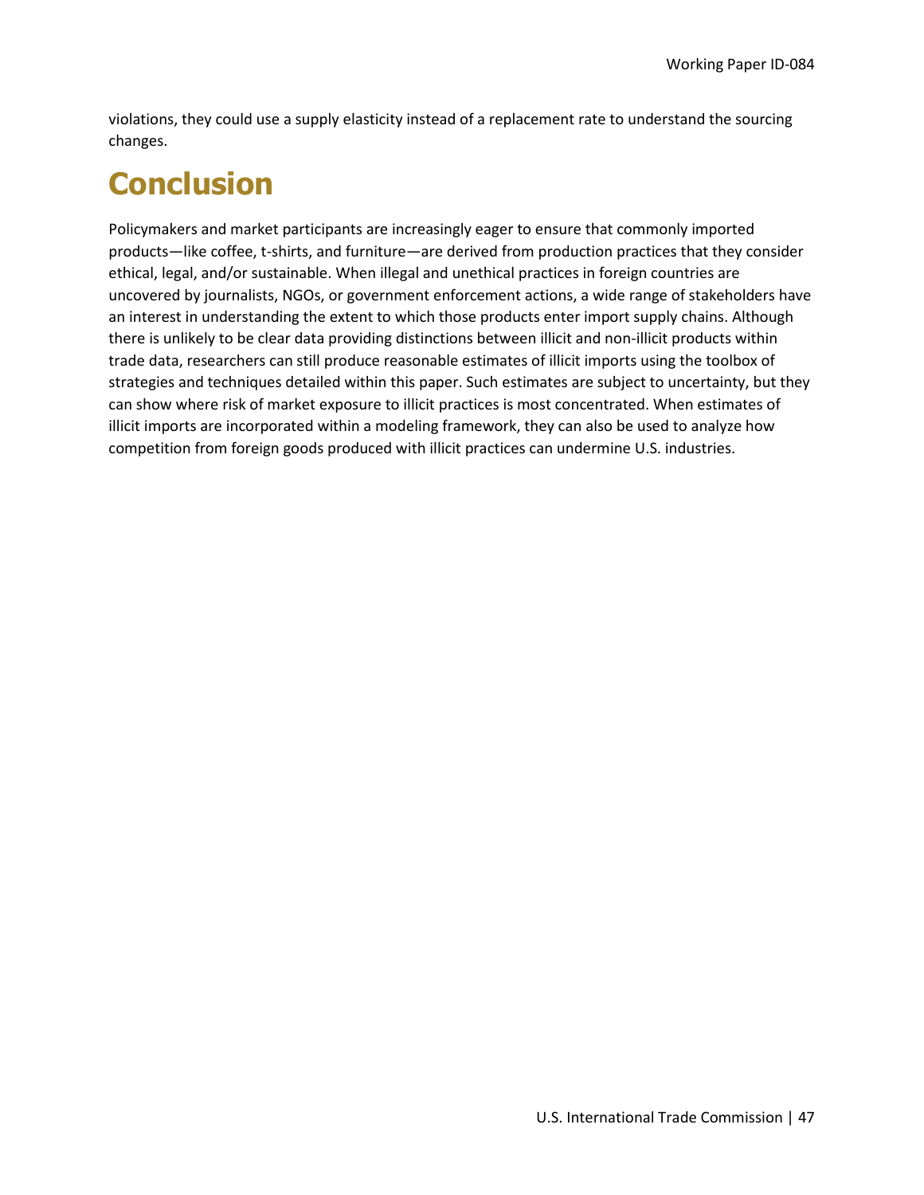violations, they could use a supply elasticity instead of a replacement rate to understand the sourcing changes.

# Conclusion

Policymakers and market participants are increasingly eager to ensure that commonly imported products—like coffee, t-shirts, and furniture—are derived from production practices that they consider ethical, legal, and/or sustainable. When illegal and unethical practices in foreign countries are uncovered by journalists, NGOs, or government enforcement actions, a wide range of stakeholders have an interest in understanding the extent to which those products enter import supply chains. Although there is unlikely to be clear data providing distinctions between illicit and non-illicit products within trade data, researchers can still produce reasonable estimates of illicit imports using the toolbox of strategies and techniques detailed within this paper. Such estimates are subject to uncertainty, but they can show where risk of market exposure to illicit practices is most concentrated. When estimates of illicit imports are incorporated within a modeling framework, they can also be used to analyze how competition from foreign goods produced with illicit practices can undermine U.S. industries.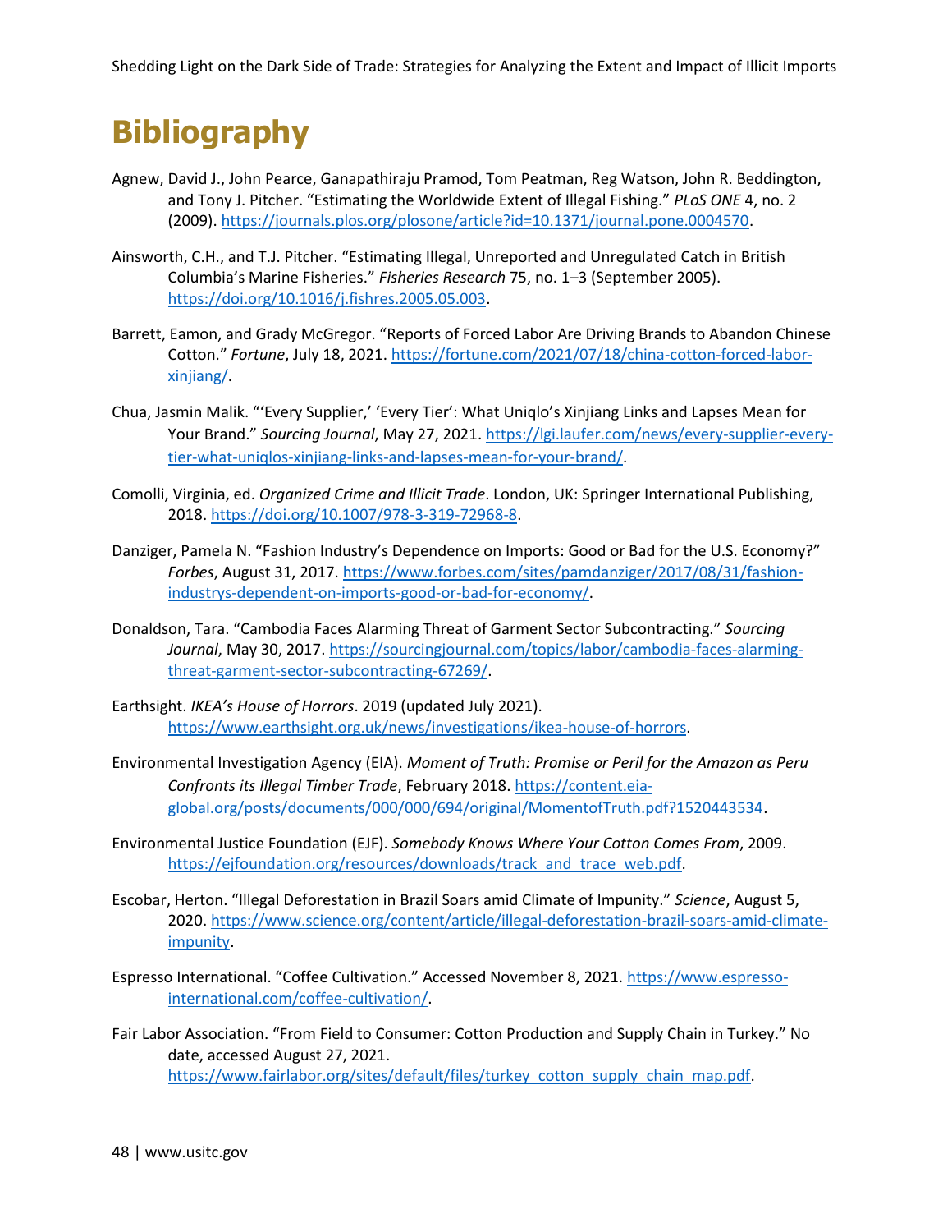# Bibliography

Agnew, David J., John Pearce, Ganapathiraju Pramod, Tom Peatman, Reg Watson, John R. Beddington, and Tony J. Pitcher. "Estimating the Worldwide Extent of Illegal Fishing." *PLoS ONE* 4, no. 2 (2009). https://journals.plos.org/plosone/article?id=10.1371/journal.pone.0004570.

Ainsworth, C.H., and T.J. Pitcher. "Estimating Illegal, Unreported and Unregulated Catch in British Columbia's Marine Fisheries." *Fisheries Research* 75, no. 1–3 (September 2005). https://doi.org/10.1016/j.fishres.2005.05.003.

Barrett, Eamon, and Grady McGregor. "Reports of Forced Labor Are Driving Brands to Abandon Chinese Cotton." *Fortune*, July 18, 2021. https://fortune.com/2021/07/18/china-cotton-forced-labor-xinjiang/.

Chua, Jasmin Malik. "'Every Supplier,' 'Every Tier': What Uniqlo's Xinjiang Links and Lapses Mean for Your Brand." *Sourcing Journal*, May 27, 2021. https://lgi.laufer.com/news/every-supplier-every-tier-what-uniqlos-xinjiang-links-and-lapses-mean-for-your-brand/.

Comolli, Virginia, ed. *Organized Crime and Illicit Trade*. London, UK: Springer International Publishing, 2018. https://doi.org/10.1007/978-3-319-72968-8.

Danziger, Pamela N. "Fashion Industry's Dependence on Imports: Good or Bad for the U.S. Economy?" *Forbes*, August 31, 2017. https://www.forbes.com/sites/pamdanziger/2017/08/31/fashion-industrys-dependent-on-imports-good-or-bad-for-economy/.

Donaldson, Tara. "Cambodia Faces Alarming Threat of Garment Sector Subcontracting." *Sourcing Journal*, May 30, 2017. https://sourcingjournal.com/topics/labor/cambodia-faces-alarming-threat-garment-sector-subcontracting-67269/.

Earthsight. *IKEA's House of Horrors*. 2019 (updated July 2021). https://www.earthsight.org.uk/news/investigations/ikea-house-of-horrors.

Environmental Investigation Agency (EIA). *Moment of Truth: Promise or Peril for the Amazon as Peru Confronts its Illegal Timber Trade*, February 2018. https://content.eia-global.org/posts/documents/000/000/694/original/MomentofTruth.pdf?1520443534.

Environmental Justice Foundation (EJF). *Somebody Knows Where Your Cotton Comes From*, 2009. https://ejfoundation.org/resources/downloads/track_and_trace_web.pdf.

Escobar, Herton. "Illegal Deforestation in Brazil Soars amid Climate of Impunity." *Science*, August 5, 2020. https://www.science.org/content/article/illegal-deforestation-brazil-soars-amid-climate-impunity.

Espresso International. "Coffee Cultivation." Accessed November 8, 2021. https://www.espresso-international.com/coffee-cultivation/.

Fair Labor Association. "From Field to Consumer: Cotton Production and Supply Chain in Turkey." No date, accessed August 27, 2021. https://www.fairlabor.org/sites/default/files/turkey_cotton_supply_chain_map.pdf.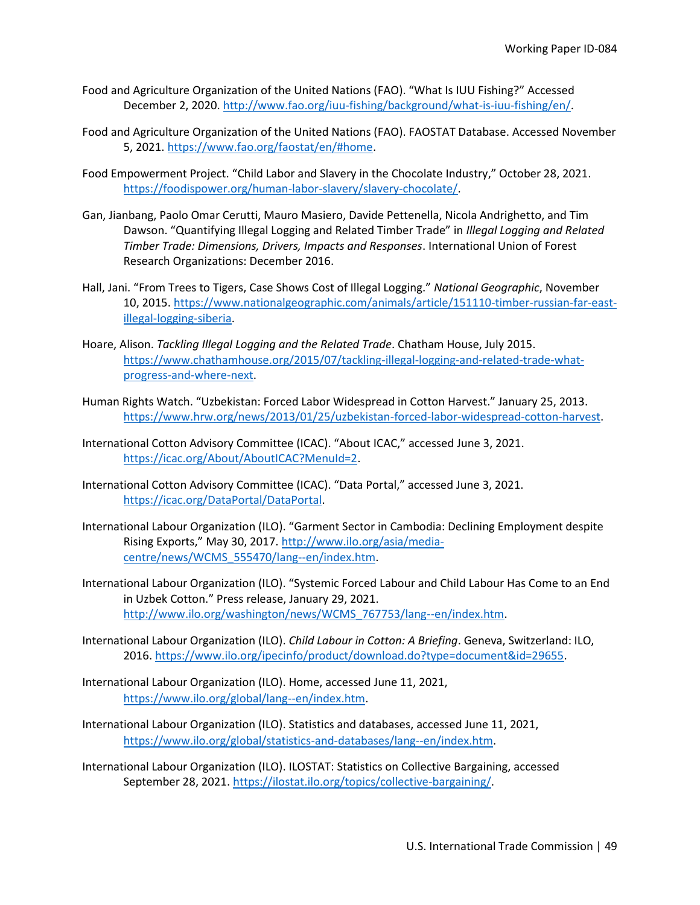Food and Agriculture Organization of the United Nations (FAO). "What Is IUU Fishing?" Accessed December 2, 2020. http://www.fao.org/iuu-fishing/background/what-is-iuu-fishing/en/.

Food and Agriculture Organization of the United Nations (FAO). FAOSTAT Database. Accessed November 5, 2021. https://www.fao.org/faostat/en/#home.

Food Empowerment Project. "Child Labor and Slavery in the Chocolate Industry," October 28, 2021. https://foodispower.org/human-labor-slavery/slavery-chocolate/.

Gan, Jianbang, Paolo Omar Cerutti, Mauro Masiero, Davide Pettenella, Nicola Andrighetto, and Tim Dawson. "Quantifying Illegal Logging and Related Timber Trade" in *Illegal Logging and Related Timber Trade: Dimensions, Drivers, Impacts and Responses*. International Union of Forest Research Organizations: December 2016.

Hall, Jani. "From Trees to Tigers, Case Shows Cost of Illegal Logging." *National Geographic*, November 10, 2015. https://www.nationalgeographic.com/animals/article/151110-timber-russian-far-east-illegal-logging-siberia.

Hoare, Alison. *Tackling Illegal Logging and the Related Trade*. Chatham House, July 2015. https://www.chathamhouse.org/2015/07/tackling-illegal-logging-and-related-trade-what-progress-and-where-next.

Human Rights Watch. "Uzbekistan: Forced Labor Widespread in Cotton Harvest." January 25, 2013. https://www.hrw.org/news/2013/01/25/uzbekistan-forced-labor-widespread-cotton-harvest.

International Cotton Advisory Committee (ICAC). "About ICAC," accessed June 3, 2021. https://icac.org/About/AboutICAC?MenuId=2.

International Cotton Advisory Committee (ICAC). "Data Portal," accessed June 3, 2021. https://icac.org/DataPortal/DataPortal.

International Labour Organization (ILO). "Garment Sector in Cambodia: Declining Employment despite Rising Exports," May 30, 2017. http://www.ilo.org/asia/media-centre/news/WCMS_555470/lang--en/index.htm.

International Labour Organization (ILO). "Systemic Forced Labour and Child Labour Has Come to an End in Uzbek Cotton." Press release, January 29, 2021. http://www.ilo.org/washington/news/WCMS_767753/lang--en/index.htm.

International Labour Organization (ILO). *Child Labour in Cotton: A Briefing*. Geneva, Switzerland: ILO, 2016. https://www.ilo.org/ipecinfo/product/download.do?type=document&id=29655.

International Labour Organization (ILO). Home, accessed June 11, 2021, https://www.ilo.org/global/lang--en/index.htm.

International Labour Organization (ILO). Statistics and databases, accessed June 11, 2021, https://www.ilo.org/global/statistics-and-databases/lang--en/index.htm.

International Labour Organization (ILO). ILOSTAT: Statistics on Collective Bargaining, accessed September 28, 2021. https://ilostat.ilo.org/topics/collective-bargaining/.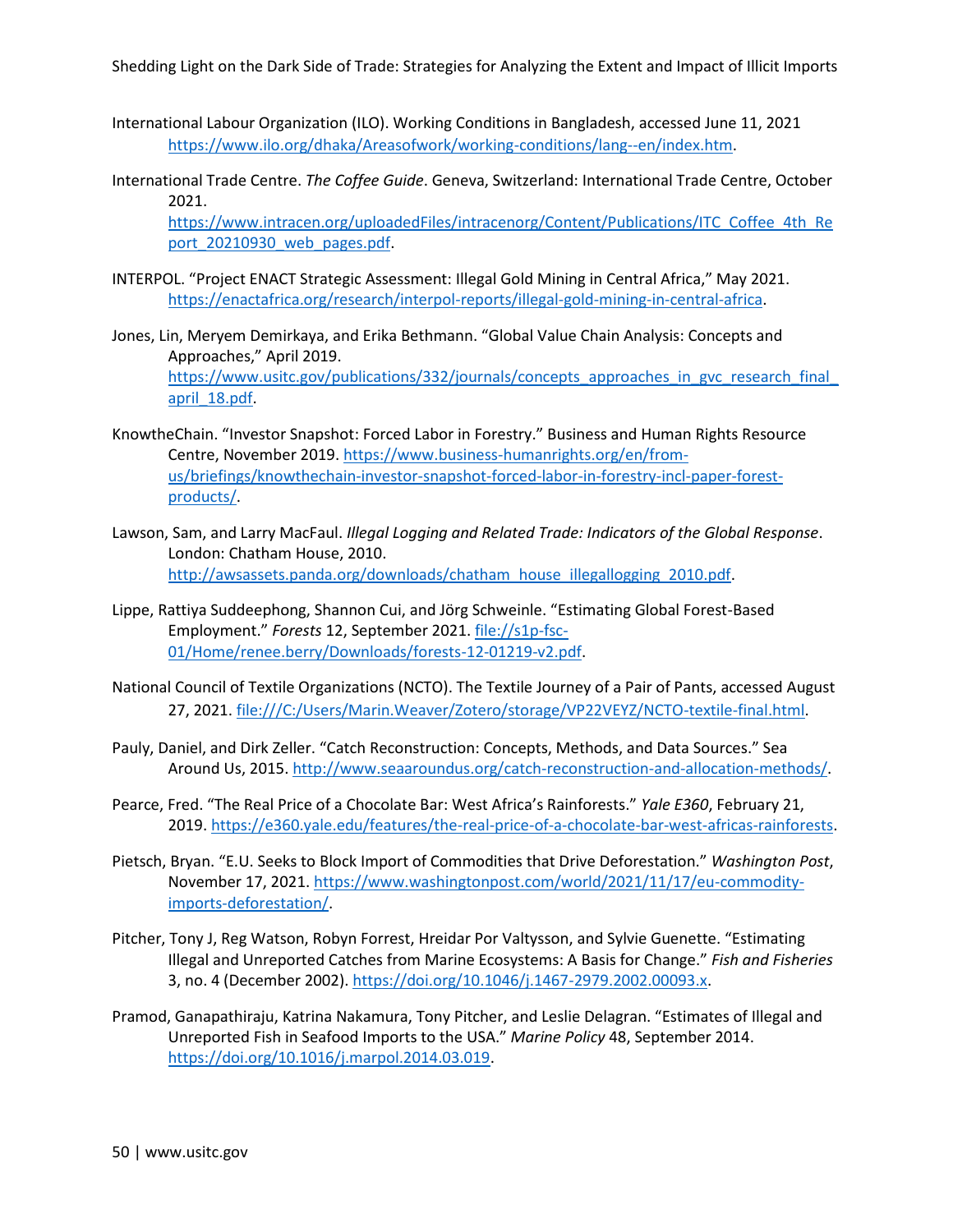International Labour Organization (ILO). Working Conditions in Bangladesh, accessed June 11, 2021 https://www.ilo.org/dhaka/Areasofwork/working-conditions/lang--en/index.htm.

International Trade Centre. *The Coffee Guide*. Geneva, Switzerland: International Trade Centre, October 2021. https://www.intracen.org/uploadedFiles/intracenorg/Content/Publications/ITC_Coffee_4th_Report_20210930_web_pages.pdf.

INTERPOL. "Project ENACT Strategic Assessment: Illegal Gold Mining in Central Africa," May 2021. https://enactafrica.org/research/interpol-reports/illegal-gold-mining-in-central-africa.

Jones, Lin, Meryem Demirkaya, and Erika Bethmann. "Global Value Chain Analysis: Concepts and Approaches," April 2019. https://www.usitc.gov/publications/332/journals/concepts_approaches_in_gvc_research_final_april_18.pdf.

KnowtheChain. "Investor Snapshot: Forced Labor in Forestry." Business and Human Rights Resource Centre, November 2019. https://www.business-humanrights.org/en/from-us/briefings/knowthechain-investor-snapshot-forced-labor-in-forestry-incl-paper-forest-products/.

Lawson, Sam, and Larry MacFaul. *Illegal Logging and Related Trade: Indicators of the Global Response*. London: Chatham House, 2010. http://awsassets.panda.org/downloads/chatham_house_illegallogging_2010.pdf.

Lippe, Rattiya Suddeephong, Shannon Cui, and Jörg Schweinle. "Estimating Global Forest-Based Employment." *Forests* 12, September 2021. file://s1p-fsc-01/Home/renee.berry/Downloads/forests-12-01219-v2.pdf.

National Council of Textile Organizations (NCTO). The Textile Journey of a Pair of Pants, accessed August 27, 2021. file:///C:/Users/Marin.Weaver/Zotero/storage/VP22VEYZ/NCTO-textile-final.html.

Pauly, Daniel, and Dirk Zeller. "Catch Reconstruction: Concepts, Methods, and Data Sources." Sea Around Us, 2015. http://www.seaaroundus.org/catch-reconstruction-and-allocation-methods/.

Pearce, Fred. "The Real Price of a Chocolate Bar: West Africa's Rainforests." *Yale E360*, February 21, 2019. https://e360.yale.edu/features/the-real-price-of-a-chocolate-bar-west-africas-rainforests.

Pietsch, Bryan. "E.U. Seeks to Block Import of Commodities that Drive Deforestation." *Washington Post*, November 17, 2021. https://www.washingtonpost.com/world/2021/11/17/eu-commodity-imports-deforestation/.

Pitcher, Tony J, Reg Watson, Robyn Forrest, Hreidar Por Valtysson, and Sylvie Guenette. "Estimating Illegal and Unreported Catches from Marine Ecosystems: A Basis for Change." *Fish and Fisheries* 3, no. 4 (December 2002). https://doi.org/10.1046/j.1467-2979.2002.00093.x.

Pramod, Ganapathiraju, Katrina Nakamura, Tony Pitcher, and Leslie Delagran. "Estimates of Illegal and Unreported Fish in Seafood Imports to the USA." *Marine Policy* 48, September 2014. https://doi.org/10.1016/j.marpol.2014.03.019.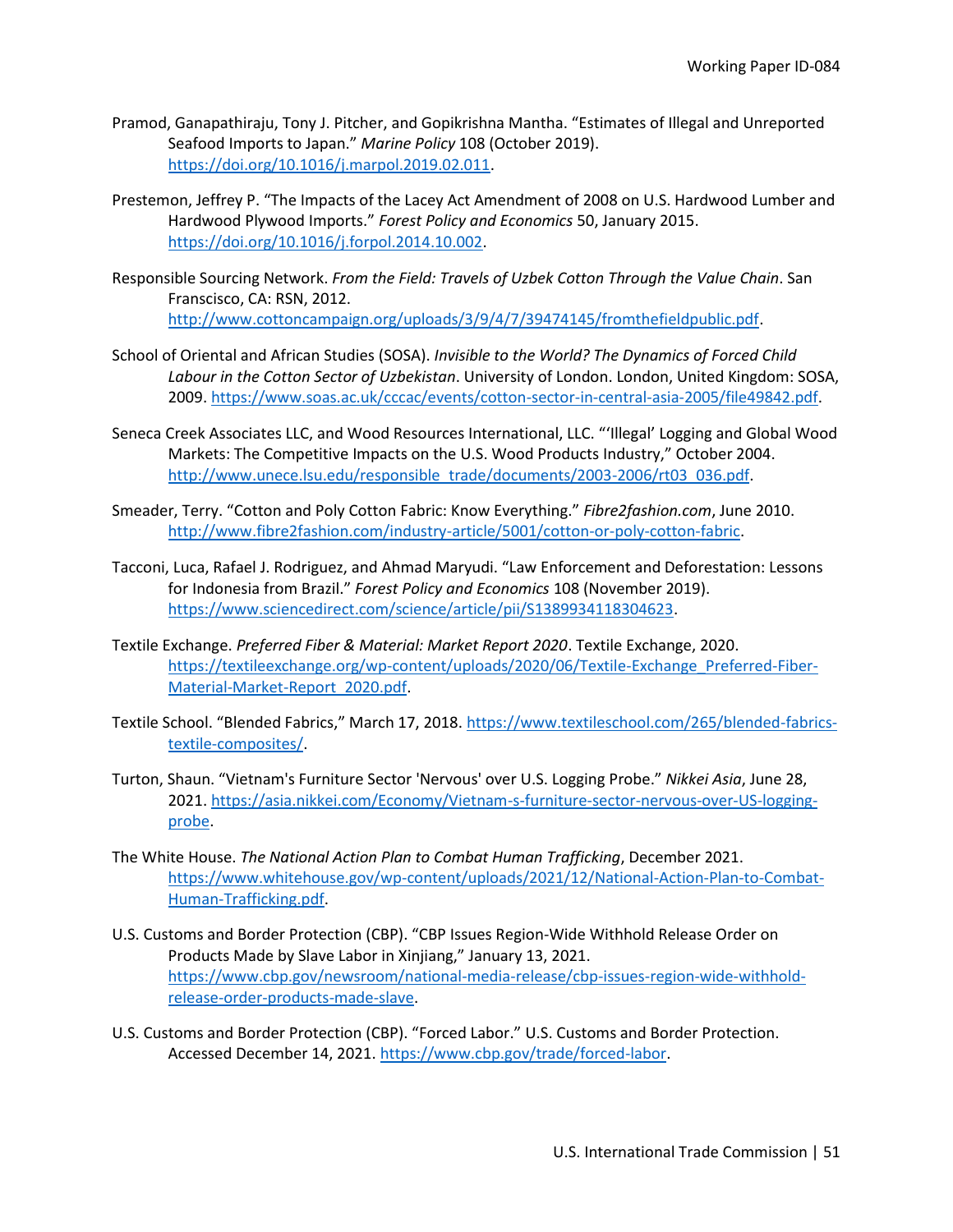Pramod, Ganapathiraju, Tony J. Pitcher, and Gopikrishna Mantha. “Estimates of Illegal and Unreported Seafood Imports to Japan.” *Marine Policy* 108 (October 2019). https://doi.org/10.1016/j.marpol.2019.02.011.

Prestemon, Jeffrey P. “The Impacts of the Lacey Act Amendment of 2008 on U.S. Hardwood Lumber and Hardwood Plywood Imports.” *Forest Policy and Economics* 50, January 2015. https://doi.org/10.1016/j.forpol.2014.10.002.

Responsible Sourcing Network. *From the Field: Travels of Uzbek Cotton Through the Value Chain*. San Franscisco, CA: RSN, 2012. http://www.cottoncampaign.org/uploads/3/9/4/7/39474145/fromthefieldpublic.pdf.

School of Oriental and African Studies (SOSA). *Invisible to the World? The Dynamics of Forced Child Labour in the Cotton Sector of Uzbekistan*. University of London. London, United Kingdom: SOSA, 2009. https://www.soas.ac.uk/cccac/events/cotton-sector-in-central-asia-2005/file49842.pdf.

Seneca Creek Associates LLC, and Wood Resources International, LLC. “‘Illegal’ Logging and Global Wood Markets: The Competitive Impacts on the U.S. Wood Products Industry,” October 2004. http://www.unece.lsu.edu/responsible_trade/documents/2003-2006/rt03_036.pdf.

Smeader, Terry. “Cotton and Poly Cotton Fabric: Know Everything.” *Fibre2fashion.com*, June 2010. http://www.fibre2fashion.com/industry-article/5001/cotton-or-poly-cotton-fabric.

Tacconi, Luca, Rafael J. Rodriguez, and Ahmad Maryudi. “Law Enforcement and Deforestation: Lessons for Indonesia from Brazil.” *Forest Policy and Economics* 108 (November 2019). https://www.sciencedirect.com/science/article/pii/S1389934118304623.

Textile Exchange. *Preferred Fiber & Material: Market Report 2020*. Textile Exchange, 2020. https://textileexchange.org/wp-content/uploads/2020/06/Textile-Exchange_Preferred-Fiber-Material-Market-Report_2020.pdf.

Textile School. “Blended Fabrics,” March 17, 2018. https://www.textileschool.com/265/blended-fabrics-textile-composites/.

Turton, Shaun. “Vietnam's Furniture Sector 'Nervous' over U.S. Logging Probe.” *Nikkei Asia*, June 28, 2021. https://asia.nikkei.com/Economy/Vietnam-s-furniture-sector-nervous-over-US-logging-probe.

The White House. *The National Action Plan to Combat Human Trafficking*, December 2021. https://www.whitehouse.gov/wp-content/uploads/2021/12/National-Action-Plan-to-Combat-Human-Trafficking.pdf.

U.S. Customs and Border Protection (CBP). “CBP Issues Region-Wide Withhold Release Order on Products Made by Slave Labor in Xinjiang,” January 13, 2021. https://www.cbp.gov/newsroom/national-media-release/cbp-issues-region-wide-withhold-release-order-products-made-slave.

U.S. Customs and Border Protection (CBP). “Forced Labor.” U.S. Customs and Border Protection. Accessed December 14, 2021. https://www.cbp.gov/trade/forced-labor.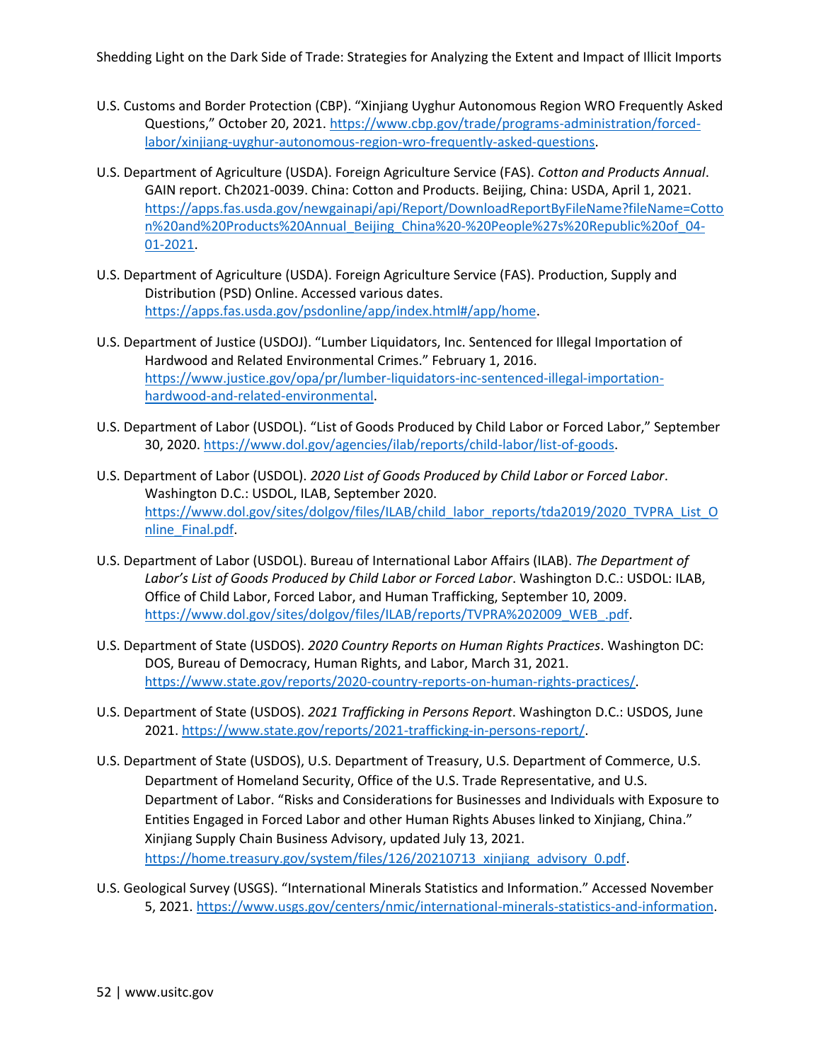U.S. Customs and Border Protection (CBP). "Xinjiang Uyghur Autonomous Region WRO Frequently Asked Questions," October 20, 2021. https://www.cbp.gov/trade/programs-administration/forced-labor/xinjiang-uyghur-autonomous-region-wro-frequently-asked-questions.

U.S. Department of Agriculture (USDA). Foreign Agriculture Service (FAS). *Cotton and Products Annual*. GAIN report. Ch2021-0039. China: Cotton and Products. Beijing, China: USDA, April 1, 2021. https://apps.fas.usda.gov/newgainapi/api/Report/DownloadReportByFileName?fileName=Cotton%20and%20Products%20Annual_Beijing_China%20-%20People%27s%20Republic%20of_04-01-2021.

U.S. Department of Agriculture (USDA). Foreign Agriculture Service (FAS). Production, Supply and Distribution (PSD) Online. Accessed various dates. https://apps.fas.usda.gov/psdonline/app/index.html#/app/home.

U.S. Department of Justice (USDOJ). "Lumber Liquidators, Inc. Sentenced for Illegal Importation of Hardwood and Related Environmental Crimes." February 1, 2016. https://www.justice.gov/opa/pr/lumber-liquidators-inc-sentenced-illegal-importation-hardwood-and-related-environmental.

U.S. Department of Labor (USDOL). "List of Goods Produced by Child Labor or Forced Labor," September 30, 2020. https://www.dol.gov/agencies/ilab/reports/child-labor/list-of-goods.

U.S. Department of Labor (USDOL). *2020 List of Goods Produced by Child Labor or Forced Labor*. Washington D.C.: USDOL, ILAB, September 2020. https://www.dol.gov/sites/dolgov/files/ILAB/child_labor_reports/tda2019/2020_TVPRA_List_Online_Final.pdf.

U.S. Department of Labor (USDOL). Bureau of International Labor Affairs (ILAB). *The Department of Labor's List of Goods Produced by Child Labor or Forced Labor*. Washington D.C.: USDOL: ILAB, Office of Child Labor, Forced Labor, and Human Trafficking, September 10, 2009. https://www.dol.gov/sites/dolgov/files/ILAB/reports/TVPRA%202009_WEB_.pdf.

U.S. Department of State (USDOS). *2020 Country Reports on Human Rights Practices*. Washington DC: DOS, Bureau of Democracy, Human Rights, and Labor, March 31, 2021. https://www.state.gov/reports/2020-country-reports-on-human-rights-practices/.

U.S. Department of State (USDOS). *2021 Trafficking in Persons Report*. Washington D.C.: USDOS, June 2021. https://www.state.gov/reports/2021-trafficking-in-persons-report/.

U.S. Department of State (USDOS), U.S. Department of Treasury, U.S. Department of Commerce, U.S. Department of Homeland Security, Office of the U.S. Trade Representative, and U.S. Department of Labor. "Risks and Considerations for Businesses and Individuals with Exposure to Entities Engaged in Forced Labor and other Human Rights Abuses linked to Xinjiang, China." Xinjiang Supply Chain Business Advisory, updated July 13, 2021. https://home.treasury.gov/system/files/126/20210713_xinjiang_advisory_0.pdf.

U.S. Geological Survey (USGS). "International Minerals Statistics and Information." Accessed November 5, 2021. https://www.usgs.gov/centers/nmic/international-minerals-statistics-and-information.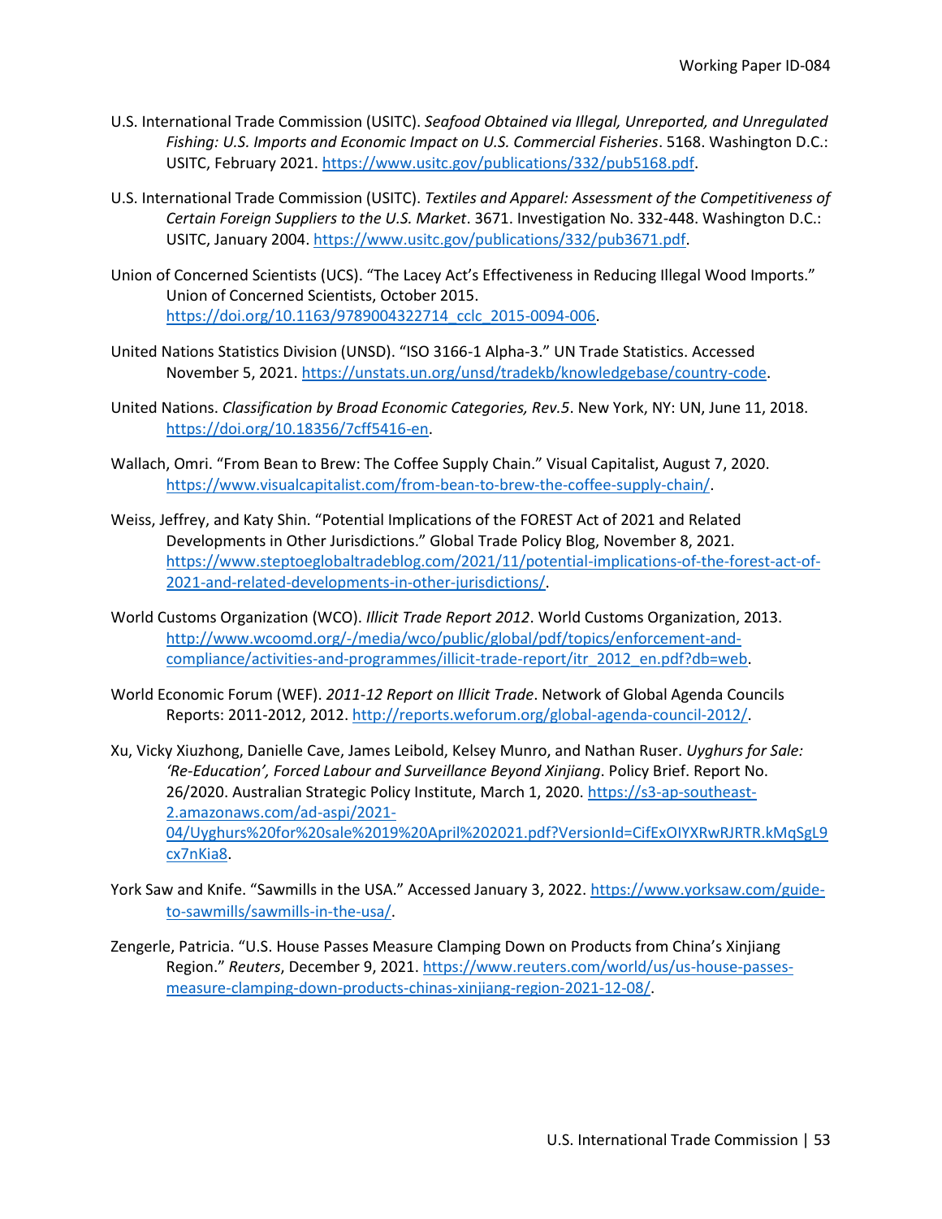U.S. International Trade Commission (USITC). *Seafood Obtained via Illegal, Unreported, and Unregulated Fishing: U.S. Imports and Economic Impact on U.S. Commercial Fisheries*. 5168. Washington D.C.: USITC, February 2021. https://www.usitc.gov/publications/332/pub5168.pdf.

U.S. International Trade Commission (USITC). *Textiles and Apparel: Assessment of the Competitiveness of Certain Foreign Suppliers to the U.S. Market*. 3671. Investigation No. 332-448. Washington D.C.: USITC, January 2004. https://www.usitc.gov/publications/332/pub3671.pdf.

Union of Concerned Scientists (UCS). "The Lacey Act's Effectiveness in Reducing Illegal Wood Imports." Union of Concerned Scientists, October 2015. https://doi.org/10.1163/9789004322714_cclc_2015-0094-006.

United Nations Statistics Division (UNSD). "ISO 3166-1 Alpha-3." UN Trade Statistics. Accessed November 5, 2021. https://unstats.un.org/unsd/tradekb/knowledgebase/country-code.

United Nations. *Classification by Broad Economic Categories, Rev.5*. New York, NY: UN, June 11, 2018. https://doi.org/10.18356/7cff5416-en.

Wallach, Omri. "From Bean to Brew: The Coffee Supply Chain." Visual Capitalist, August 7, 2020. https://www.visualcapitalist.com/from-bean-to-brew-the-coffee-supply-chain/.

Weiss, Jeffrey, and Katy Shin. "Potential Implications of the FOREST Act of 2021 and Related Developments in Other Jurisdictions." Global Trade Policy Blog, November 8, 2021. https://www.steptoeglobaltradeblog.com/2021/11/potential-implications-of-the-forest-act-of-2021-and-related-developments-in-other-jurisdictions/.

World Customs Organization (WCO). *Illicit Trade Report 2012*. World Customs Organization, 2013. http://www.wcoomd.org/-/media/wco/public/global/pdf/topics/enforcement-and-compliance/activities-and-programmes/illicit-trade-report/itr_2012_en.pdf?db=web.

World Economic Forum (WEF). *2011-12 Report on Illicit Trade*. Network of Global Agenda Councils Reports: 2011-2012, 2012. http://reports.weforum.org/global-agenda-council-2012/.

Xu, Vicky Xiuzhong, Danielle Cave, James Leibold, Kelsey Munro, and Nathan Ruser. *Uyghurs for Sale: 'Re-Education', Forced Labour and Surveillance Beyond Xinjiang*. Policy Brief. Report No. 26/2020. Australian Strategic Policy Institute, March 1, 2020. https://s3-ap-southeast-2.amazonaws.com/ad-aspi/2021-04/Uyghurs%20for%20sale%2019%20April%202021.pdf?VersionId=CifExOIYXRwRJRTR.kMqSgL9cx7nKia8.

York Saw and Knife. "Sawmills in the USA." Accessed January 3, 2022. https://www.yorksaw.com/guide-to-sawmills/sawmills-in-the-usa/.

Zengerle, Patricia. "U.S. House Passes Measure Clamping Down on Products from China's Xinjiang Region." *Reuters*, December 9, 2021. https://www.reuters.com/world/us/us-house-passes-measure-clamping-down-products-chinas-xinjiang-region-2021-12-08/.